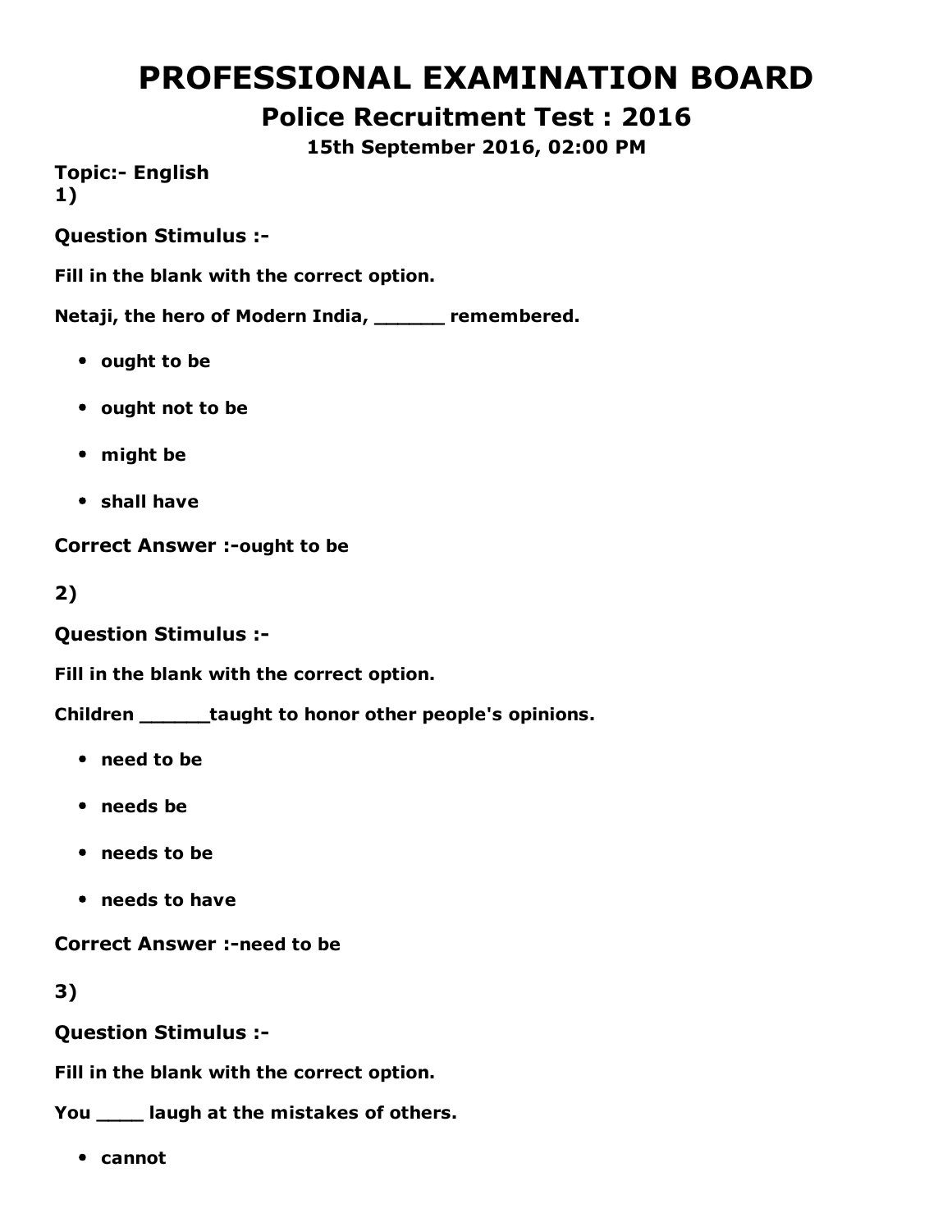# PROFESSIONAL EXAMINATION BOARD

## Police Recruitment Test : 2016

**15th September 2016, 02:00 PM**

**Topic:- English**

**1)**

**Question Stimulus :-**

**Fill in the blank with the correct option.**

**Netaji, the hero of Modern India, ______ remembered.**

- **ought to be**
- **ought not to be**
- **might be**
- **shall have**

**Correct Answer :-ought to be**

**2)**

**Question Stimulus :-**

**Fill in the blank with the correct option.**

**Children ______taught to honor other people's opinions.**

- **need to be**
- **needs be**
- **needs to be**
- **needs to have**

**Correct Answer :-need to be**

**3)**

**Question Stimulus :-**

**Fill in the blank with the correct option.**

**You ____ laugh at the mistakes of others.**

- **cannot**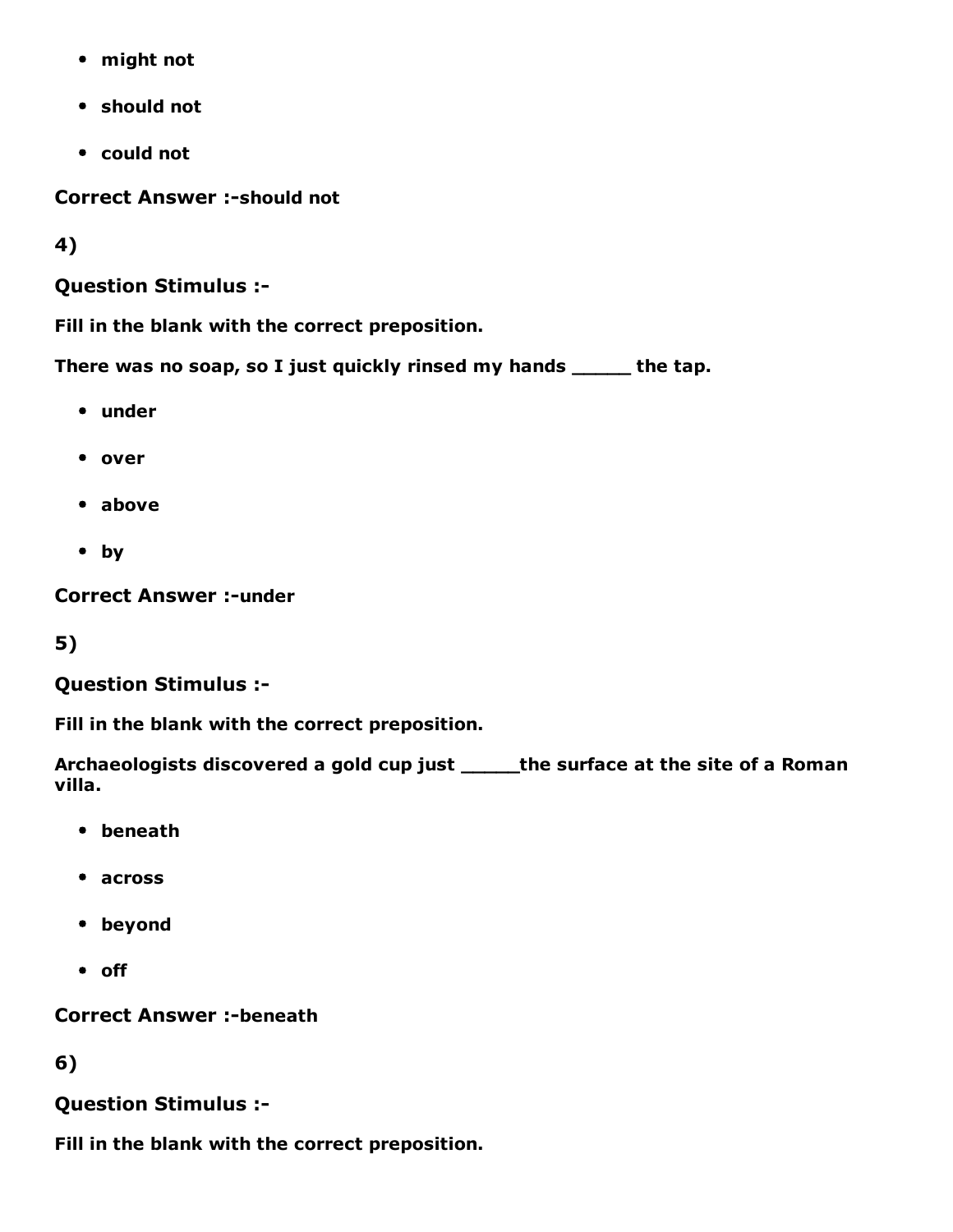- might not
- should not
- could not

**Correct Answer :-should not**

**4)**

**Question Stimulus :-**

**Fill in the blank with the correct preposition.**

**There was no soap, so I just quickly rinsed my hands _____ the tap.**

- under
- over
- above
- by

**Correct Answer :-under**

**5)**

**Question Stimulus :-**

**Fill in the blank with the correct preposition.**

**Archaeologists discovered a gold cup just _____the surface at the site of a Roman villa.**

- beneath
- across
- beyond
- off

**Correct Answer :-beneath**

**6)**

**Question Stimulus :-**

**Fill in the blank with the correct preposition.**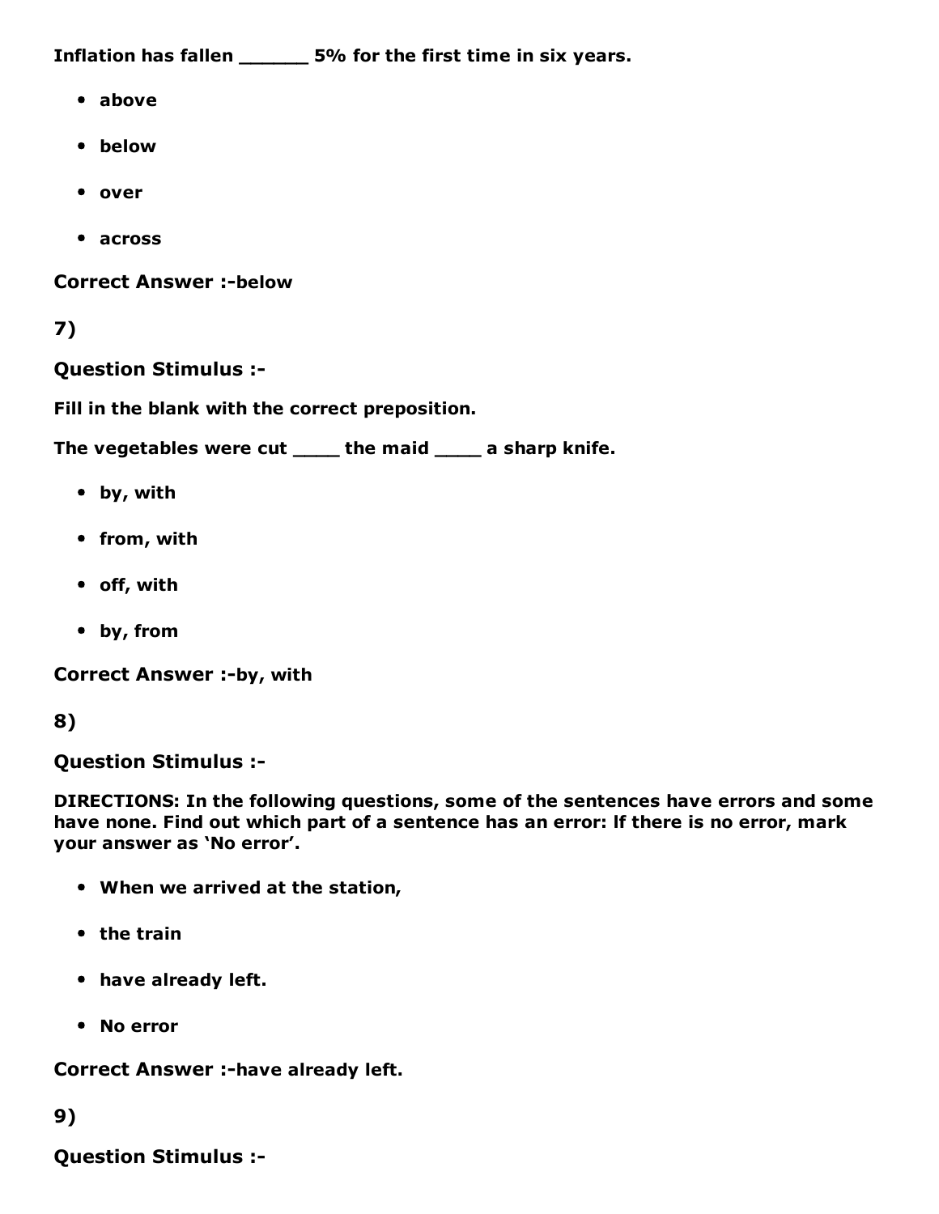**Inflation has fallen ______ 5% for the first time in six years.**

- **above**
- **below**
- **over**
- **across**

**Correct Answer :-below**

**7)**

**Question Stimulus :-**

**Fill in the blank with the correct preposition.**

**The vegetables were cut ____ the maid ____ a sharp knife.**

- **by, with**
- **from, with**
- **off, with**
- **by, from**

**Correct Answer :-by, with**

**8)**

**Question Stimulus :-**

**DIRECTIONS: In the following questions, some of the sentences have errors and some have none. Find out which part of a sentence has an error: If there is no error, mark your answer as 'No error'.**

- **When we arrived at the station,**
- **the train**
- **have already left.**
- **No error**

**Correct Answer :-have already left.**

**9)**

**Question Stimulus :-**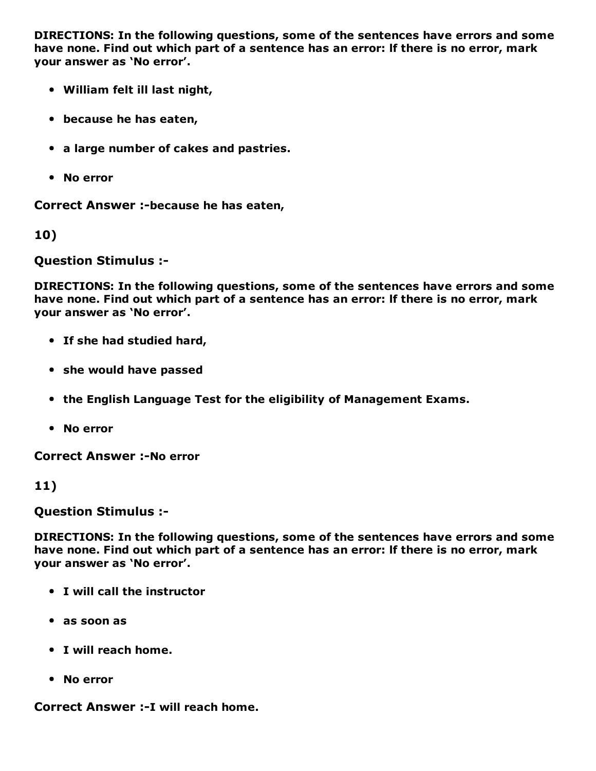**DIRECTIONS: In the following questions, some of the sentences have errors and some have none. Find out which part of a sentence has an error: If there is no error, mark your answer as 'No error'.**

- **William felt ill last night,**
- **because he has eaten,**
- **a large number of cakes and pastries.**
- **No error**

**Correct Answer :-because he has eaten,**

**10)**

**Question Stimulus :-**

**DIRECTIONS: In the following questions, some of the sentences have errors and some have none. Find out which part of a sentence has an error: If there is no error, mark your answer as 'No error'.**

- **If she had studied hard,**
- **she would have passed**
- **the English Language Test for the eligibility of Management Exams.**
- **No error**

**Correct Answer :-No error**

**11)**

**Question Stimulus :-**

**DIRECTIONS: In the following questions, some of the sentences have errors and some have none. Find out which part of a sentence has an error: If there is no error, mark your answer as 'No error'.**

- **I will call the instructor**
- **as soon as**
- **I will reach home.**
- **No error**

**Correct Answer :-I will reach home.**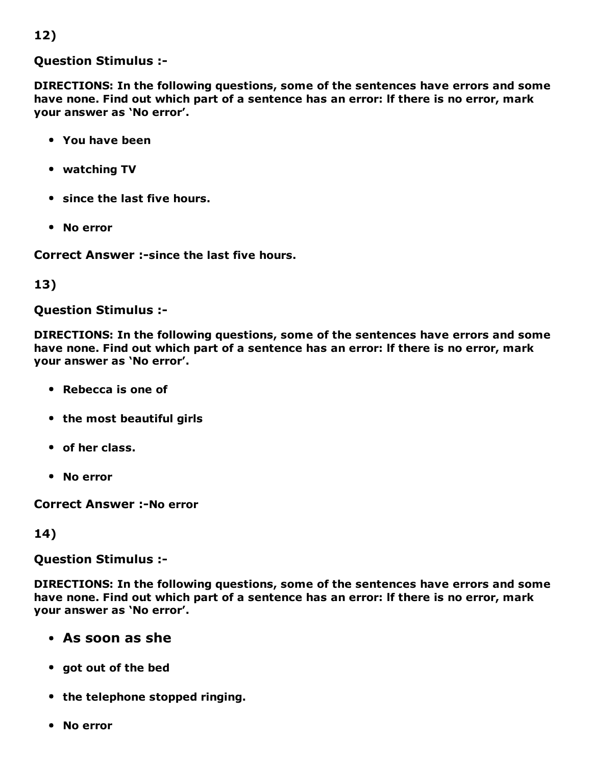12)

**Question Stimulus :-**

**DIRECTIONS: In the following questions, some of the sentences have errors and some have none. Find out which part of a sentence has an error: If there is no error, mark your answer as 'No error'.**

- **You have been**
- **watching TV**
- **since the last five hours.**
- **No error**

**Correct Answer :-since the last five hours.**

13)

**Question Stimulus :-**

**DIRECTIONS: In the following questions, some of the sentences have errors and some have none. Find out which part of a sentence has an error: If there is no error, mark your answer as 'No error'.**

- **Rebecca is one of**
- **the most beautiful girls**
- **of her class.**
- **No error**

**Correct Answer :-No error**

14)

**Question Stimulus :-**

**DIRECTIONS: In the following questions, some of the sentences have errors and some have none. Find out which part of a sentence has an error: If there is no error, mark your answer as 'No error'.**

- **As soon as she**
- **got out of the bed**
- **the telephone stopped ringing.**
- **No error**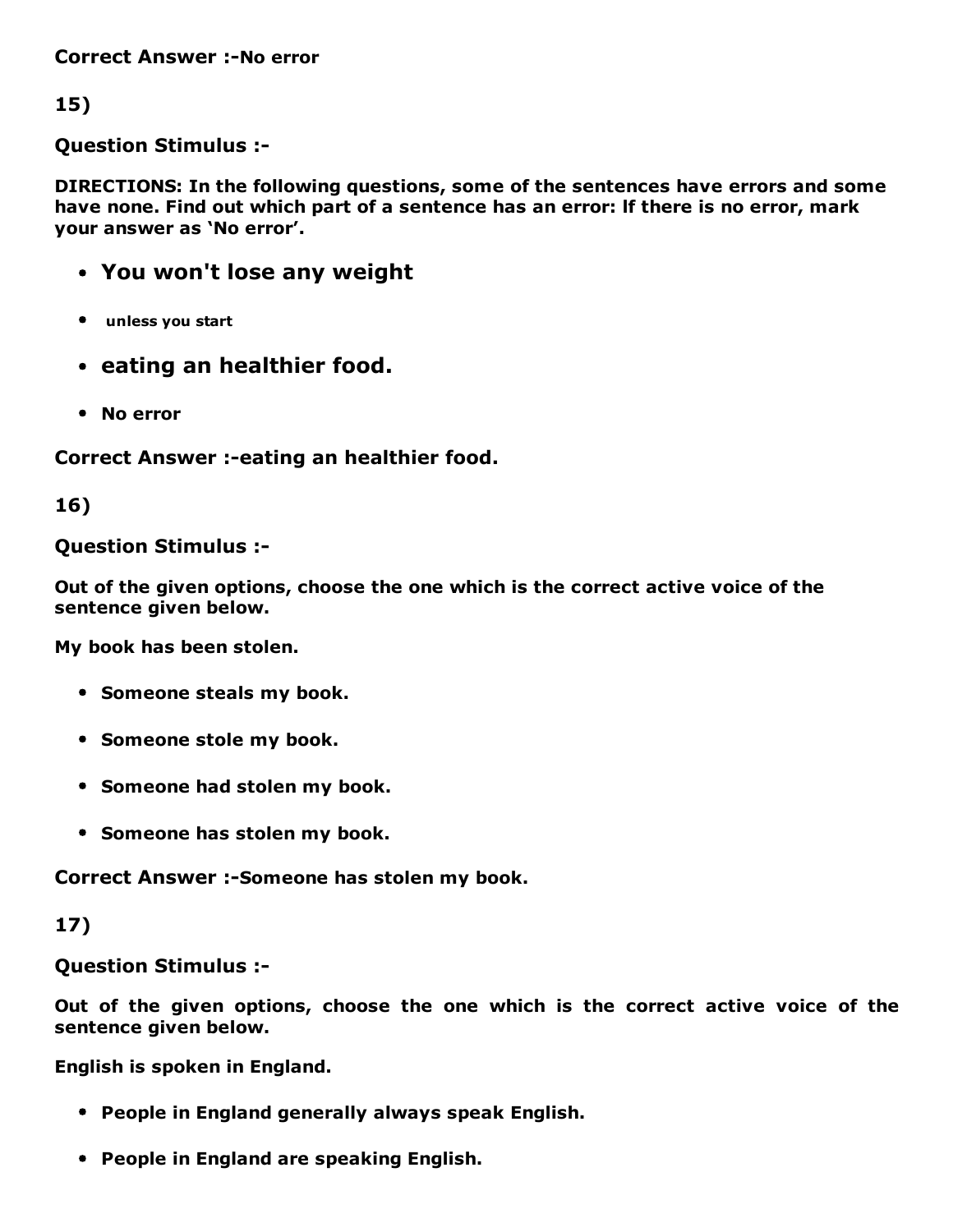**Correct Answer :-No error**

**15)**

**Question Stimulus :-**

**DIRECTIONS: In the following questions, some of the sentences have errors and some have none. Find out which part of a sentence has an error: If there is no error, mark your answer as 'No error'.**

- **You won't lose any weight**
- **unless you start**
- **eating an healthier food.**
- **No error**

**Correct Answer :-eating an healthier food.**

**16)**

**Question Stimulus :-**

**Out of the given options, choose the one which is the correct active voice of the sentence given below.**

**My book has been stolen.**

- **Someone steals my book.**
- **Someone stole my book.**
- **Someone had stolen my book.**
- **Someone has stolen my book.**

**Correct Answer :-Someone has stolen my book.**

**17)**

**Question Stimulus :-**

**Out of the given options, choose the one which is the correct active voice of the sentence given below.**

**English is spoken in England.**

- **People in England generally always speak English.**
- **People in England are speaking English.**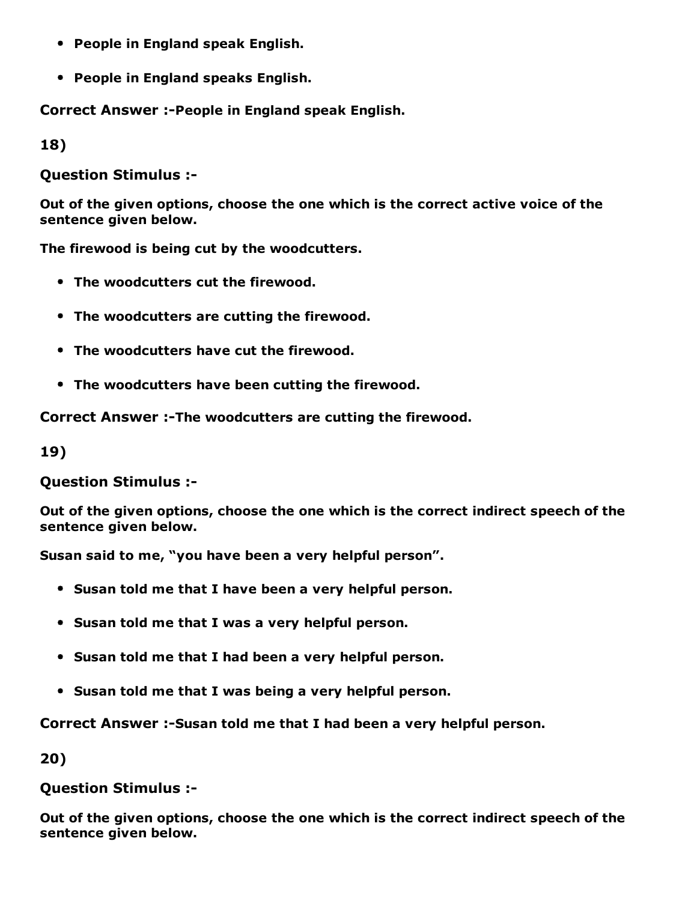- **People in England speak English.**
- **People in England speaks English.**

**Correct Answer :-People in England speak English.**

**18)**

**Question Stimulus :-**

**Out of the given options, choose the one which is the correct active voice of the sentence given below.**

**The firewood is being cut by the woodcutters.**

- **The woodcutters cut the firewood.**
- **The woodcutters are cutting the firewood.**
- **The woodcutters have cut the firewood.**
- **The woodcutters have been cutting the firewood.**

**Correct Answer :-The woodcutters are cutting the firewood.**

**19)**

**Question Stimulus :-**

**Out of the given options, choose the one which is the correct indirect speech of the sentence given below.**

**Susan said to me, "you have been a very helpful person".**

- **Susan told me that I have been a very helpful person.**
- **Susan told me that I was a very helpful person.**
- **Susan told me that I had been a very helpful person.**
- **Susan told me that I was being a very helpful person.**

**Correct Answer :-Susan told me that I had been a very helpful person.**

**20)**

**Question Stimulus :-**

**Out of the given options, choose the one which is the correct indirect speech of the sentence given below.**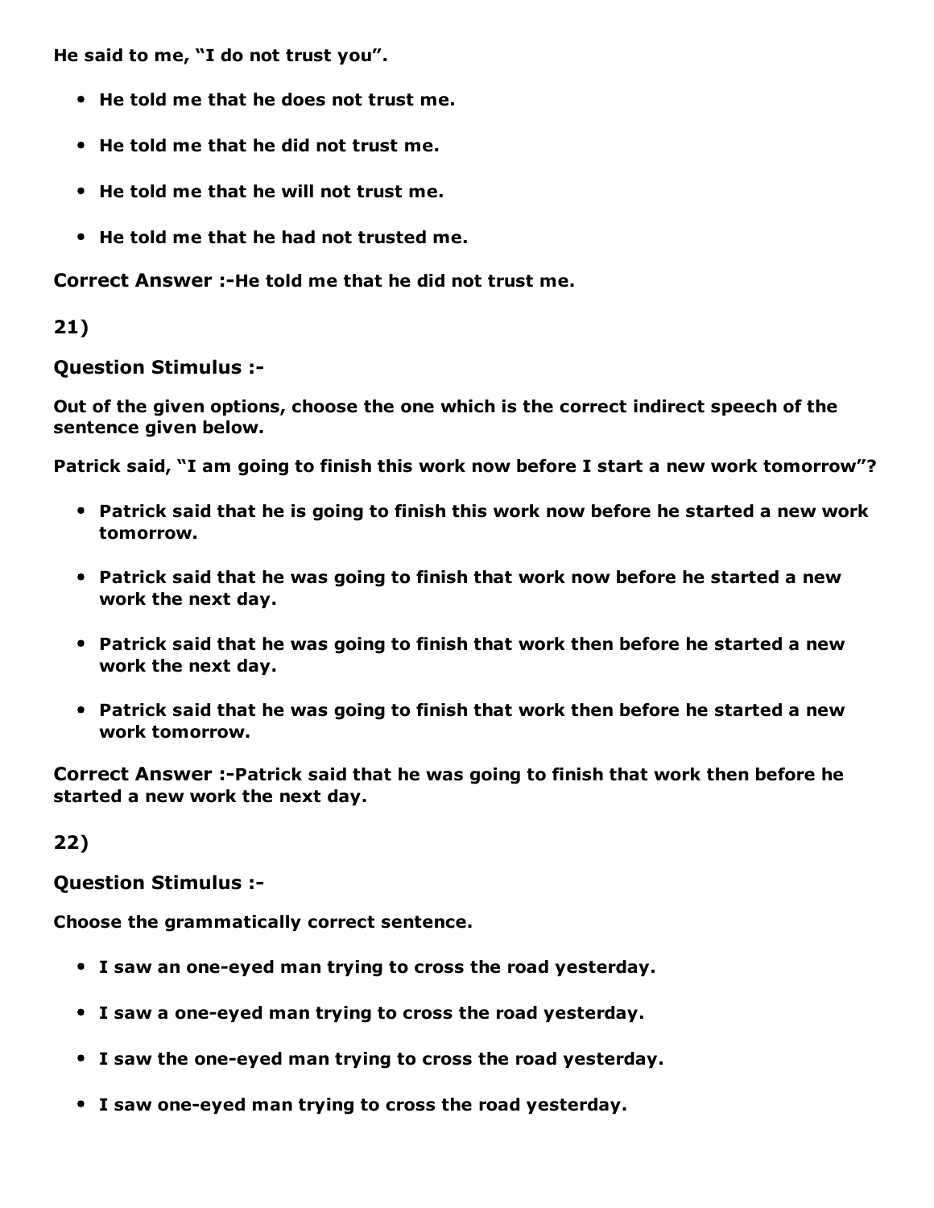**He said to me, "I do not trust you".**

- **He told me that he does not trust me.**
- **He told me that he did not trust me.**
- **He told me that he will not trust me.**
- **He told me that he had not trusted me.**

**Correct Answer :-He told me that he did not trust me.**

**21)**

**Question Stimulus :-**

**Out of the given options, choose the one which is the correct indirect speech of the sentence given below.**

**Patrick said, "I am going to finish this work now before I start a new work tomorrow"?**

- **Patrick said that he is going to finish this work now before he started a new work tomorrow.**
- **Patrick said that he was going to finish that work now before he started a new work the next day.**
- **Patrick said that he was going to finish that work then before he started a new work the next day.**
- **Patrick said that he was going to finish that work then before he started a new work tomorrow.**

**Correct Answer :-Patrick said that he was going to finish that work then before he started a new work the next day.**

**22)**

**Question Stimulus :-**

**Choose the grammatically correct sentence.**

- **I saw an one-eyed man trying to cross the road yesterday.**
- **I saw a one-eyed man trying to cross the road yesterday.**
- **I saw the one-eyed man trying to cross the road yesterday.**
- **I saw one-eyed man trying to cross the road yesterday.**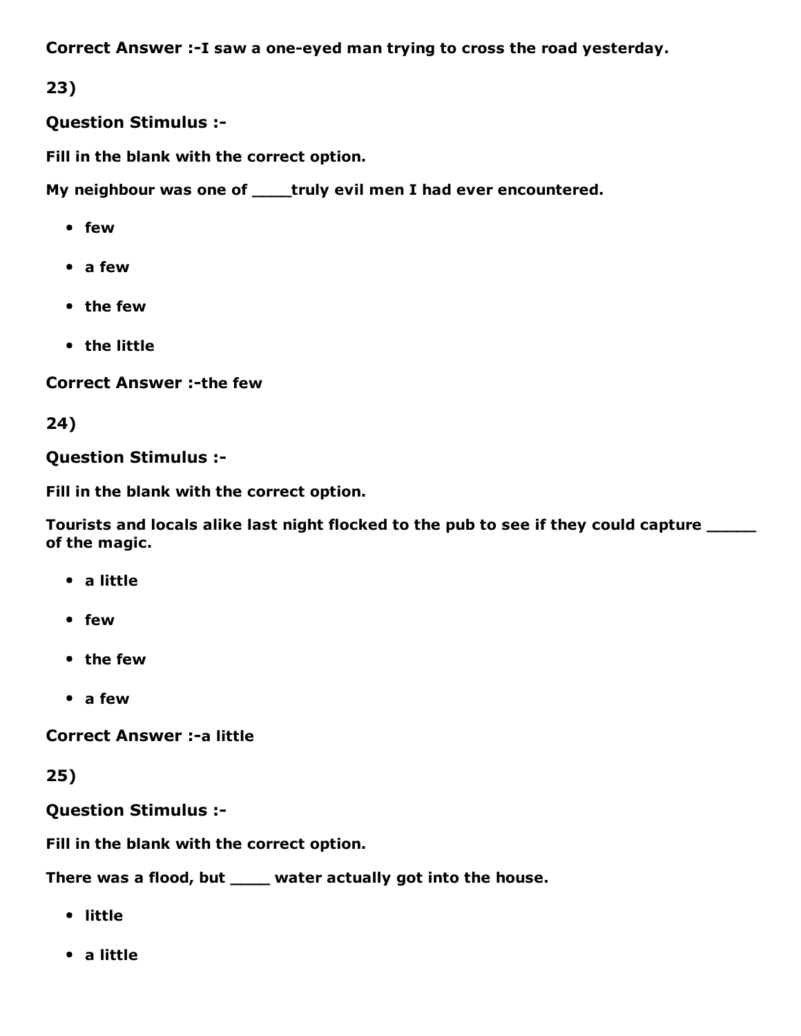**Correct Answer :-I saw a one-eyed man trying to cross the road yesterday.**

**23)**

**Question Stimulus :-**

**Fill in the blank with the correct option.**

**My neighbour was one of ____truly evil men I had ever encountered.**

- **few**
- **a few**
- **the few**
- **the little**

**Correct Answer :-the few**

**24)**

**Question Stimulus :-**

**Fill in the blank with the correct option.**

**Tourists and locals alike last night flocked to the pub to see if they could capture _____ of the magic.**

- **a little**
- **few**
- **the few**
- **a few**

**Correct Answer :-a little**

**25)**

**Question Stimulus :-**

**Fill in the blank with the correct option.**

**There was a flood, but ____ water actually got into the house.**

- **little**
- **a little**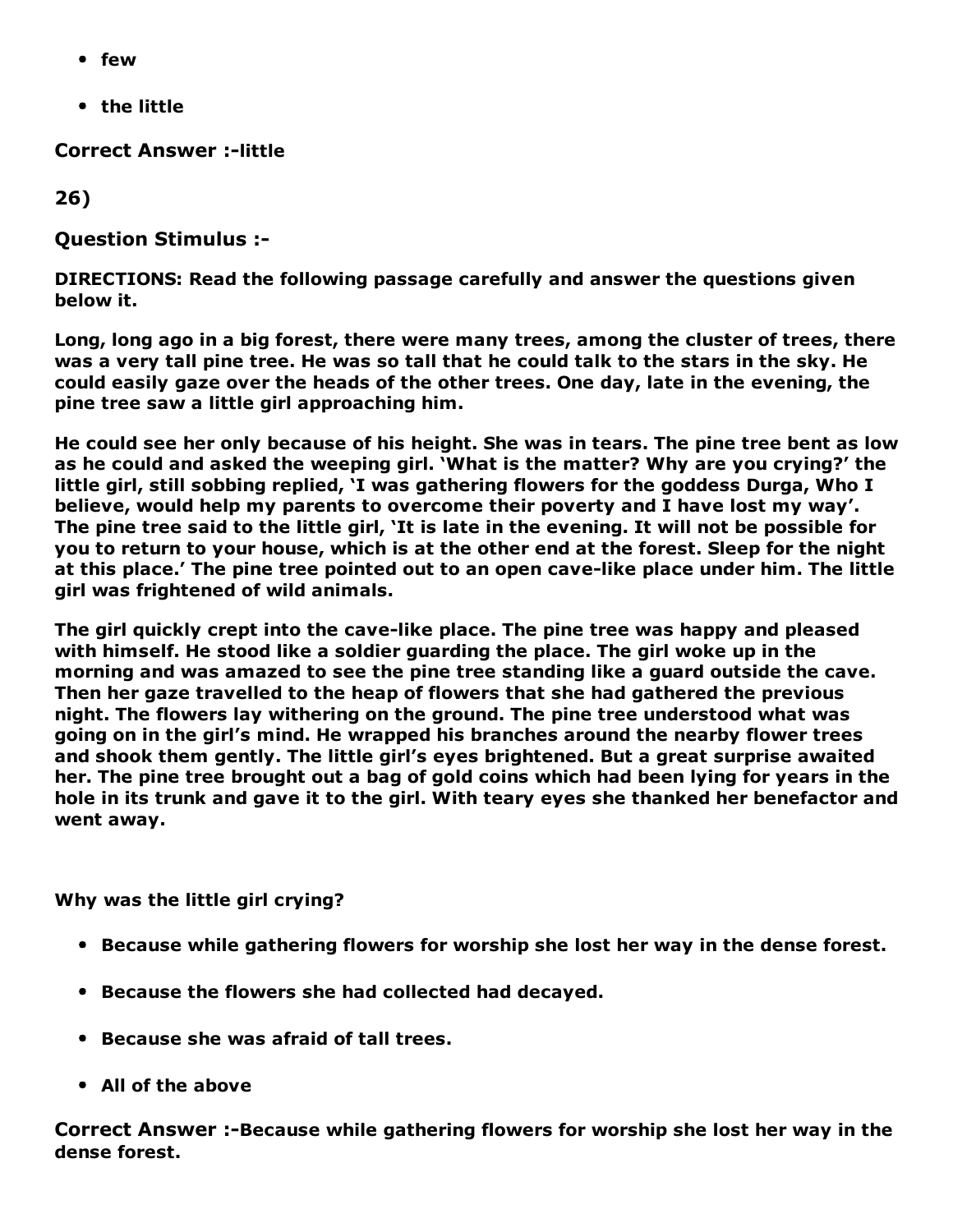- **few**
- **the little**

**Correct Answer :-little**

**26)**

**Question Stimulus :-**

**DIRECTIONS: Read the following passage carefully and answer the questions given below it.**

**Long, long ago in a big forest, there were many trees, among the cluster of trees, there was a very tall pine tree. He was so tall that he could talk to the stars in the sky. He could easily gaze over the heads of the other trees. One day, late in the evening, the pine tree saw a little girl approaching him.**

**He could see her only because of his height. She was in tears. The pine tree bent as low as he could and asked the weeping girl. 'What is the matter? Why are you crying?' the little girl, still sobbing replied, 'I was gathering flowers for the goddess Durga, Who I believe, would help my parents to overcome their poverty and I have lost my way'. The pine tree said to the little girl, 'It is late in the evening. It will not be possible for you to return to your house, which is at the other end at the forest. Sleep for the night at this place.' The pine tree pointed out to an open cave-like place under him. The little girl was frightened of wild animals.**

**The girl quickly crept into the cave-like place. The pine tree was happy and pleased with himself. He stood like a soldier guarding the place. The girl woke up in the morning and was amazed to see the pine tree standing like a guard outside the cave. Then her gaze travelled to the heap of flowers that she had gathered the previous night. The flowers lay withering on the ground. The pine tree understood what was going on in the girl's mind. He wrapped his branches around the nearby flower trees and shook them gently. The little girl's eyes brightened. But a great surprise awaited her. The pine tree brought out a bag of gold coins which had been lying for years in the hole in its trunk and gave it to the girl. With teary eyes she thanked her benefactor and went away.**

**Why was the little girl crying?**

- **Because while gathering flowers for worship she lost her way in the dense forest.**
- **Because the flowers she had collected had decayed.**
- **Because she was afraid of tall trees.**
- **All of the above**

**Correct Answer :-Because while gathering flowers for worship she lost her way in the dense forest.**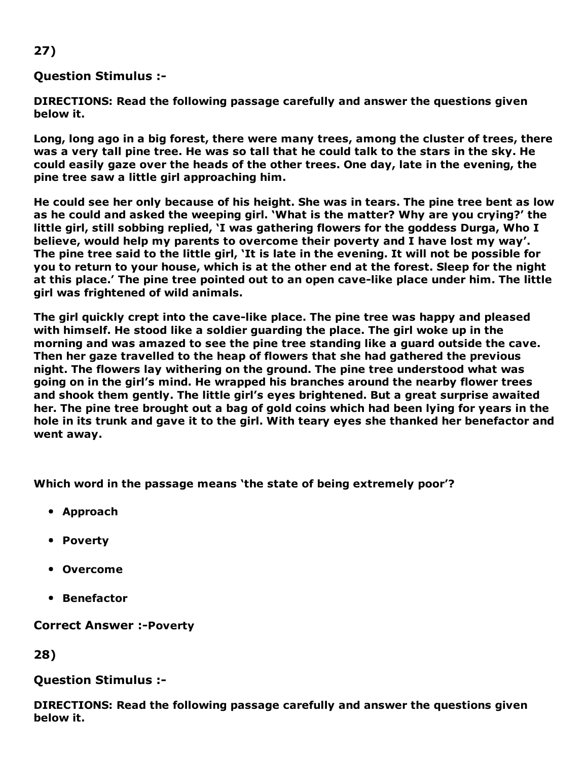**27)**

**Question Stimulus :-**

**DIRECTIONS: Read the following passage carefully and answer the questions given below it.**

**Long, long ago in a big forest, there were many trees, among the cluster of trees, there was a very tall pine tree. He was so tall that he could talk to the stars in the sky. He could easily gaze over the heads of the other trees. One day, late in the evening, the pine tree saw a little girl approaching him.**

**He could see her only because of his height. She was in tears. The pine tree bent as low as he could and asked the weeping girl. 'What is the matter? Why are you crying?' the little girl, still sobbing replied, 'I was gathering flowers for the goddess Durga, Who I believe, would help my parents to overcome their poverty and I have lost my way'. The pine tree said to the little girl, 'It is late in the evening. It will not be possible for you to return to your house, which is at the other end at the forest. Sleep for the night at this place.' The pine tree pointed out to an open cave-like place under him. The little girl was frightened of wild animals.**

**The girl quickly crept into the cave-like place. The pine tree was happy and pleased with himself. He stood like a soldier guarding the place. The girl woke up in the morning and was amazed to see the pine tree standing like a guard outside the cave. Then her gaze travelled to the heap of flowers that she had gathered the previous night. The flowers lay withering on the ground. The pine tree understood what was going on in the girl's mind. He wrapped his branches around the nearby flower trees and shook them gently. The little girl's eyes brightened. But a great surprise awaited her. The pine tree brought out a bag of gold coins which had been lying for years in the hole in its trunk and gave it to the girl. With teary eyes she thanked her benefactor and went away.**

**Which word in the passage means 'the state of being extremely poor'?**

- **Approach**
- **Poverty**
- **Overcome**
- **Benefactor**

**Correct Answer :-Poverty**

**28)**

**Question Stimulus :-**

**DIRECTIONS: Read the following passage carefully and answer the questions given below it.**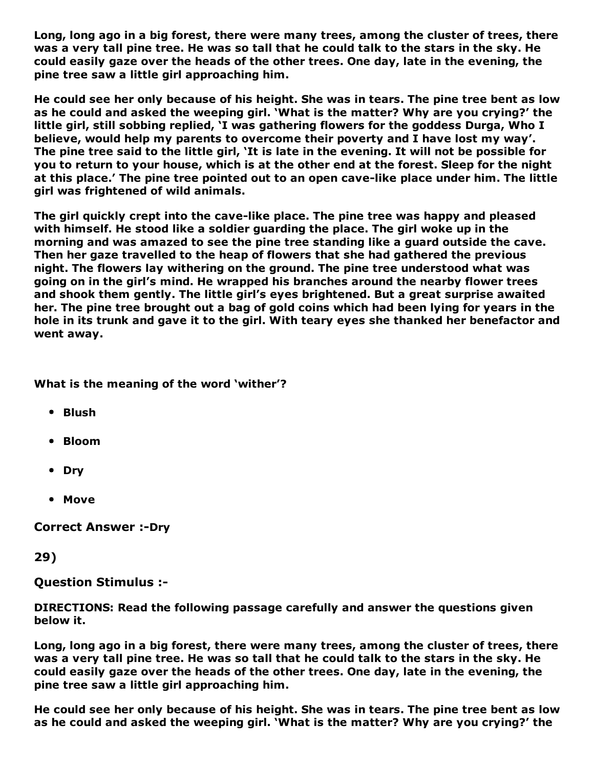**Long, long ago in a big forest, there were many trees, among the cluster of trees, there was a very tall pine tree. He was so tall that he could talk to the stars in the sky. He could easily gaze over the heads of the other trees. One day, late in the evening, the pine tree saw a little girl approaching him.**

**He could see her only because of his height. She was in tears. The pine tree bent as low as he could and asked the weeping girl. 'What is the matter? Why are you crying?' the little girl, still sobbing replied, 'I was gathering flowers for the goddess Durga, Who I believe, would help my parents to overcome their poverty and I have lost my way'. The pine tree said to the little girl, 'It is late in the evening. It will not be possible for you to return to your house, which is at the other end at the forest. Sleep for the night at this place.' The pine tree pointed out to an open cave-like place under him. The little girl was frightened of wild animals.**

**The girl quickly crept into the cave-like place. The pine tree was happy and pleased with himself. He stood like a soldier guarding the place. The girl woke up in the morning and was amazed to see the pine tree standing like a guard outside the cave. Then her gaze travelled to the heap of flowers that she had gathered the previous night. The flowers lay withering on the ground. The pine tree understood what was going on in the girl's mind. He wrapped his branches around the nearby flower trees and shook them gently. The little girl's eyes brightened. But a great surprise awaited her. The pine tree brought out a bag of gold coins which had been lying for years in the hole in its trunk and gave it to the girl. With teary eyes she thanked her benefactor and went away.**

**What is the meaning of the word 'wither'?**

- **Blush**
- **Bloom**
- **Dry**
- **Move**

**Correct Answer :-**Dry

**29)**

**Question Stimulus :-**

**DIRECTIONS: Read the following passage carefully and answer the questions given below it.**

**Long, long ago in a big forest, there were many trees, among the cluster of trees, there was a very tall pine tree. He was so tall that he could talk to the stars in the sky. He could easily gaze over the heads of the other trees. One day, late in the evening, the pine tree saw a little girl approaching him.**

**He could see her only because of his height. She was in tears. The pine tree bent as low as he could and asked the weeping girl. 'What is the matter? Why are you crying?' the**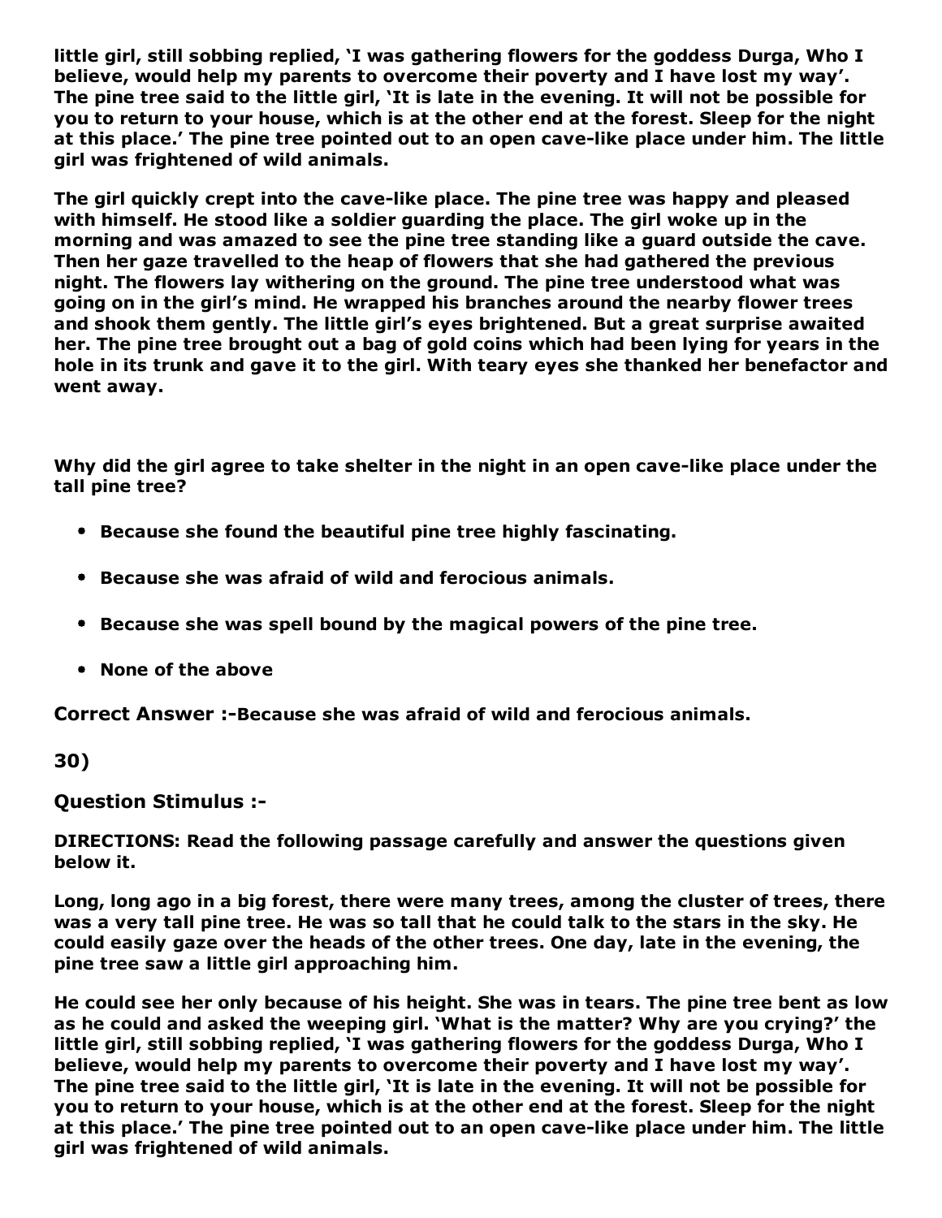**little girl, still sobbing replied, 'I was gathering flowers for the goddess Durga, Who I believe, would help my parents to overcome their poverty and I have lost my way'. The pine tree said to the little girl, 'It is late in the evening. It will not be possible for you to return to your house, which is at the other end at the forest. Sleep for the night at this place.' The pine tree pointed out to an open cave-like place under him. The little girl was frightened of wild animals.**

**The girl quickly crept into the cave-like place. The pine tree was happy and pleased with himself. He stood like a soldier guarding the place. The girl woke up in the morning and was amazed to see the pine tree standing like a guard outside the cave. Then her gaze travelled to the heap of flowers that she had gathered the previous night. The flowers lay withering on the ground. The pine tree understood what was going on in the girl's mind. He wrapped his branches around the nearby flower trees and shook them gently. The little girl's eyes brightened. But a great surprise awaited her. The pine tree brought out a bag of gold coins which had been lying for years in the hole in its trunk and gave it to the girl. With teary eyes she thanked her benefactor and went away.**

**Why did the girl agree to take shelter in the night in an open cave-like place under the tall pine tree?**

- **Because she found the beautiful pine tree highly fascinating.**
- **Because she was afraid of wild and ferocious animals.**
- **Because she was spell bound by the magical powers of the pine tree.**
- **None of the above**

**Correct Answer :-Because she was afraid of wild and ferocious animals.**

**30)**

**Question Stimulus :-**

**DIRECTIONS: Read the following passage carefully and answer the questions given below it.**

**Long, long ago in a big forest, there were many trees, among the cluster of trees, there was a very tall pine tree. He was so tall that he could talk to the stars in the sky. He could easily gaze over the heads of the other trees. One day, late in the evening, the pine tree saw a little girl approaching him.**

**He could see her only because of his height. She was in tears. The pine tree bent as low as he could and asked the weeping girl. 'What is the matter? Why are you crying?' the little girl, still sobbing replied, 'I was gathering flowers for the goddess Durga, Who I believe, would help my parents to overcome their poverty and I have lost my way'. The pine tree said to the little girl, 'It is late in the evening. It will not be possible for you to return to your house, which is at the other end at the forest. Sleep for the night at this place.' The pine tree pointed out to an open cave-like place under him. The little girl was frightened of wild animals.**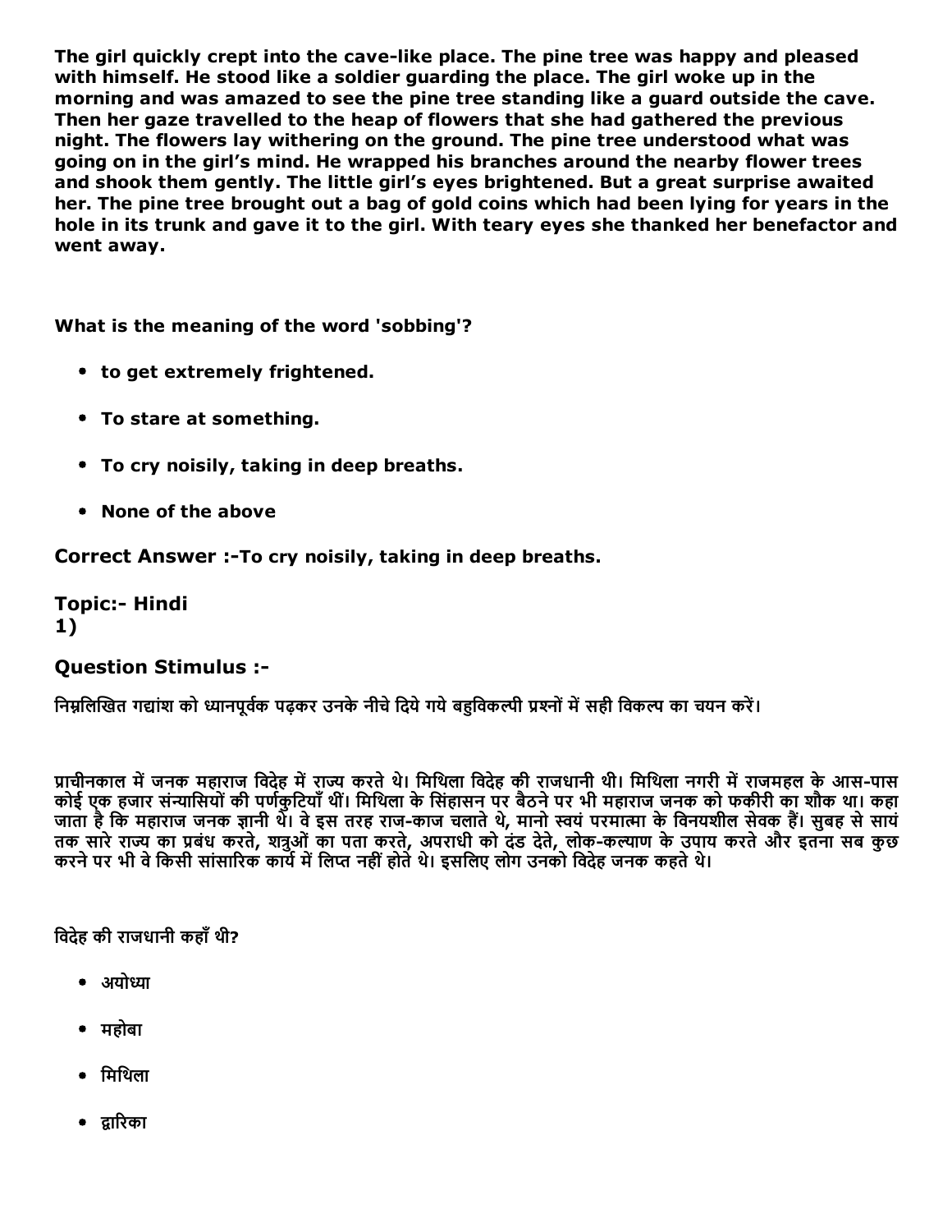**The girl quickly crept into the cave-like place. The pine tree was happy and pleased with himself. He stood like a soldier guarding the place. The girl woke up in the morning and was amazed to see the pine tree standing like a guard outside the cave. Then her gaze travelled to the heap of flowers that she had gathered the previous night. The flowers lay withering on the ground. The pine tree understood what was going on in the girl's mind. He wrapped his branches around the nearby flower trees and shook them gently. The little girl's eyes brightened. But a great surprise awaited her. The pine tree brought out a bag of gold coins which had been lying for years in the hole in its trunk and gave it to the girl. With teary eyes she thanked her benefactor and went away.**

**What is the meaning of the word 'sobbing'?**

- **to get extremely frightened.**
- **To stare at something.**
- **To cry noisily, taking in deep breaths.**
- **None of the above**

**Correct Answer :-**To cry noisily, taking in deep breaths.

**Topic:- Hindi**
**1)**

### Question Stimulus :-

निम्नलिखित गद्यांश को ध्यानपूर्वक पढ़कर उनके नीचे दिये गये बहुविकल्पी प्रश्नों में सही विकल्प का चयन करें।

प्राचीनकाल में जनक महाराज विदेह में राज्य करते थे। मिथिला विदेह की राजधानी थी। मिथिला नगरी में राजमहल के आस-पास कोई एक हजार संन्यासियों की पर्णकुटियाँ थीं। मिथिला के सिंहासन पर बैठने पर भी महाराज जनक को फकीरी का शौक था। कहा जाता है कि महाराज जनक ज्ञानी थे। वे इस तरह राज-काज चलाते थे, मानो स्वयं परमात्मा के विनयशील सेवक हैं। सुबह से सायं तक सारे राज्य का प्रबंध करते, शत्रुओं का पता करते, अपराधी को दंड देते, लोक-कल्याण के उपाय करते और इतना सब कुछ करने पर भी वे किसी सांसारिक कार्य में लिप्त नहीं होते थे। इसलिए लोग उनको विदेह जनक कहते थे।

विदेह की राजधानी कहाँ थी?

- अयोध्या
- महोबा
- मिथिला
- द्वारिका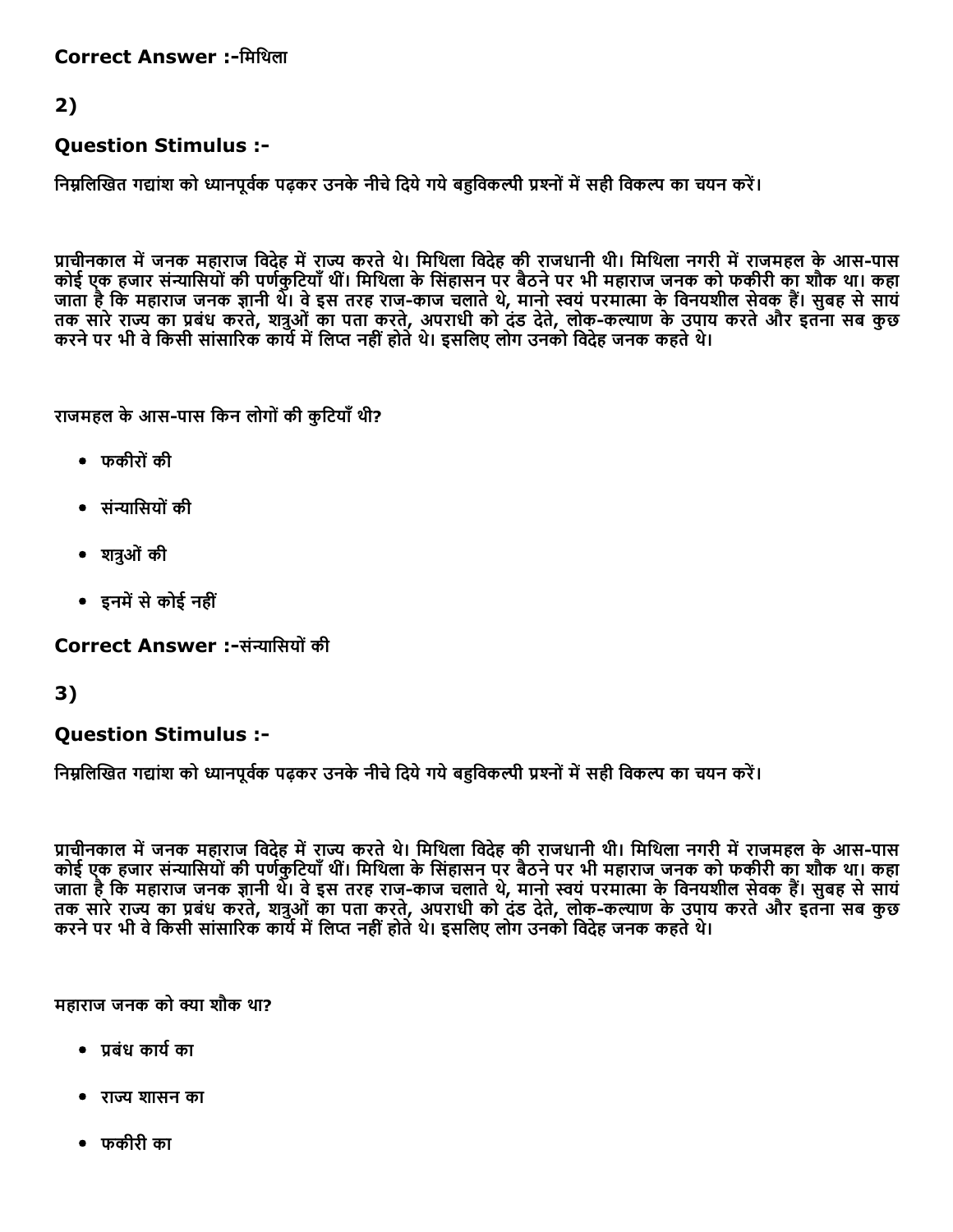**Correct Answer :-**मिथिला

## 2)

### Question Stimulus :-

निम्नलिखित गद्यांश को ध्यानपूर्वक पढ़कर उनके नीचे दिये गये बहुविकल्पी प्रश्नों में सही विकल्प का चयन करें।

प्राचीनकाल में जनक महाराज विदेह में राज्य करते थे। मिथिला विदेह की राजधानी थी। मिथिला नगरी में राजमहल के आस-पास कोई एक हजार संन्यासियों की पर्णकुटियाँ थीं। मिथिला के सिंहासन पर बैठने पर भी महाराज जनक को फकीरी का शौक था। कहा जाता है कि महाराज जनक ज्ञानी थे। वे इस तरह राज-काज चलाते थे, मानो स्वयं परमात्मा के विनयशील सेवक हैं। सुबह से सायं तक सारे राज्य का प्रबंध करते, शत्रुओं का पता करते, अपराधी को दंड देते, लोक-कल्याण के उपाय करते और इतना सब कुछ करने पर भी वे किसी सांसारिक कार्य में लिप्त नहीं होते थे। इसलिए लोग उनको विदेह जनक कहते थे।

राजमहल के आस-पास किन लोगों की कुटियाँ थी?

- फकीरों की
- संन्यासियों की
- शत्रुओं की
- इनमें से कोई नहीं

**Correct Answer :-**संन्यासियों की

## 3)

### Question Stimulus :-

निम्नलिखित गद्यांश को ध्यानपूर्वक पढ़कर उनके नीचे दिये गये बहुविकल्पी प्रश्नों में सही विकल्प का चयन करें।

प्राचीनकाल में जनक महाराज विदेह में राज्य करते थे। मिथिला विदेह की राजधानी थी। मिथिला नगरी में राजमहल के आस-पास कोई एक हजार संन्यासियों की पर्णकुटियाँ थीं। मिथिला के सिंहासन पर बैठने पर भी महाराज जनक को फकीरी का शौक था। कहा जाता है कि महाराज जनक ज्ञानी थे। वे इस तरह राज-काज चलाते थे, मानो स्वयं परमात्मा के विनयशील सेवक हैं। सुबह से सायं तक सारे राज्य का प्रबंध करते, शत्रुओं का पता करते, अपराधी को दंड देते, लोक-कल्याण के उपाय करते और इतना सब कुछ करने पर भी वे किसी सांसारिक कार्य में लिप्त नहीं होते थे। इसलिए लोग उनको विदेह जनक कहते थे।

महाराज जनक को क्या शौक था?

- प्रबंध कार्य का
- राज्य शासन का
- फकीरी का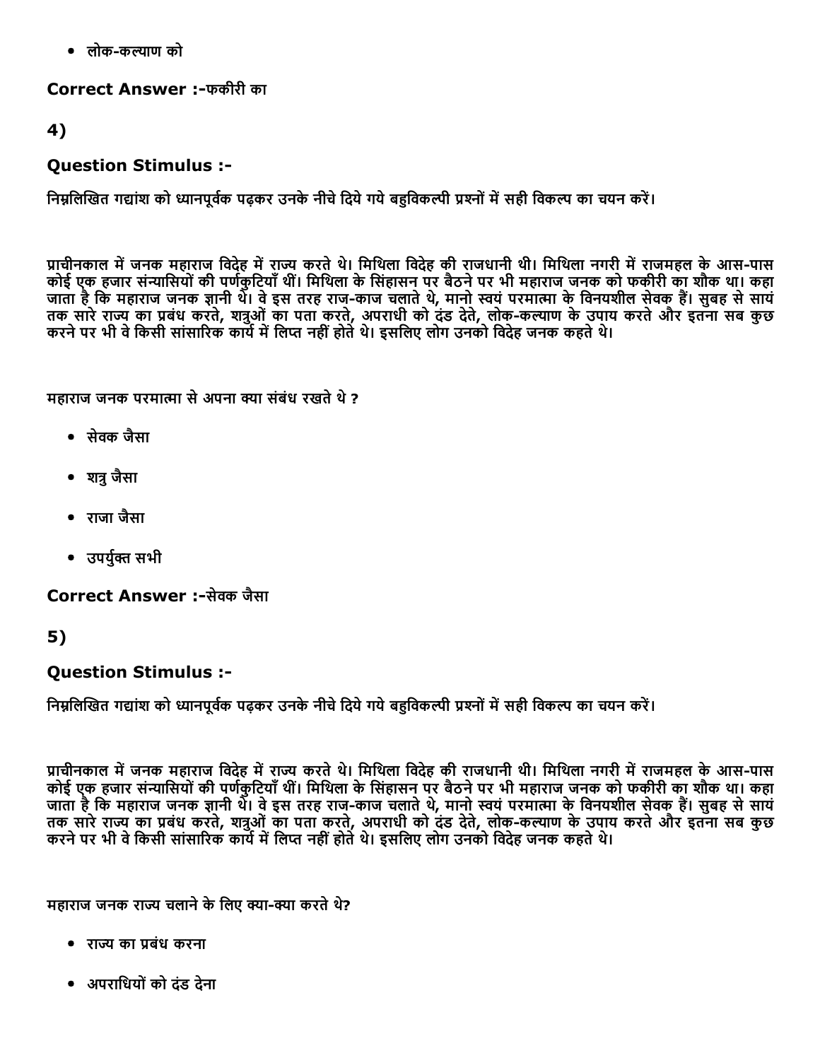- लोक-कल्याण को

**Correct Answer :-**फकीरी का

## 4)

### Question Stimulus :-

निम्नलिखित गद्यांश को ध्यानपूर्वक पढ़कर उनके नीचे दिये गये बहुविकल्पी प्रश्नों में सही विकल्प का चयन करें।

प्राचीनकाल में जनक महाराज विदेह में राज्य करते थे। मिथिला विदेह की राजधानी थी। मिथिला नगरी में राजमहल के आस-पास कोई एक हजार संन्यासियों की पर्णकुटियाँ थीं। मिथिला के सिंहासन पर बैठने पर भी महाराज जनक को फकीरी का शौक था। कहा जाता है कि महाराज जनक ज्ञानी थे। वे इस तरह राज-काज चलाते थे, मानो स्वयं परमात्मा के विनयशील सेवक हैं। सुबह से सायं तक सारे राज्य का प्रबंध करते, शत्रुओं का पता करते, अपराधी को दंड देते, लोक-कल्याण के उपाय करते और इतना सब कुछ करने पर भी वे किसी सांसारिक कार्य में लिप्त नहीं होते थे। इसलिए लोग उनको विदेह जनक कहते थे।

महाराज जनक परमात्मा से अपना क्या संबंध रखते थे ?

- सेवक जैसा
- शत्रु जैसा
- राजा जैसा
- उपर्युक्त सभी

**Correct Answer :-**सेवक जैसा

## 5)

### Question Stimulus :-

निम्नलिखित गद्यांश को ध्यानपूर्वक पढ़कर उनके नीचे दिये गये बहुविकल्पी प्रश्नों में सही विकल्प का चयन करें।

प्राचीनकाल में जनक महाराज विदेह में राज्य करते थे। मिथिला विदेह की राजधानी थी। मिथिला नगरी में राजमहल के आस-पास कोई एक हजार संन्यासियों की पर्णकुटियाँ थीं। मिथिला के सिंहासन पर बैठने पर भी महाराज जनक को फकीरी का शौक था। कहा जाता है कि महाराज जनक ज्ञानी थे। वे इस तरह राज-काज चलाते थे, मानो स्वयं परमात्मा के विनयशील सेवक हैं। सुबह से सायं तक सारे राज्य का प्रबंध करते, शत्रुओं का पता करते, अपराधी को दंड देते, लोक-कल्याण के उपाय करते और इतना सब कुछ करने पर भी वे किसी सांसारिक कार्य में लिप्त नहीं होते थे। इसलिए लोग उनको विदेह जनक कहते थे।

महाराज जनक राज्य चलाने के लिए क्या-क्या करते थे?

- राज्य का प्रबंध करना
- अपराधियों को दंड देना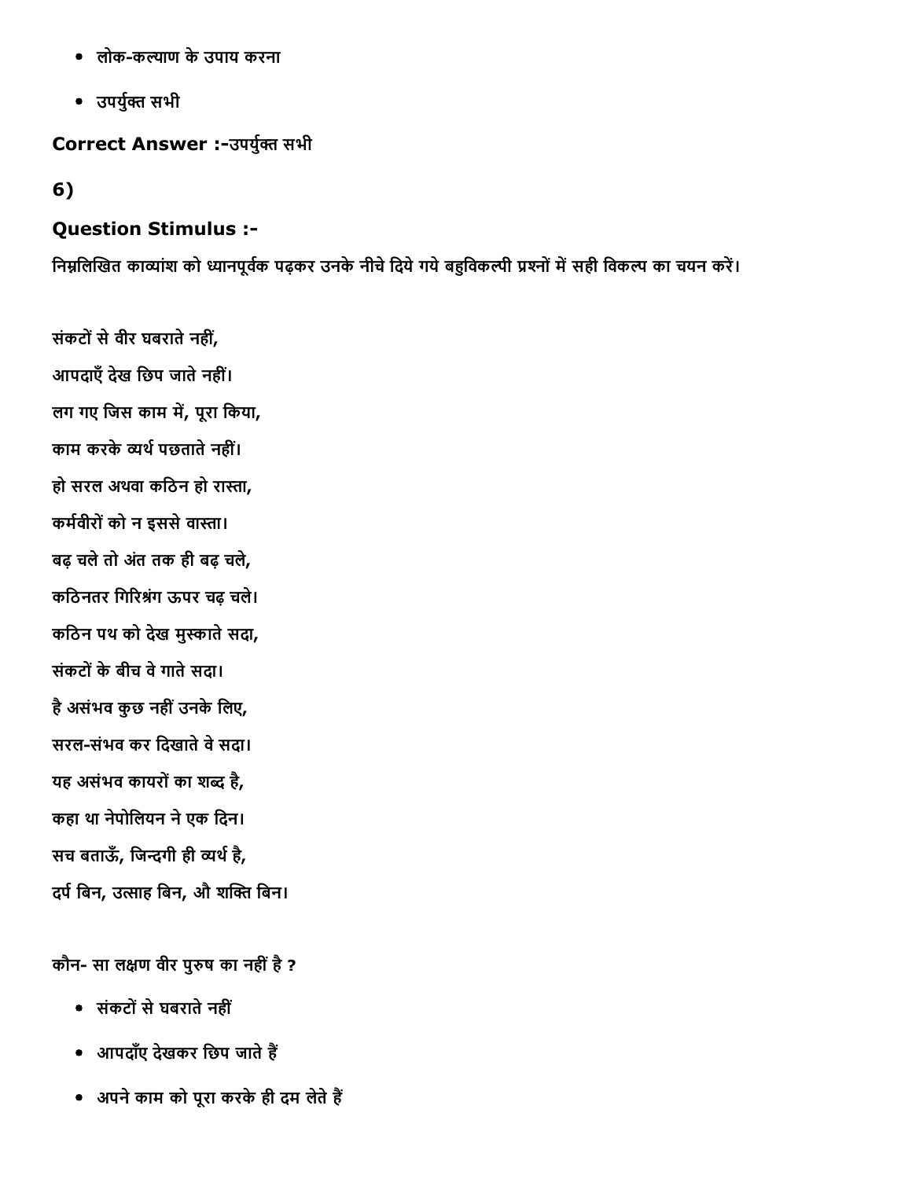- लोक-कल्याण के उपाय करना
- उपर्युक्त सभी

**Correct Answer :-**उपर्युक्त सभी

**6)**

**Question Stimulus :-**

निम्नलिखित काव्यांश को ध्यानपूर्वक पढ़कर उनके नीचे दिये गये बहुविकल्पी प्रश्नों में सही विकल्प का चयन करें।

संकटों से वीर घबराते नहीं,

आपदाएँ देख छिप जाते नहीं।

लग गए जिस काम में, पूरा किया,

काम करके व्यर्थ पछताते नहीं।

हो सरल अथवा कठिन हो रास्ता,

कर्मवीरों को न इससे वास्ता।

बढ़ चले तो अंत तक ही बढ़ चले,

कठिनतर गिरिश्रंग ऊपर चढ़ चले।

कठिन पथ को देख मुस्काते सदा,

संकटों के बीच वे गाते सदा।

है असंभव कुछ नहीं उनके लिए,

सरल-संभव कर दिखाते वे सदा।

यह असंभव कायरों का शब्द है,

कहा था नेपोलियन ने एक दिन।

सच बताऊँ, जिन्दगी ही व्यर्थ है,

दर्प बिन, उत्साह बिन, औ शक्ति बिन।

कौन- सा लक्षण वीर पुरुष का नहीं है ?

- संकटों से घबराते नहीं
- आपदाँए देखकर छिप जाते हैं
- अपने काम को पूरा करके ही दम लेते हैं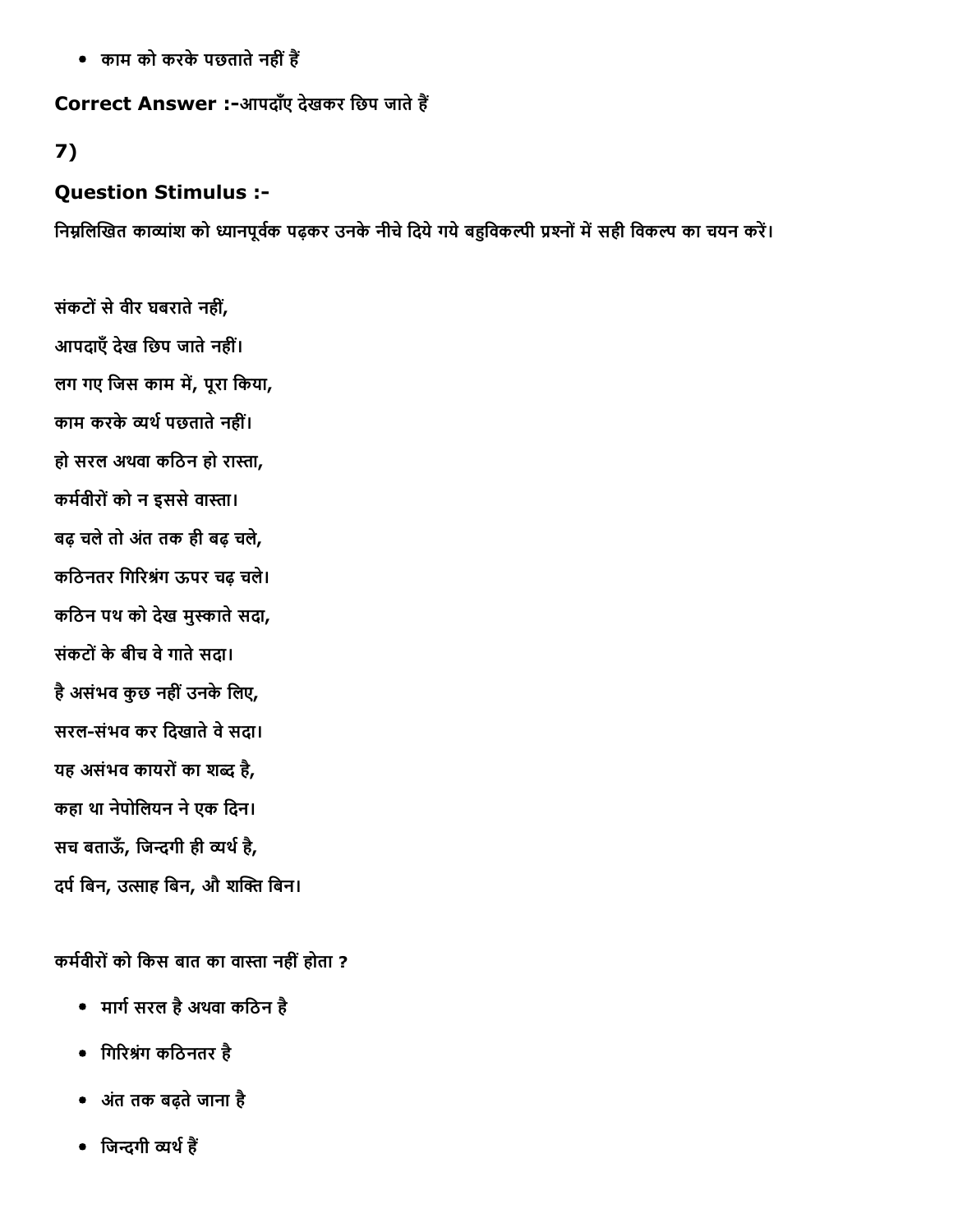- काम को करके पछताते नहीं हैं

**Correct Answer :-**आपदाँए देखकर छिप जाते हैं

## 7)

### Question Stimulus :-

निम्नलिखित काव्यांश को ध्यानपूर्वक पढ़कर उनके नीचे दिये गये बहुविकल्पी प्रश्नों में सही विकल्प का चयन करें।

संकटों से वीर घबराते नहीं,
आपदाएँ देख छिप जाते नहीं।
लग गए जिस काम में, पूरा किया,
काम करके व्यर्थ पछताते नहीं।
हो सरल अथवा कठिन हो रास्ता,
कर्मवीरों को न इससे वास्ता।
बढ़ चले तो अंत तक ही बढ़ चले,
कठिनतर गिरिश्रृंग ऊपर चढ़ चले।
कठिन पथ को देख मुस्काते सदा,
संकटों के बीच वे गाते सदा।
है असंभव कुछ नहीं उनके लिए,
सरल-संभव कर दिखाते वे सदा।
यह असंभव कायरों का शब्द है,
कहा था नेपोलियन ने एक दिन।
सच बताऊँ, जिन्दगी ही व्यर्थ है,
दर्प बिन, उत्साह बिन, औ शक्ति बिन।

कर्मवीरों को किस बात का वास्ता नहीं होता ?

- मार्ग सरल है अथवा कठिन है
- गिरिश्रृंग कठिनतर है
- अंत तक बढ़ते जाना है
- जिन्दगी व्यर्थ हैं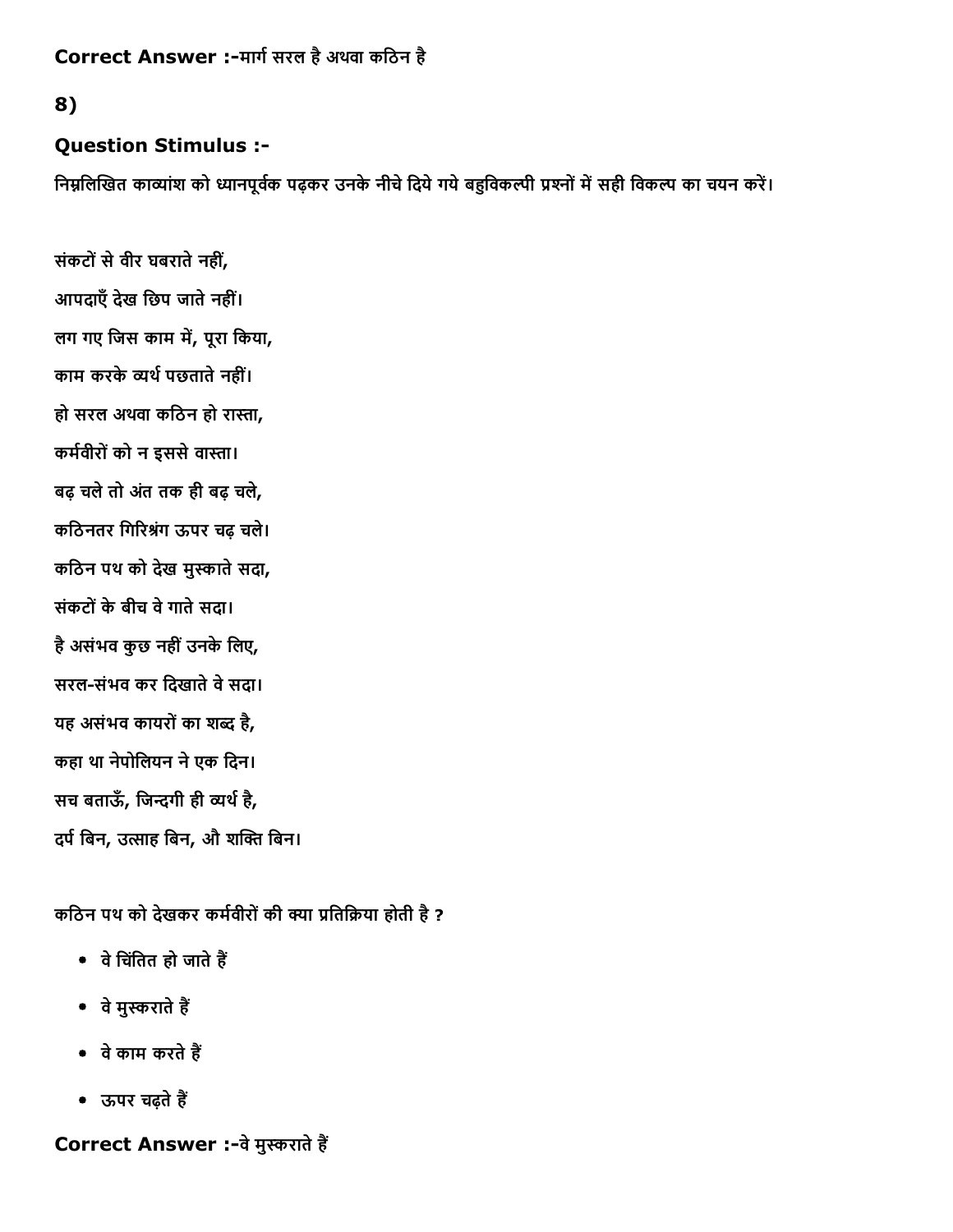**Correct Answer :-**मार्ग सरल है अथवा कठिन है

## 8)

### Question Stimulus :-

निम्नलिखित काव्यांश को ध्यानपूर्वक पढ़कर उनके नीचे दिये गये बहुविकल्पी प्रश्नों में सही विकल्प का चयन करें।

संकटों से वीर घबराते नहीं,

आपदाएँ देख छिप जाते नहीं।

लग गए जिस काम में, पूरा किया,

काम करके व्यर्थ पछताते नहीं।

हो सरल अथवा कठिन हो रास्ता,

कर्मवीरों को न इससे वास्ता।

बढ़ चले तो अंत तक ही बढ़ चले,

कठिनतर गिरिश्रंग ऊपर चढ़ चले।

कठिन पथ को देख मुस्काते सदा,

संकटों के बीच वे गाते सदा।

है असंभव कुछ नहीं उनके लिए,

सरल-संभव कर दिखाते वे सदा।

यह असंभव कायरों का शब्द है,

कहा था नेपोलियन ने एक दिन।

सच बताऊँ, जिन्दगी ही व्यर्थ है,

दर्प बिन, उत्साह बिन, औ शक्ति बिन।

कठिन पथ को देखकर कर्मवीरों की क्या प्रतिक्रिया होती है ?

- वे चिंतित हो जाते हैं
- वे मुस्कराते हैं
- वे काम करते हैं
- ऊपर चढ़ते हैं

**Correct Answer :-**वे मुस्कराते हैं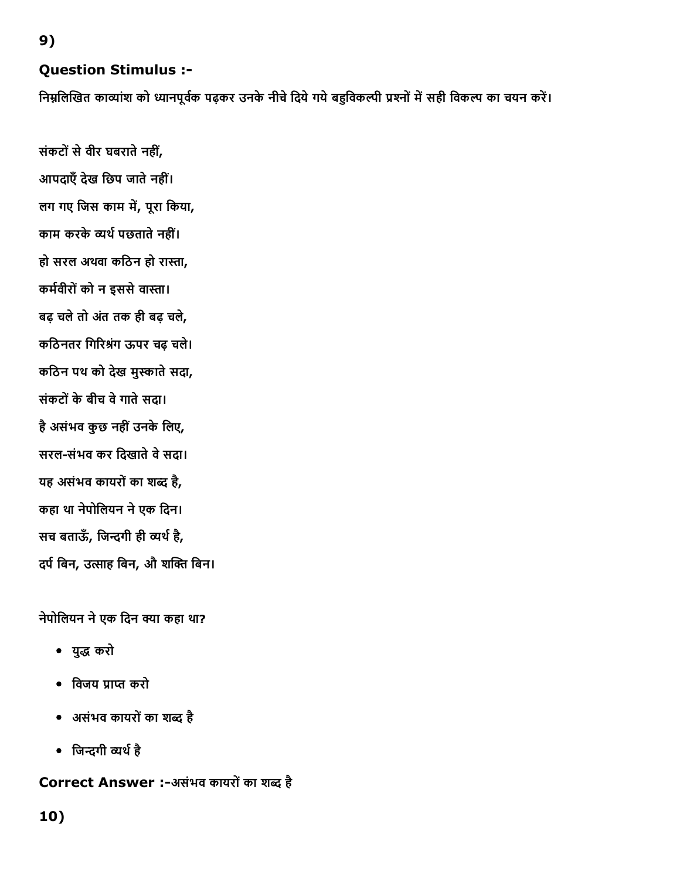9)

**Question Stimulus :-**

**निम्नलिखित काव्यांश को ध्यानपूर्वक पढ़कर उनके नीचे दिये गये बहुविकल्पी प्रश्नों में सही विकल्प का चयन करें।**

संकटों से वीर घबराते नहीं,

आपदाएँ देख छिप जाते नहीं।

लग गए जिस काम में, पूरा किया,

काम करके व्यर्थ पछताते नहीं।

हो सरल अथवा कठिन हो रास्ता,

कर्मवीरों को न इससे वास्ता।

बढ़ चले तो अंत तक ही बढ़ चले,

कठिनतर गिरिश्रृंग ऊपर चढ़ चले।

कठिन पथ को देख मुस्काते सदा,

संकटों के बीच वे गाते सदा।

है असंभव कुछ नहीं उनके लिए,

सरल-संभव कर दिखाते वे सदा।

यह असंभव कायरों का शब्द है,

कहा था नेपोलियन ने एक दिन।

सच बताऊँ, जिन्दगी ही व्यर्थ है,

दर्प बिन, उत्साह बिन, औ शक्ति बिन।

नेपोलियन ने एक दिन क्या कहा था?

- युद्ध करो
- विजय प्राप्त करो
- असंभव कायरों का शब्द है
- जिन्दगी व्यर्थ है

**Correct Answer :-**असंभव कायरों का शब्द है

10)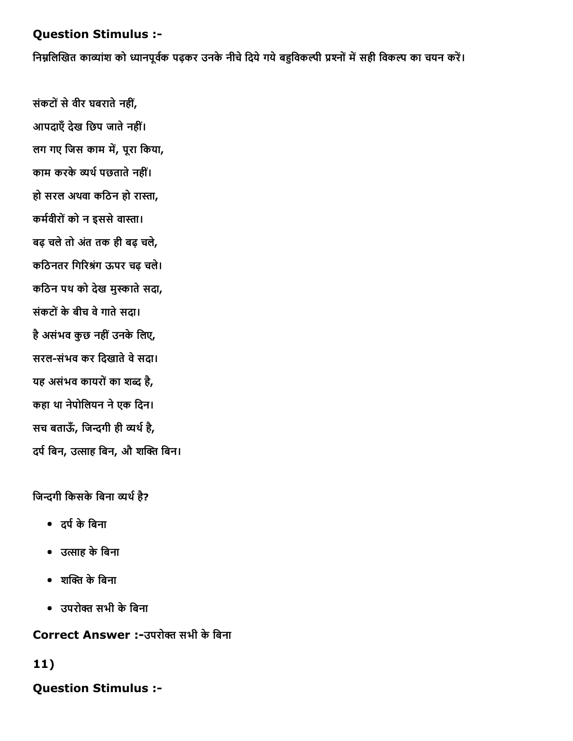**Question Stimulus :-**

निम्नलिखित काव्यांश को ध्यानपूर्वक पढ़कर उनके नीचे दिये गये बहुविकल्पी प्रश्नों में सही विकल्प का चयन करें।

संकटों से वीर घबराते नहीं,

आपदाएँ देख छिप जाते नहीं।

लग गए जिस काम में, पूरा किया,

काम करके व्यर्थ पछताते नहीं।

हो सरल अथवा कठिन हो रास्ता,

कर्मवीरों को न इससे वास्ता।

बढ़ चले तो अंत तक ही बढ़ चले,

कठिनतर गिरिश्रंग ऊपर चढ़ चले।

कठिन पथ को देख मुस्काते सदा,

संकटों के बीच वे गाते सदा।

है असंभव कुछ नहीं उनके लिए,

सरल-संभव कर दिखाते वे सदा।

यह असंभव कायरों का शब्द है,

कहा था नेपोलियन ने एक दिन।

सच बताऊँ, जिन्दगी ही व्यर्थ है,

दर्प बिन, उत्साह बिन, औ शक्ति बिन।

जिन्दगी किसके बिना व्यर्थ है?

- दर्प के बिना
- उत्साह के बिना
- शक्ति के बिना
- उपरोक्त सभी के बिना

**Correct Answer :-**उपरोक्त सभी के बिना

**11)**

**Question Stimulus :-**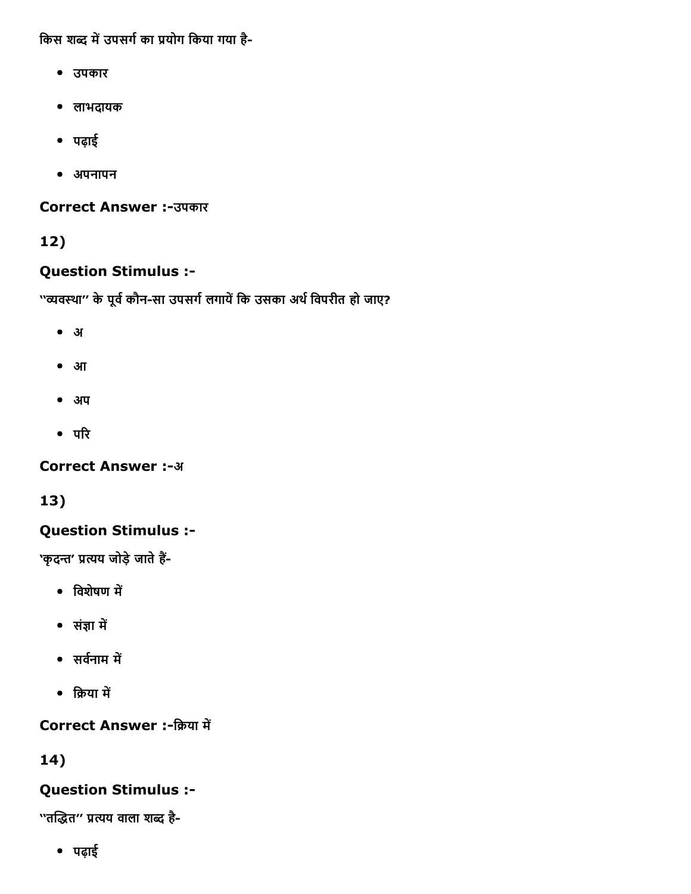किस शब्द में उपसर्ग का प्रयोग किया गया है-

- उपकार
- लाभदायक
- पढ़ाई
- अपनापन

**Correct Answer :-**उपकार

## 12)

**Question Stimulus :-**

"व्यवस्था" के पूर्व कौन-सा उपसर्ग लगायें कि उसका अर्थ विपरीत हो जाए?

- अ
- आ
- अप
- परि

**Correct Answer :-**अ

## 13)

**Question Stimulus :-**

'कृदन्त' प्रत्यय जोड़े जाते हैं-

- विशेषण में
- संज्ञा में
- सर्वनाम में
- क्रिया में

**Correct Answer :-**क्रिया में

## 14)

**Question Stimulus :-**

"तद्धित" प्रत्यय वाला शब्द है-

- पढ़ाई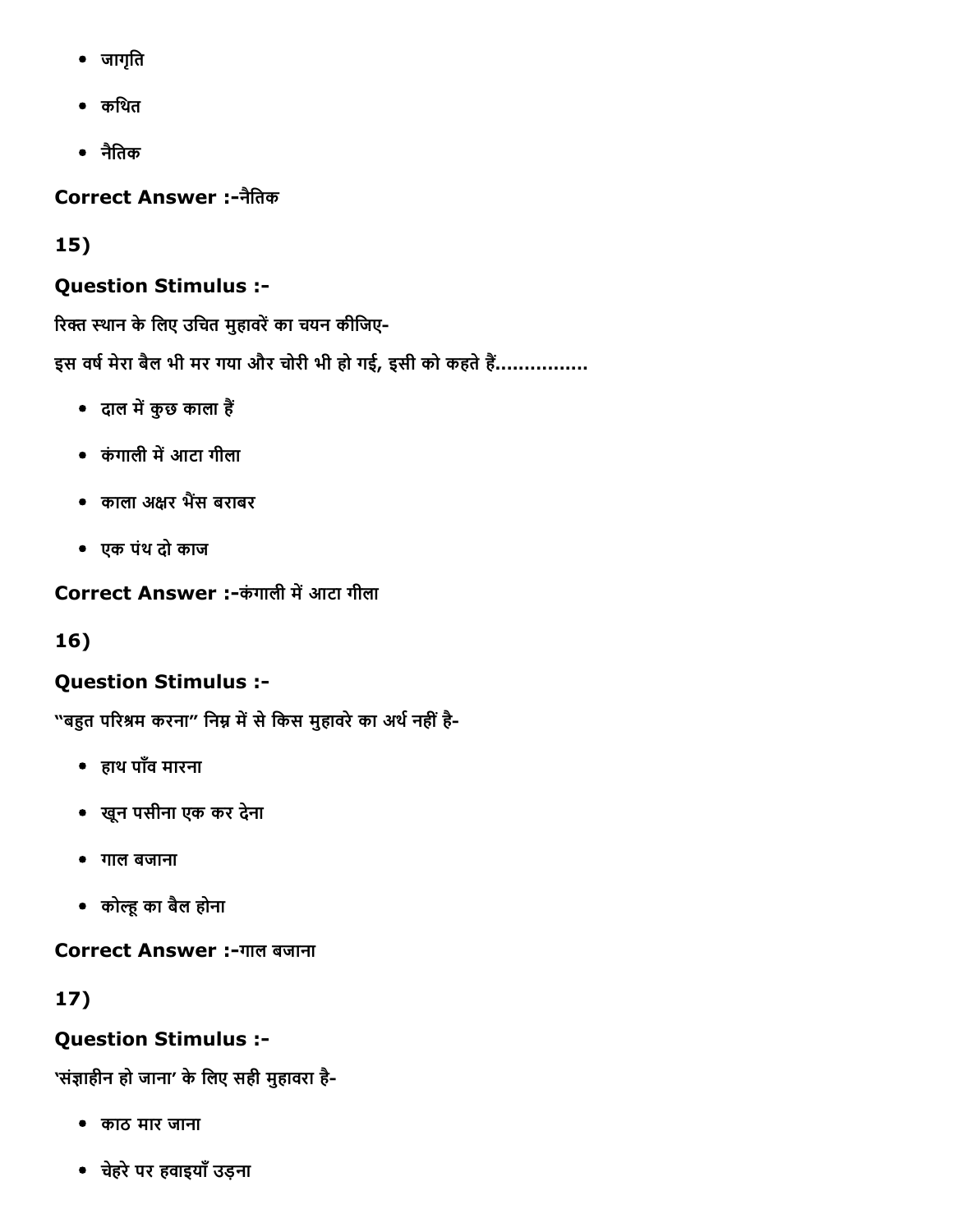- जागृति
- कथित
- नैतिक

**Correct Answer :-**नैतिक

**15)**

**Question Stimulus :-**

रिक्त स्थान के लिए उचित मुहावरें का चयन कीजिए-

इस वर्ष मेरा बैल भी मर गया और चोरी भी हो गई, इसी को कहते हैं................

- दाल में कुछ काला हैं
- कंगाली में आटा गीला
- काला अक्षर भैंस बराबर
- एक पंथ दो काज

**Correct Answer :-**कंगाली में आटा गीला

**16)**

**Question Stimulus :-**

"बहुत परिश्रम करना" निम्न में से किस मुहावरे का अर्थ नहीं है-

- हाथ पाँव मारना
- खून पसीना एक कर देना
- गाल बजाना
- कोल्हू का बैल होना

**Correct Answer :-**गाल बजाना

**17)**

**Question Stimulus :-**

'संज्ञाहीन हो जाना' के लिए सही मुहावरा है-

- काठ मार जाना
- चेहरे पर हवाइयाँ उड़ना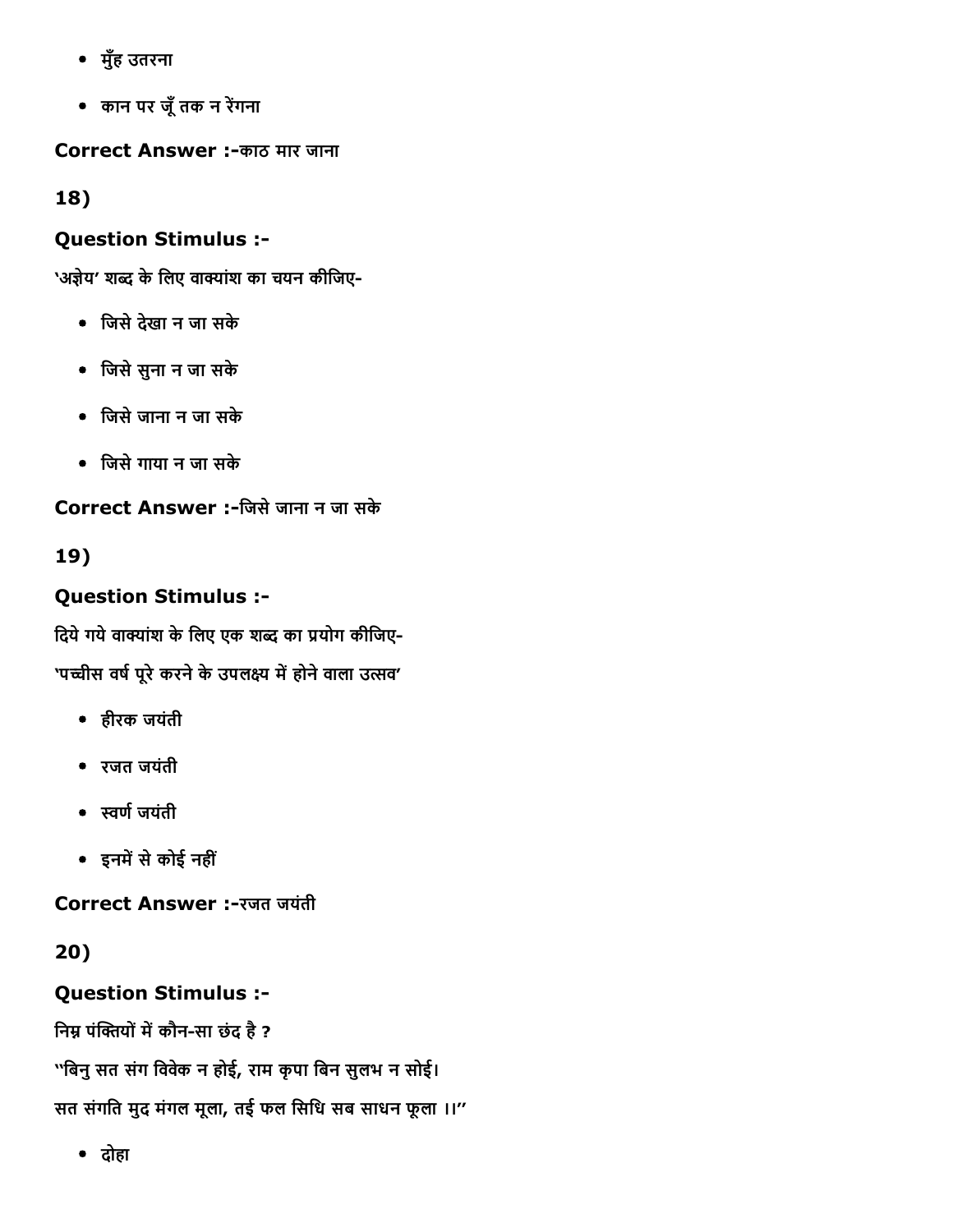- मुँह उतरना
- कान पर जूँ तक न रेंगना

**Correct Answer :-**काठ मार जाना

**18)**

**Question Stimulus :-**

'अज्ञेय' शब्द के लिए वाक्यांश का चयन कीजिए-

- जिसे देखा न जा सके
- जिसे सुना न जा सके
- जिसे जाना न जा सके
- जिसे गाया न जा सके

**Correct Answer :-**जिसे जाना न जा सके

**19)**

**Question Stimulus :-**

दिये गये वाक्यांश के लिए एक शब्द का प्रयोग कीजिए-

'पच्चीस वर्ष पूरे करने के उपलक्ष्य में होने वाला उत्सव'

- हीरक जयंती
- रजत जयंती
- स्वर्ण जयंती
- इनमें से कोई नहीं

**Correct Answer :-**रजत जयंती

**20)**

**Question Stimulus :-**

निम्न पंक्तियों में कौन-सा छंद है ?

"बिनु सत संग विवेक न होई, राम कृपा बिन सुलभ न सोई।

सत संगति मुद मंगल मूला, तई फल सिधि सब साधन फूला ।।"

- दोहा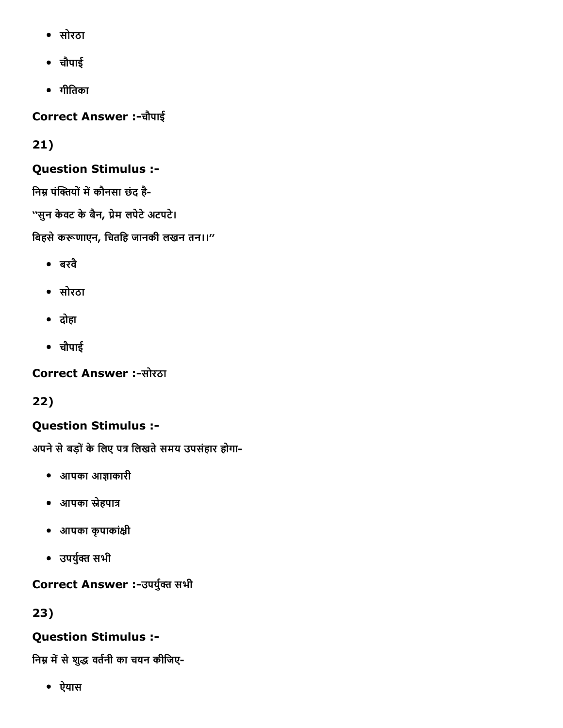- सोरठा
- चौपाई
- गीतिका

**Correct Answer :-**चौपाई

**21)**

**Question Stimulus :-**

निम्न पंक्तियों में कौनसा छंद है-

"सुन केवट के बैन, प्रेम लपेटे अटपटे।

बिहसे करूणाएन, चितहि जानकी लखन तन।।"

- बरवै
- सोरठा
- दोहा
- चौपाई

**Correct Answer :-**सोरठा

**22)**

**Question Stimulus :-**

अपने से बड़ों के लिए पत्र लिखते समय उपसंहार होगा-

- आपका आज्ञाकारी
- आपका स्नेहपात्र
- आपका कृपाकांक्षी
- उपर्युक्त सभी

**Correct Answer :-**उपर्युक्त सभी

**23)**

**Question Stimulus :-**

निम्न में से शुद्ध वर्तनी का चयन कीजिए-

- ऐयास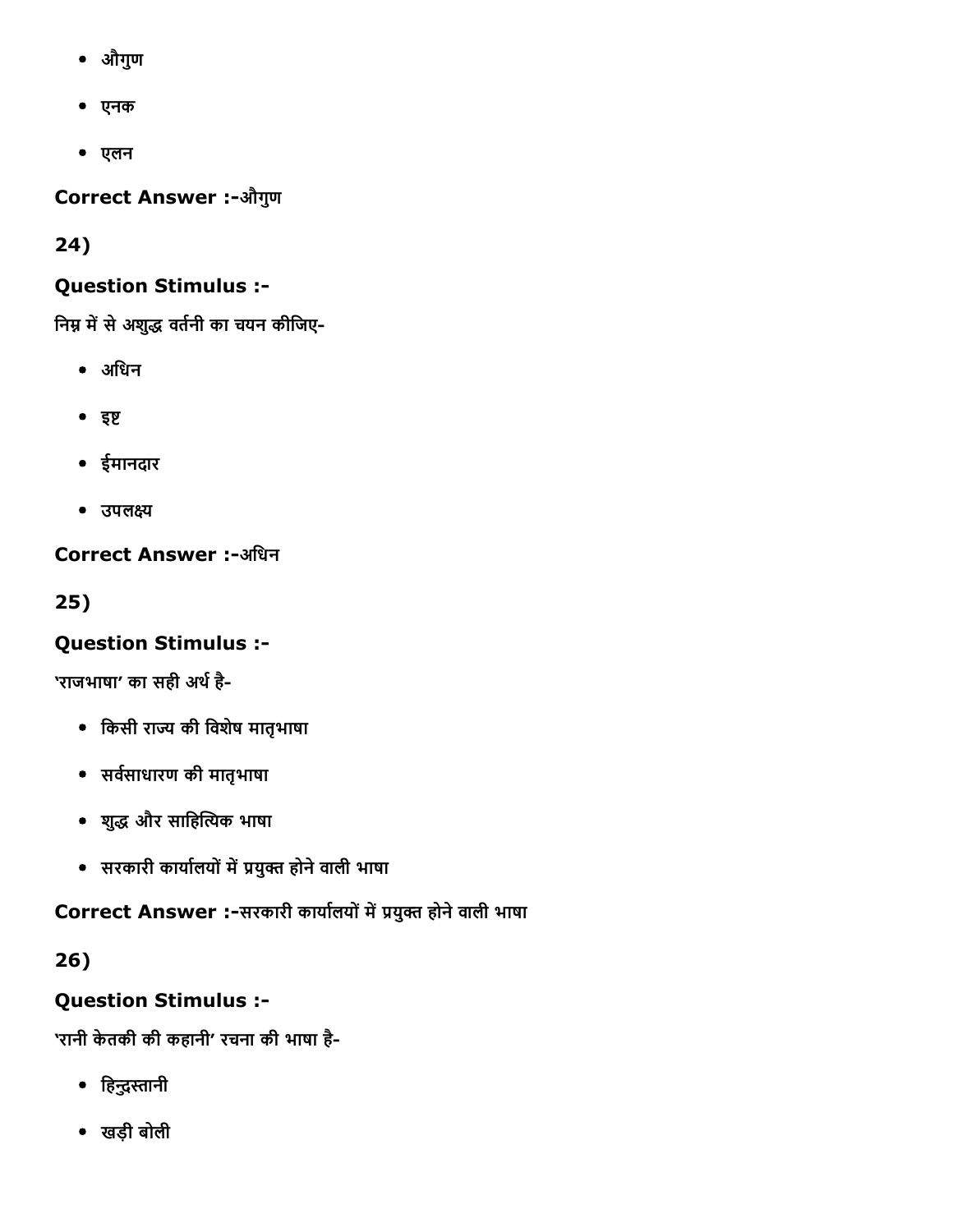- औगुण
- एनक
- एलन

**Correct Answer :-**औगुण

**24)**

**Question Stimulus :-**

निम्न में से अशुद्ध वर्तनी का चयन कीजिए-

- अधिन
- इष्ट
- ईमानदार
- उपलक्ष्य

**Correct Answer :-**अधिन

**25)**

**Question Stimulus :-**

'राजभाषा' का सही अर्थ है-

- किसी राज्य की विशेष मातृभाषा
- सर्वसाधारण की मातृभाषा
- शुद्ध और साहित्यिक भाषा
- सरकारी कार्यालयों में प्रयुक्त होने वाली भाषा

**Correct Answer :-**सरकारी कार्यालयों में प्रयुक्त होने वाली भाषा

**26)**

**Question Stimulus :-**

'रानी केतकी की कहानी' रचना की भाषा है-

- हिन्दुस्तानी
- खड़ी बोली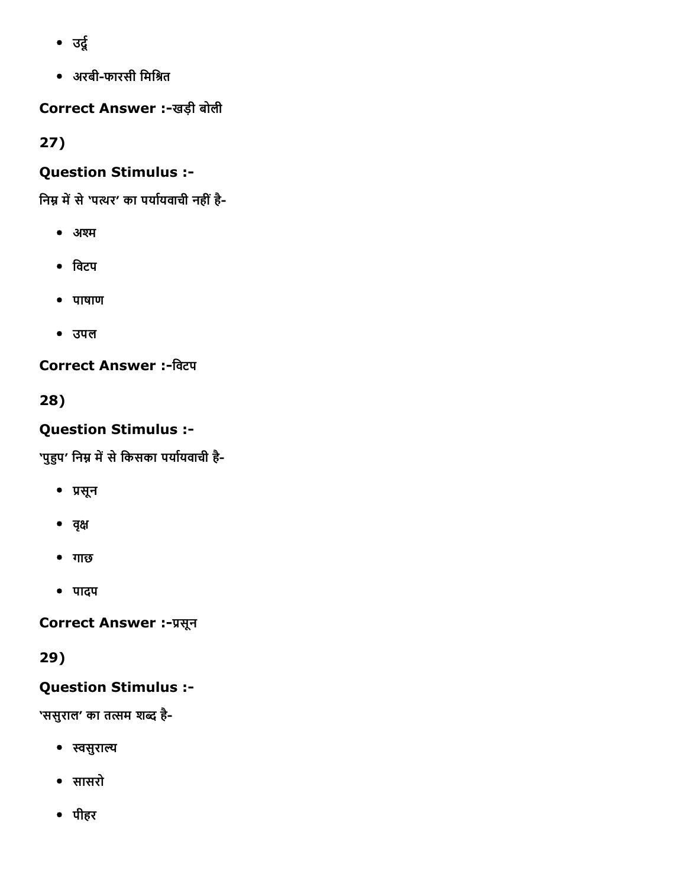- उर्दू
- अरबी-फारसी मिश्रित

**Correct Answer :-**खड़ी बोली

**27)**

**Question Stimulus :-**

निम्न में से 'पत्थर' का पर्यायवाची नहीं है-

- अश्म
- विटप
- पाषाण
- उपल

**Correct Answer :-**विटप

**28)**

**Question Stimulus :-**

'पुहुप' निम्न में से किसका पर्यायवाची है-

- प्रसून
- वृक्ष
- गाछ
- पादप

**Correct Answer :-**प्रसून

**29)**

**Question Stimulus :-**

'ससुराल' का तत्सम शब्द है-

- स्वसुराल्य
- सासरो
- पीहर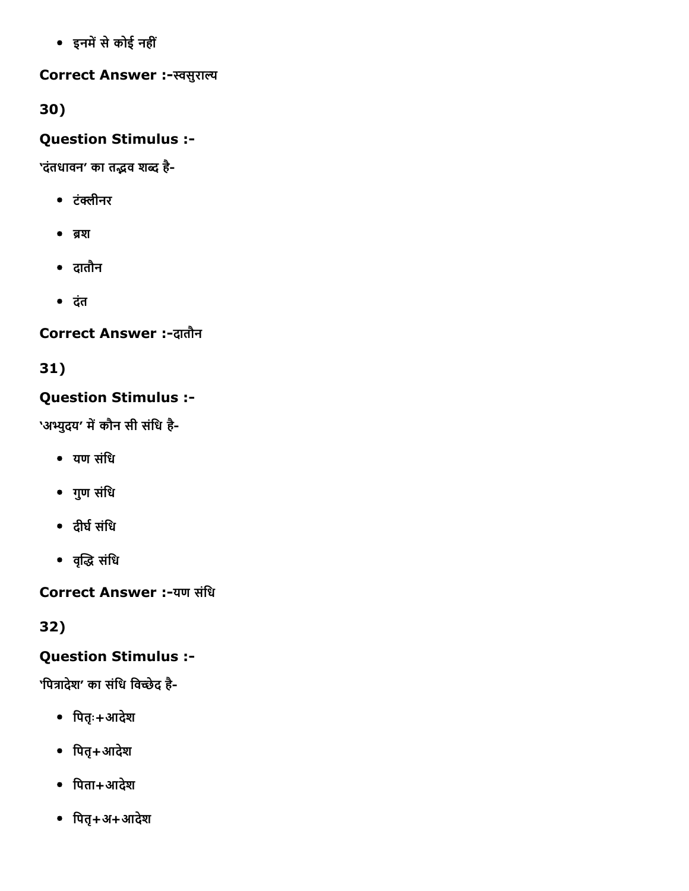- इनमें से कोई नहीं

**Correct Answer :-**स्वसुराल्य

**30)**

**Question Stimulus :-**

'दंतधावन' का तद्भव शब्द है-

- टंक्लीनर
- ब्रश
- दातौन
- दंत

**Correct Answer :-**दातौन

**31)**

**Question Stimulus :-**

'अभ्युदय' में कौन सी संधि है-

- यण संधि
- गुण संधि
- दीर्घ संधि
- वृद्धि संधि

**Correct Answer :-**यण संधि

**32)**

**Question Stimulus :-**

'पित्रादेश' का संधि विच्छेद है-

- पितृः+आदेश
- पितृ+आदेश
- पिता+आदेश
- पितृ+अ+आदेश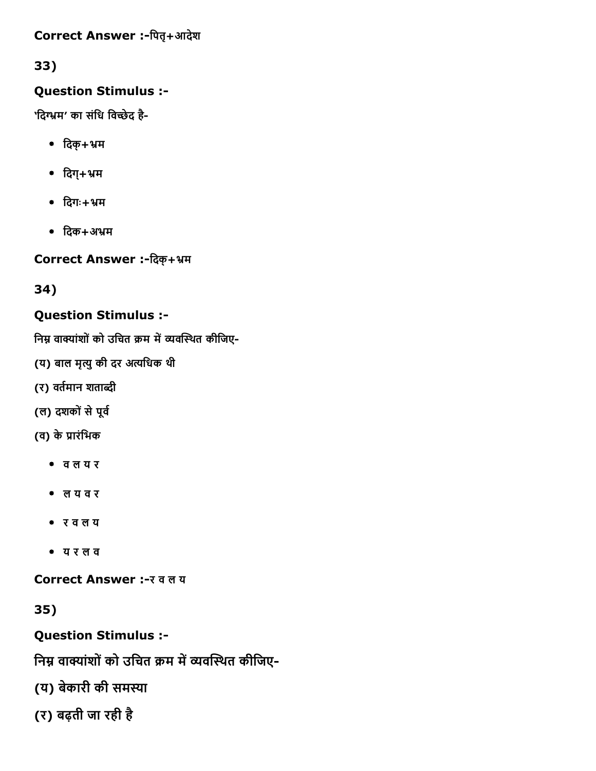Correct Answer :-पितृ+आदेश

33)

**Question Stimulus :-**

'दिग्भ्रम' का संधि विच्छेद है-

- दिक्+भ्रम
- दिग्+भ्रम
- दिगः+भ्रम
- दिक+अभ्रम

**Correct Answer :-**दिक्+भ्रम

34)

**Question Stimulus :-**

निम्न वाक्यांशों को उचित क्रम में व्यवस्थित कीजिए-

(य) बाल मृत्यु की दर अत्यधिक थी

(र) वर्तमान शताब्दी

(ल) दशकों से पूर्व

(व) के प्रारंभिक

- व ल य र
- ल य व र
- र व ल य
- य र ल व

**Correct Answer :-**र व ल य

35)

**Question Stimulus :-**

निम्न वाक्यांशों को उचित क्रम में व्यवस्थित कीजिए-

(य) बेकारी की समस्या

(र) बढ़ती जा रही है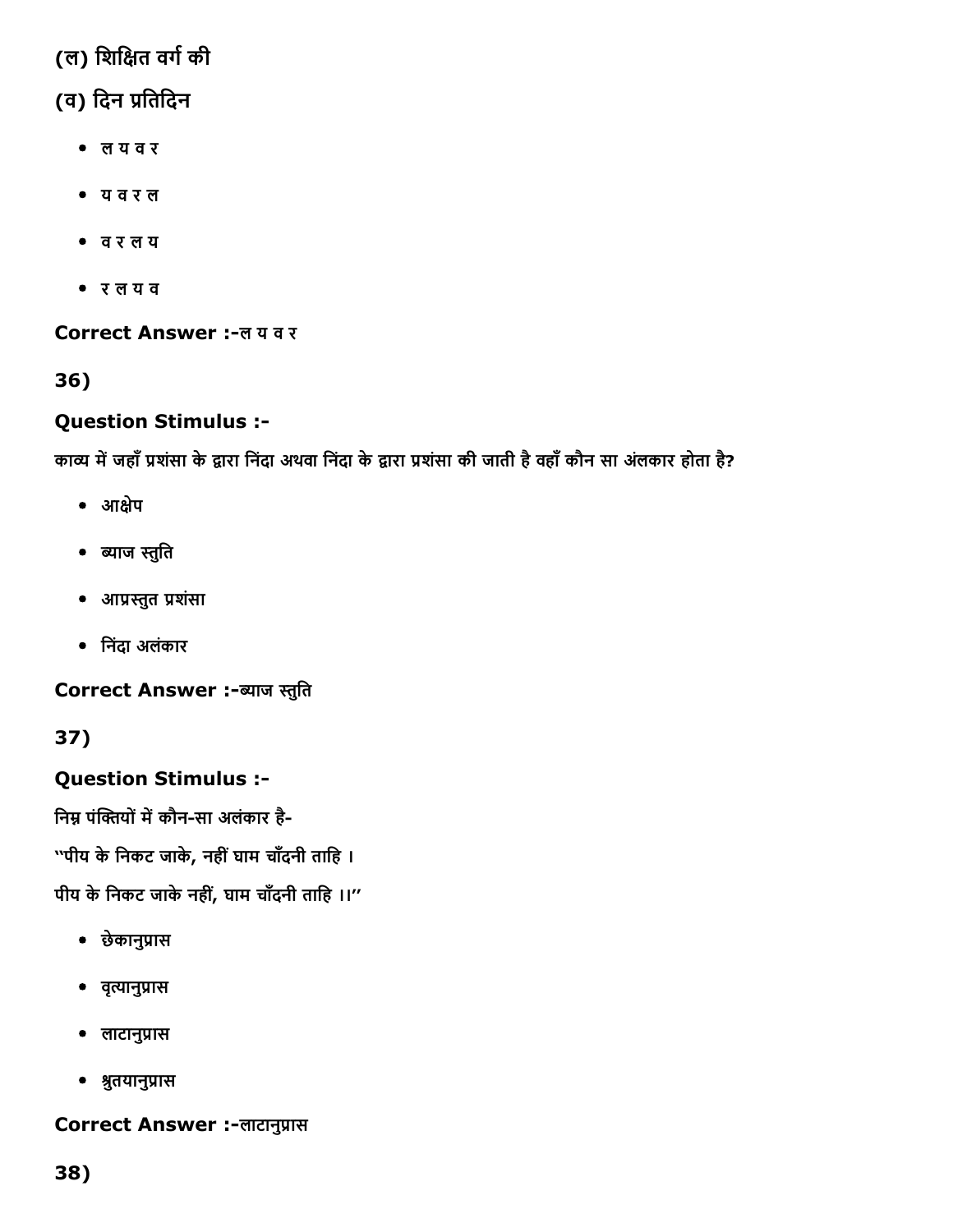(ल) शिक्षित वर्ग की

(व) दिन प्रतिदिन

- ल य व र
- य व र ल
- व र ल य
- र ल य व

**Correct Answer :-**ल य व र

**36)**

**Question Stimulus :-**

काव्य में जहाँ प्रशंसा के द्वारा निंदा अथवा निंदा के द्वारा प्रशंसा की जाती है वहाँ कौन सा अंलकार होता है?

- आक्षेप
- ब्याज स्तुति
- आप्रस्तुत प्रशंसा
- निंदा अलंकार

**Correct Answer :-**ब्याज स्तुति

**37)**

**Question Stimulus :-**

निम्न पंक्तियों में कौन-सा अलंकार है-

"पीय के निकट जाके, नहीं घाम चाँदनी ताहि ।

पीय के निकट जाके नहीं, घाम चाँदनी ताहि ।।"

- छेकानुप्रास
- वृत्यानुप्रास
- लाटानुप्रास
- श्रुतयानुप्रास

**Correct Answer :-**लाटानुप्रास

**38)**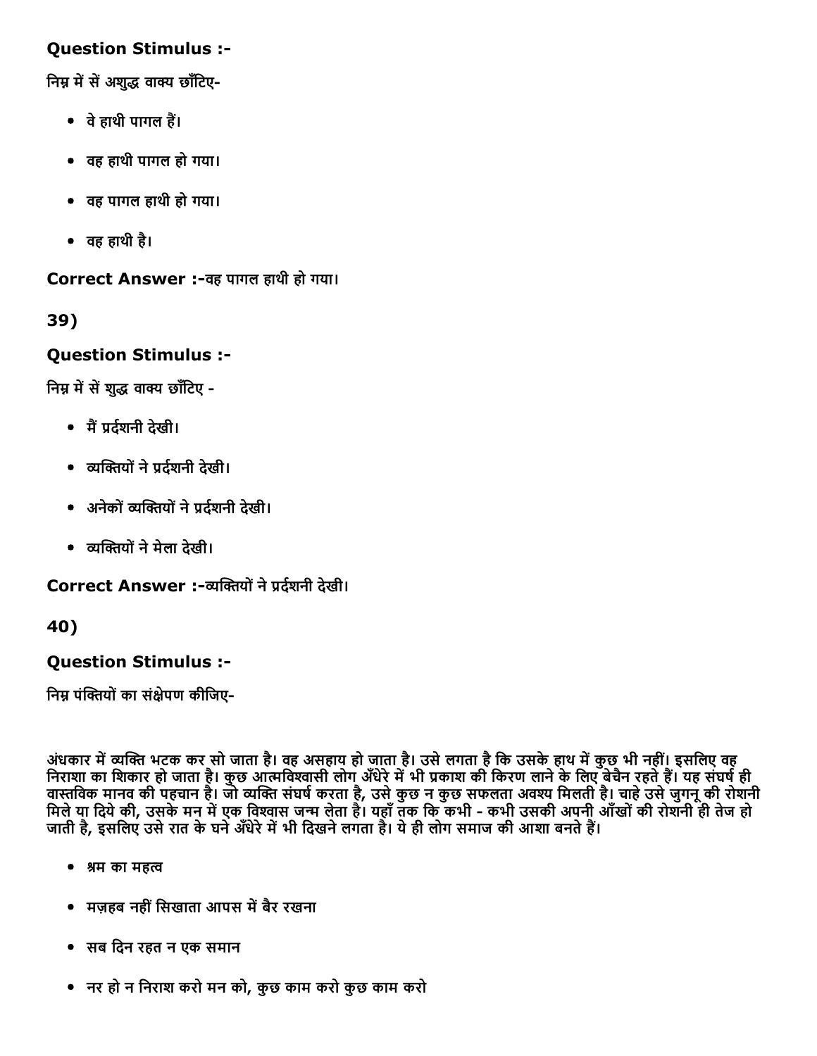## Question Stimulus :-

निम्न में सें अशुद्ध वाक्य छाँटिए-

- वे हाथी पागल हैं।
- वह हाथी पागल हो गया।
- वह पागल हाथी हो गया।
- वह हाथी है।

**Correct Answer :-**वह पागल हाथी हो गया।

## 39)

## Question Stimulus :-

निम्न में सें शुद्ध वाक्य छाँटिए -

- मैं प्रर्दशनी देखी।
- व्यक्तियों ने प्रर्दशनी देखी।
- अनेकों व्यक्तियों ने प्रर्दशनी देखी।
- व्यक्तियों ने मेला देखी।

**Correct Answer :-**व्यक्तियों ने प्रर्दशनी देखी।

## 40)

## Question Stimulus :-

निम्न पंक्तियों का संक्षेपण कीजिए-

अंधकार में व्यक्ति भटक कर सो जाता है। वह असहाय हो जाता है। उसे लगता है कि उसके हाथ में कुछ भी नहीं। इसलिए वह निराशा का शिकार हो जाता है। कुछ आत्मविश्वासी लोग अँधेरे में भी प्रकाश की किरण लाने के लिए बेचैन रहते हैं। यह संघर्ष ही वास्तविक मानव की पहचान है। जो व्यक्ति संघर्ष करता है, उसे कुछ न कुछ सफलता अवश्य मिलती है। चाहे उसे जुगनू की रोशनी मिले या दिये की, उसके मन में एक विश्वास जन्म लेता है। यहाँ तक कि कभी - कभी उसकी अपनी आँखों की रोशनी ही तेज हो जाती है, इसलिए उसे रात के घने अँधेरे में भी दिखने लगता है। ये ही लोग समाज की आशा बनते हैं।

- श्रम का महत्व
- मज़हब नहीं सिखाता आपस में बैर रखना
- सब दिन रहत न एक समान
- नर हो न निराश करो मन को, कुछ काम करो कुछ काम करो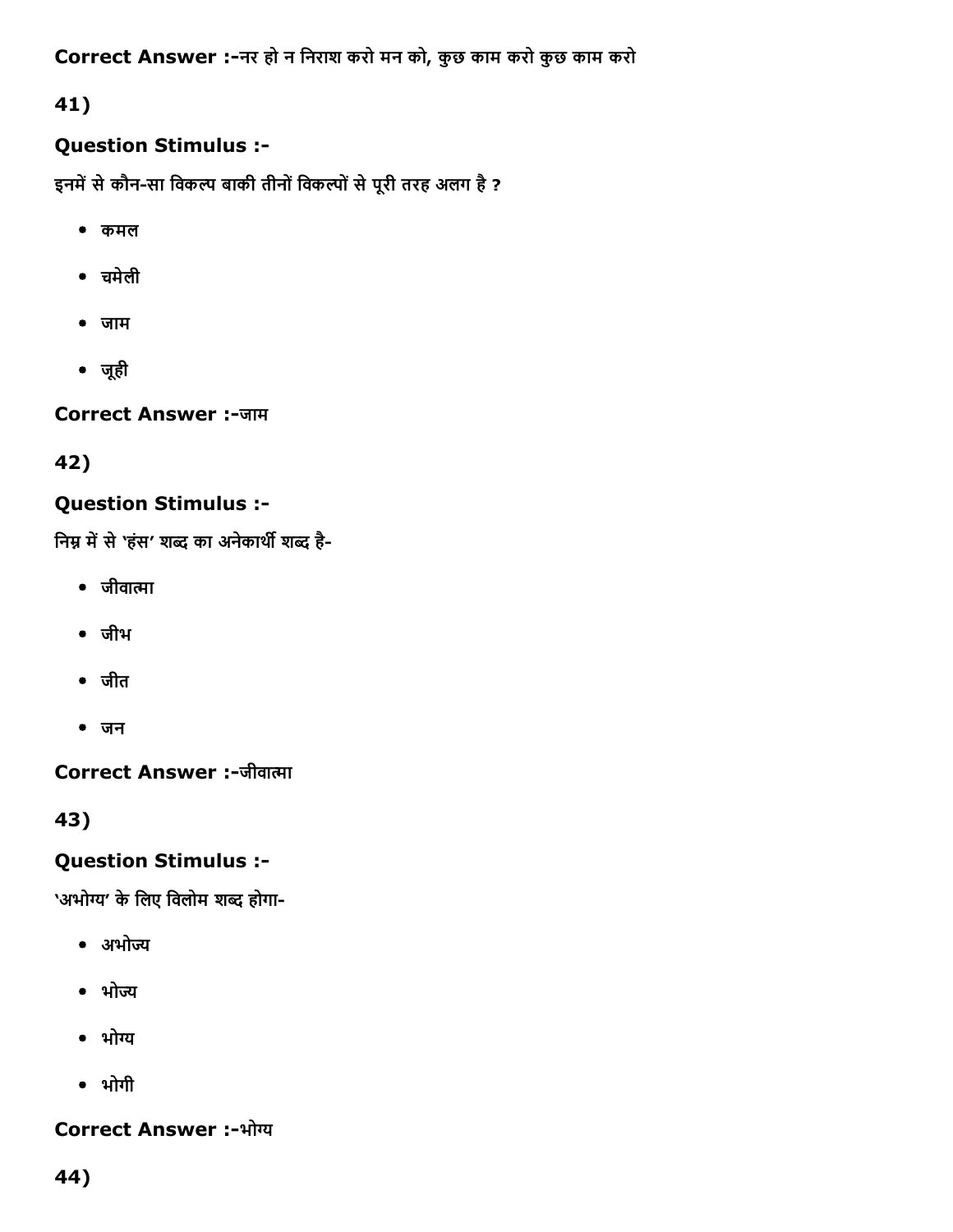**Correct Answer :-**नर हो न निराश करो मन को, कुछ काम करो कुछ काम करो

**41)**

**Question Stimulus :-**

इनमें से कौन-सा विकल्प बाकी तीनों विकल्पों से पूरी तरह अलग है ?

- कमल
- चमेली
- जाम
- जूही

**Correct Answer :-**जाम

**42)**

**Question Stimulus :-**

निम्न में से 'हंस' शब्द का अनेकार्थी शब्द है-

- जीवात्मा
- जीभ
- जीत
- जन

**Correct Answer :-**जीवात्मा

**43)**

**Question Stimulus :-**

'अभोग्य' के लिए विलोम शब्द होगा-

- अभोज्य
- भोज्य
- भोग्य
- भोगी

**Correct Answer :-**भोग्य

**44)**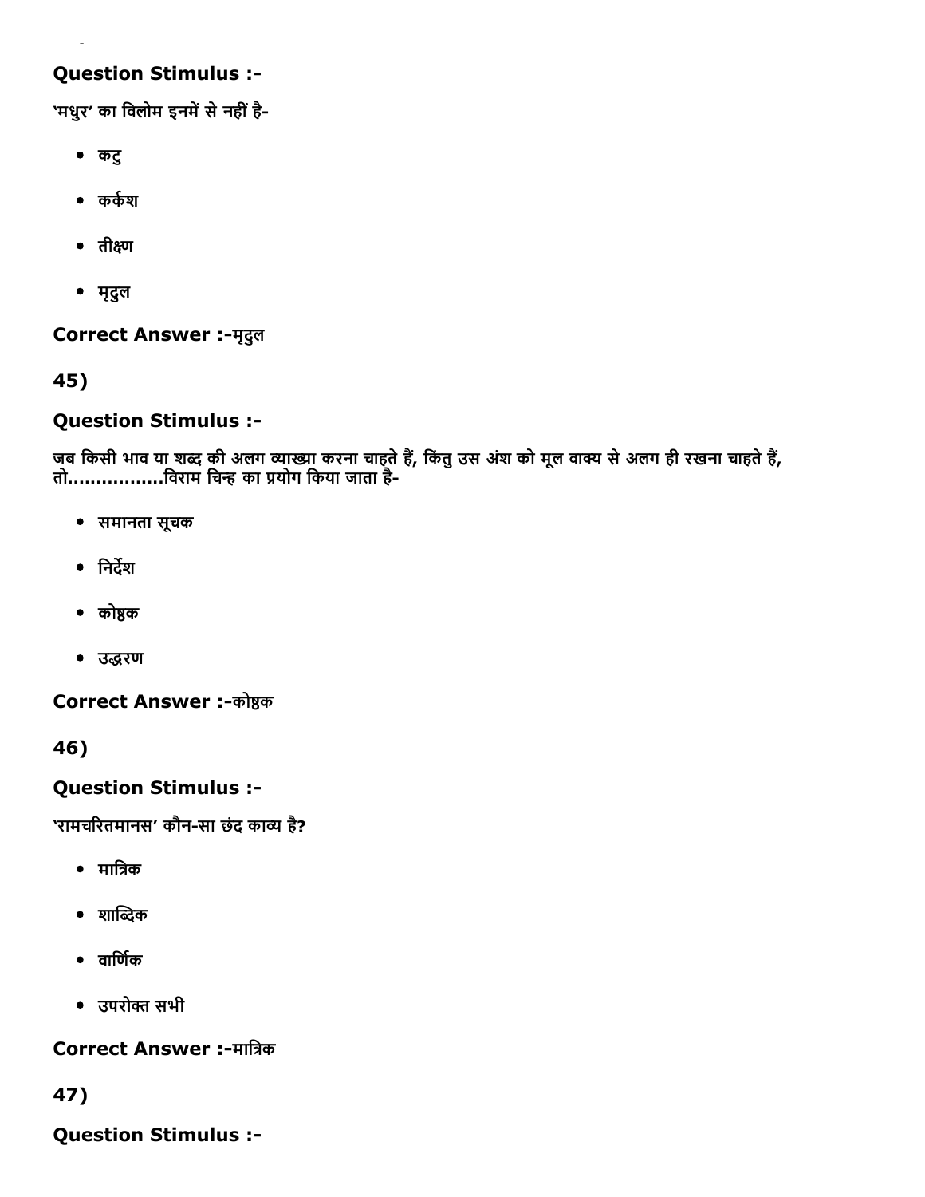### Question Stimulus :-

'मधुर' का विलोम इनमें से नहीं है-

- कटु
- कर्कश
- तीक्ष्ण
- मृदुल

**Correct Answer :-**मृदुल

**45)**

### Question Stimulus :-

जब किसी भाव या शब्द की अलग व्याख्या करना चाहते हैं, किंतु उस अंश को मूल वाक्य से अलग ही रखना चाहते हैं, तो.................विराम चिन्ह का प्रयोग किया जाता है-

- समानता सूचक
- निर्देश
- कोष्ठक
- उद्धरण

**Correct Answer :-**कोष्ठक

**46)**

### Question Stimulus :-

'रामचरितमानस' कौन-सा छंद काव्य है?

- मात्रिक
- शाब्दिक
- वार्णिक
- उपरोक्त सभी

**Correct Answer :-**मात्रिक

**47)**

### Question Stimulus :-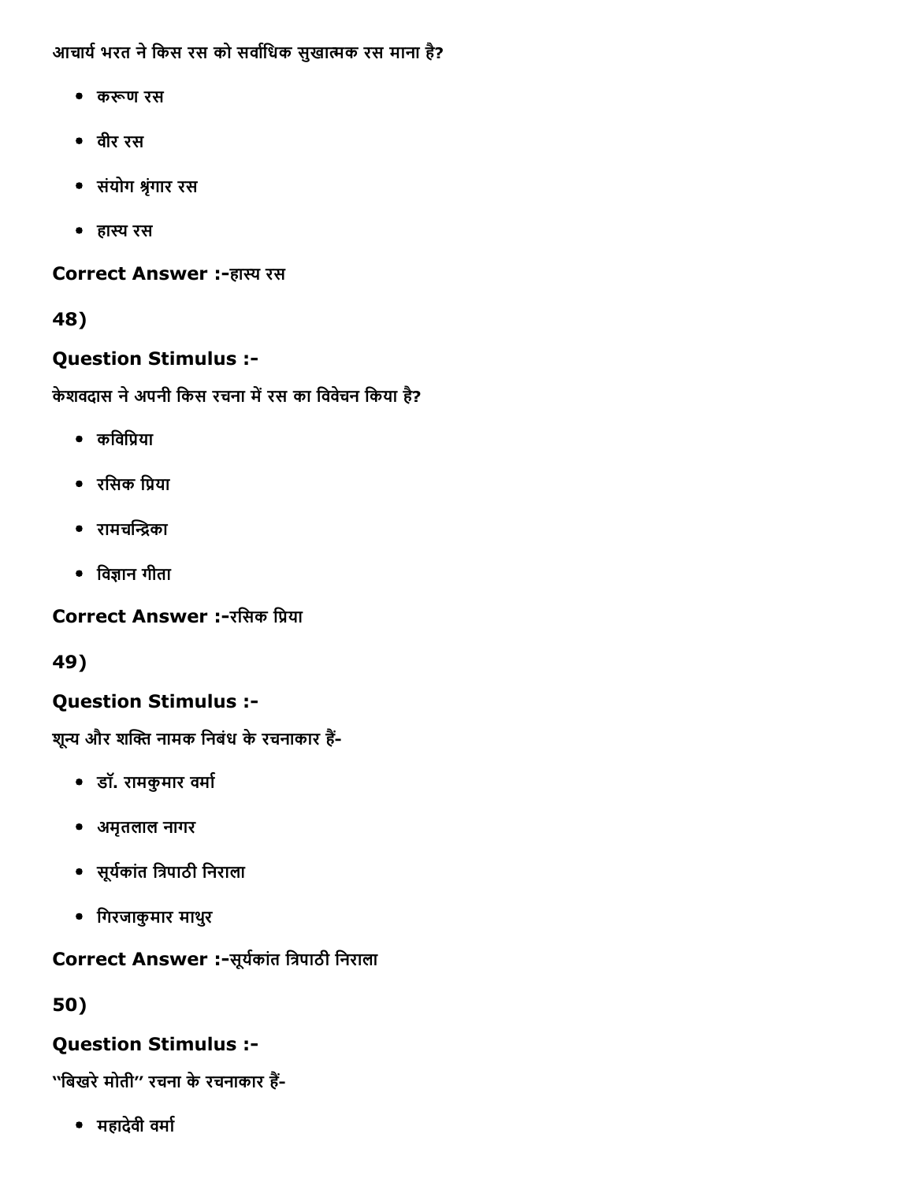आचार्य भरत ने किस रस को सर्वाधिक सुखात्मक रस माना है?

- करूण रस
- वीर रस
- संयोग श्रृंगार रस
- हास्य रस

**Correct Answer :-**हास्य रस

**48)**

**Question Stimulus :-**

केशवदास ने अपनी किस रचना में रस का विवेचन किया है?

- कविप्रिया
- रसिक प्रिया
- रामचन्द्रिका
- विज्ञान गीता

**Correct Answer :-**रसिक प्रिया

**49)**

**Question Stimulus :-**

शून्य और शक्ति नामक निबंध के रचनाकार हैं-

- डॉ. रामकुमार वर्मा
- अमृतलाल नागर
- सूर्यकांत त्रिपाठी निराला
- गिरजाकुमार माथुर

**Correct Answer :-**सूर्यकांत त्रिपाठी निराला

**50)**

**Question Stimulus :-**

"बिखरे मोती" रचना के रचनाकार हैं-

- महादेवी वर्मा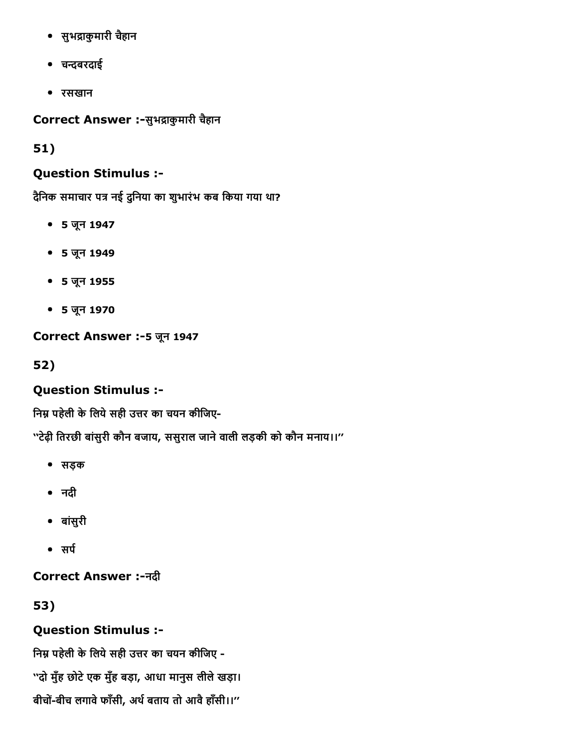- सुभद्राकुमारी चैहान
- चन्दबरदाई
- रसखान

**Correct Answer :-**सुभद्राकुमारी चैहान

**51)**

**Question Stimulus :-**

दैनिक समाचार पत्र नई दुनिया का शुभारंभ कब किया गया था?

- 5 जून 1947
- 5 जून 1949
- 5 जून 1955
- 5 जून 1970

**Correct Answer :-**5 जून 1947

**52)**

**Question Stimulus :-**

निम्न पहेली के लिये सही उत्तर का चयन कीजिए-

"टेढ़ी तिरछी बांसुरी कौन बजाय, ससुराल जाने वाली लड़की को कौन मनाय।।"

- सड़क
- नदी
- बांसुरी
- सर्प

**Correct Answer :-**नदी

**53)**

**Question Stimulus :-**

निम्न पहेली के लिये सही उत्तर का चयन कीजिए -

"दो मुँह छोटे एक मुँह बड़ा, आधा मानुस लीले खड़ा।

बीचों-बीच लगावे फाँसी, अर्थ बताय तो आवै हाँसी।।"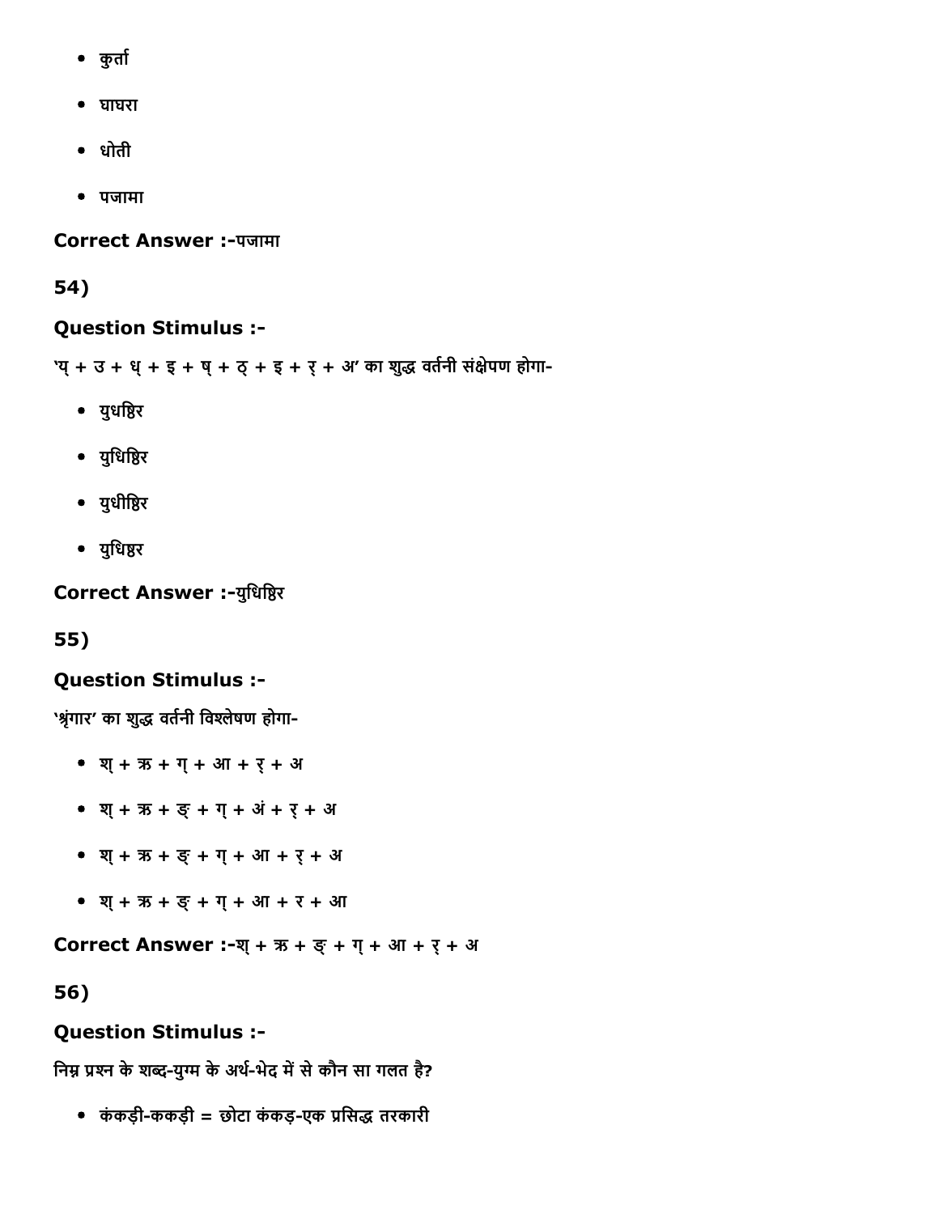- कुर्ता
- घाघरा
- धोती
- पजामा

**Correct Answer :-**पजामा

**54)**

**Question Stimulus :-**

'य् + उ + ध् + इ + ष् + ठ् + इ + र् + अ' का शुद्ध वर्तनी संक्षेपण होगा-

- युधष्ठिर
- युधिष्ठिर
- युधीष्ठिर
- युधिष्ठर

**Correct Answer :-**युधिष्ठिर

**55)**

**Question Stimulus :-**

'श्रृंगार' का शुद्ध वर्तनी विश्लेषण होगा-

- श् + ऋ + ग् + आ + र् + अ
- श् + ऋ + ङ् + ग् + अं + र् + अ
- श् + ऋ + ङ् + ग् + आ + र् + अ
- श् + ऋ + ङ् + ग् + आ + र + आ

**Correct Answer :-**श् + ऋ + ङ् + ग् + आ + र् + अ

**56)**

**Question Stimulus :-**

निम्न प्रश्न के शब्द-युग्म के अर्थ-भेद में से कौन सा गलत है?

- कंकड़ी-ककड़ी = छोटा कंकड़-एक प्रसिद्ध तरकारी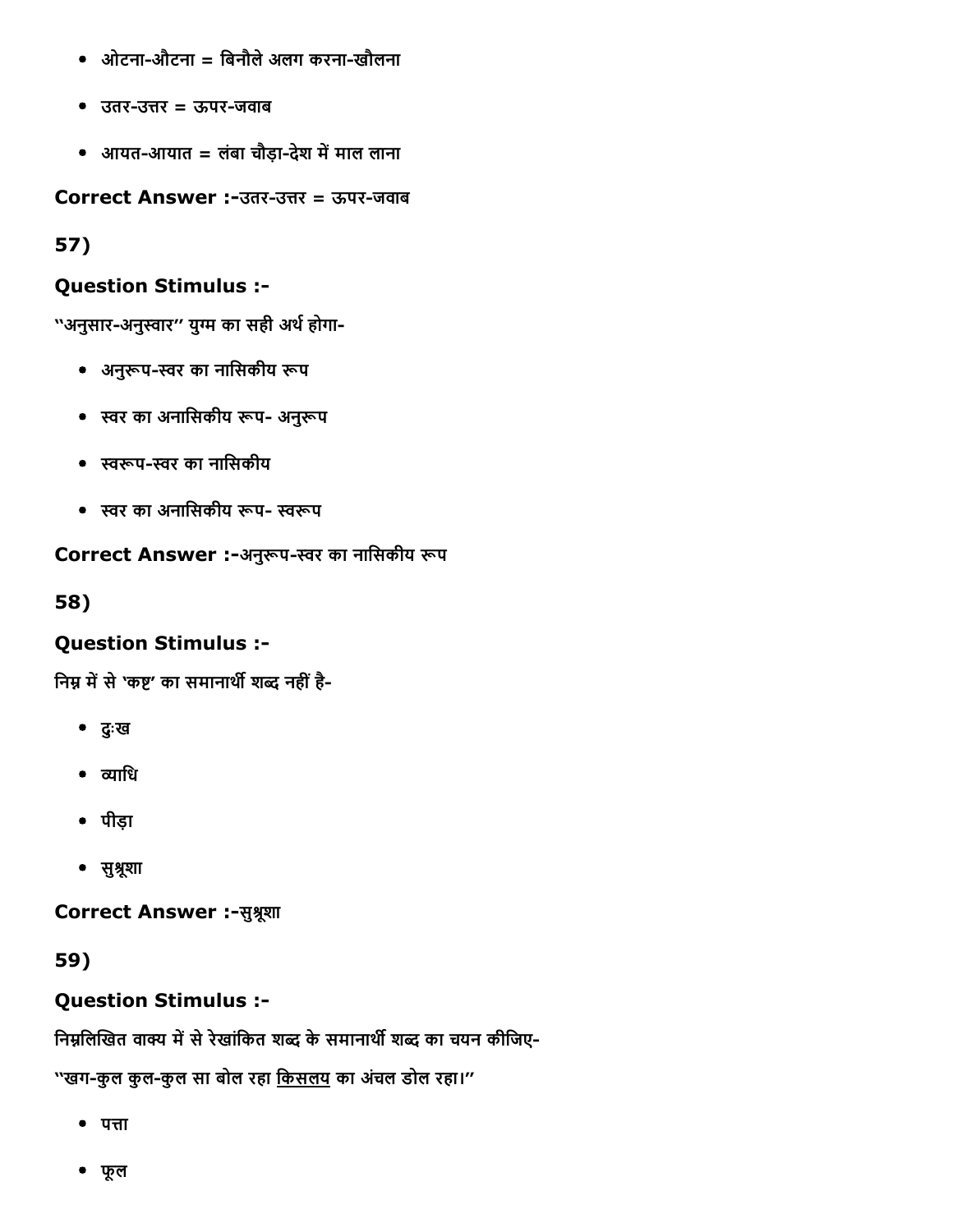- ओटना-औटना = बिनौले अलग करना-खौलना
- उतर-उत्तर = ऊपर-जवाब
- आयत-आयात = लंबा चौड़ा-देश में माल लाना

**Correct Answer :-**उतर-उत्तर = ऊपर-जवाब

**57)**

**Question Stimulus :-**

"अनुसार-अनुस्वार" युग्म का सही अर्थ होगा-

- अनुरूप-स्वर का नासिकीय रूप
- स्वर का अनासिकीय रूप- अनुरूप
- स्वरूप-स्वर का नासिकीय
- स्वर का अनासिकीय रूप- स्वरूप

**Correct Answer :-**अनुरूप-स्वर का नासिकीय रूप

**58)**

**Question Stimulus :-**

निम्न में से 'कष्ट' का समानार्थी शब्द नहीं है-

- दुःख
- व्याधि
- पीड़ा
- सुश्रूशा

**Correct Answer :-**सुश्रूशा

**59)**

**Question Stimulus :-**

निम्नलिखित वाक्य में से रेखांकित शब्द के समानार्थी शब्द का चयन कीजिए-

"खग-कुल कुल-कुल सा बोल रहा <u>किसलय</u> का अंचल डोल रहा।"

- पत्ता
- फूल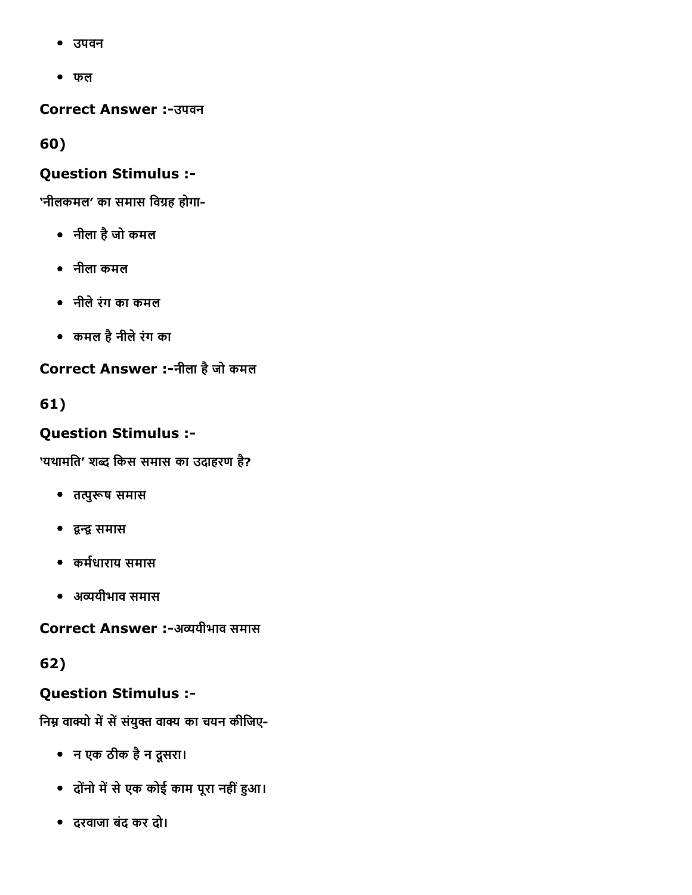- उपवन
- फल

**Correct Answer :-**उपवन

**60)**

**Question Stimulus :-**

'नीलकमल' का समास विग्रह होगा-

- नीला है जो कमल
- नीला कमल
- नीले रंग का कमल
- कमल है नीले रंग का

**Correct Answer :-**नीला है जो कमल

**61)**

**Question Stimulus :-**

'यथामति' शब्द किस समास का उदाहरण है?

- तत्पुरूष समास
- द्वन्द्व समास
- कर्मधाराय समास
- अव्ययीभाव समास

**Correct Answer :-**अव्ययीभाव समास

**62)**

**Question Stimulus :-**

निम्न वाक्यो में सें संयुक्त वाक्य का चयन कीजिए-

- न एक ठीक है न दूसरा।
- दोंनो में से एक कोई काम पूरा नहीं हुआ।
- दरवाजा बंद कर दो।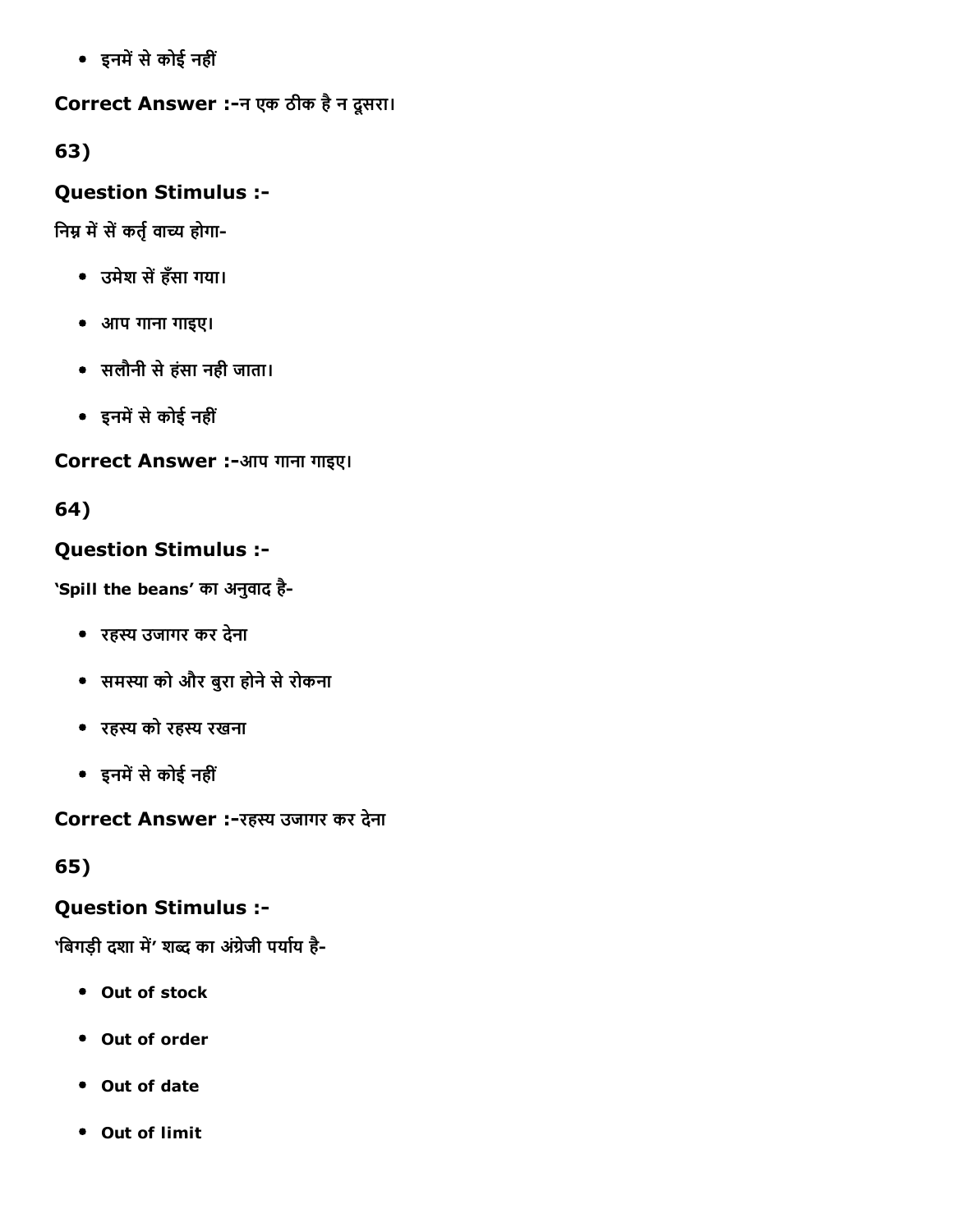- इनमें से कोई नहीं

**Correct Answer :-**न एक ठीक है न दूसरा।

**63)**

**Question Stimulus :-**

निम्न में सें कर्तृ वाच्य होगा-

- उमेश सें हँसा गया।
- आप गाना गाइए।
- सलौनी से हंसा नही जाता।
- इनमें से कोई नहीं

**Correct Answer :-**आप गाना गाइए।

**64)**

**Question Stimulus :-**

'Spill the beans' का अनुवाद है-

- रहस्य उजागर कर देना
- समस्या को और बुरा होने से रोकना
- रहस्य को रहस्य रखना
- इनमें से कोई नहीं

**Correct Answer :-**रहस्य उजागर कर देना

**65)**

**Question Stimulus :-**

'बिगड़ी दशा में' शब्द का अंग्रेजी पर्याय है-

- **Out of stock**
- **Out of order**
- **Out of date**
- **Out of limit**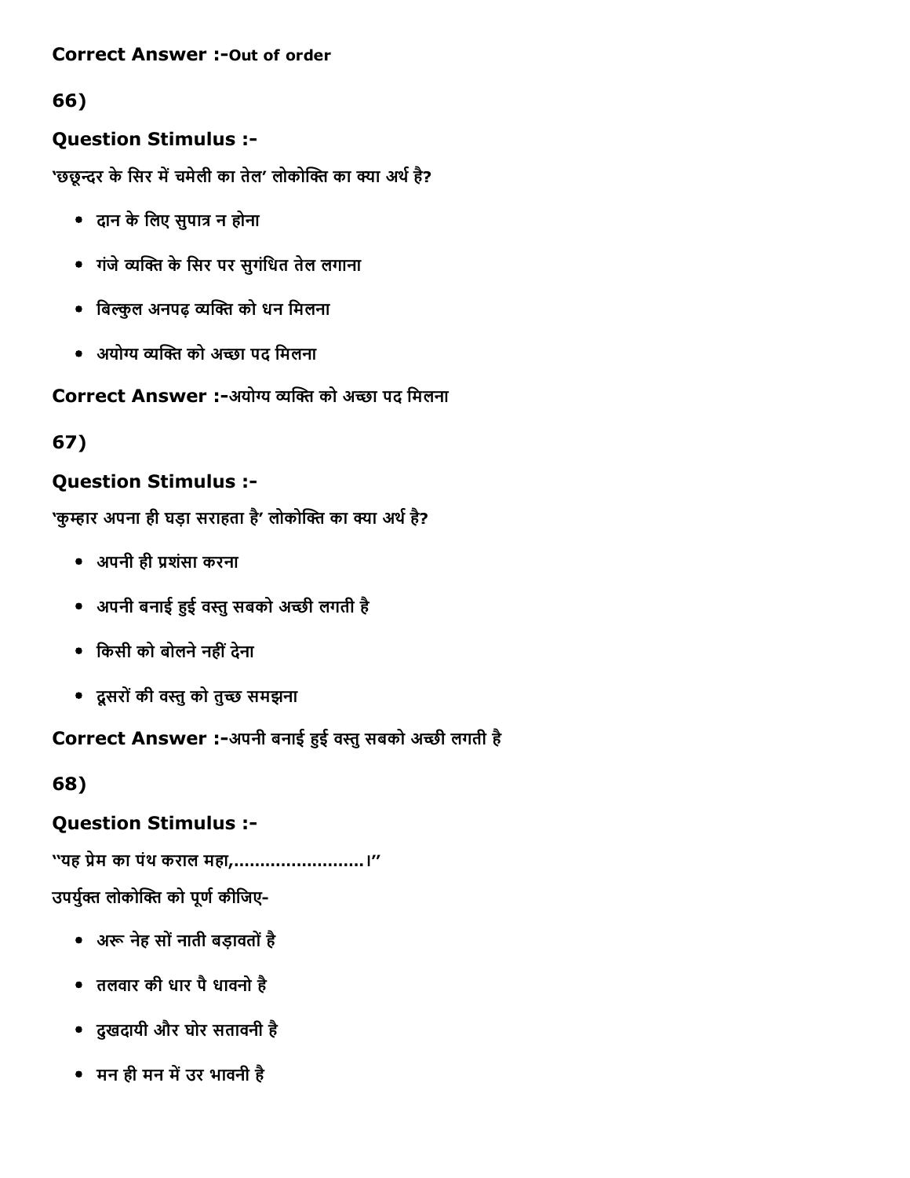**Correct Answer :-**Out of order

**66)**

**Question Stimulus :-**

'छछून्दर के सिर में चमेली का तेल' लोकोक्ति का क्या अर्थ है?

- दान के लिए सुपात्र न होना
- गंजे व्यक्ति के सिर पर सुगंधित तेल लगाना
- बिल्कुल अनपढ़ व्यक्ति को धन मिलना
- अयोग्य व्यक्ति को अच्छा पद मिलना

**Correct Answer :-**अयोग्य व्यक्ति को अच्छा पद मिलना

**67)**

**Question Stimulus :-**

'कुम्हार अपना ही घड़ा सराहता है' लोकोक्ति का क्या अर्थ है?

- अपनी ही प्रशंसा करना
- अपनी बनाई हुई वस्तु सबको अच्छी लगती है
- किसी को बोलने नहीं देना
- दूसरों की वस्तु को तुच्छ समझना

**Correct Answer :-**अपनी बनाई हुई वस्तु सबको अच्छी लगती है

**68)**

**Question Stimulus :-**

"यह प्रेम का पंथ कराल महा,.........................।"

उपर्युक्त लोकोक्ति को पूर्ण कीजिए-

- अरू नेह सों नाती बड़ावतों है
- तलवार की धार पै धावनो है
- दुखदायी और घोर सतावनी है
- मन ही मन में उर भावनी है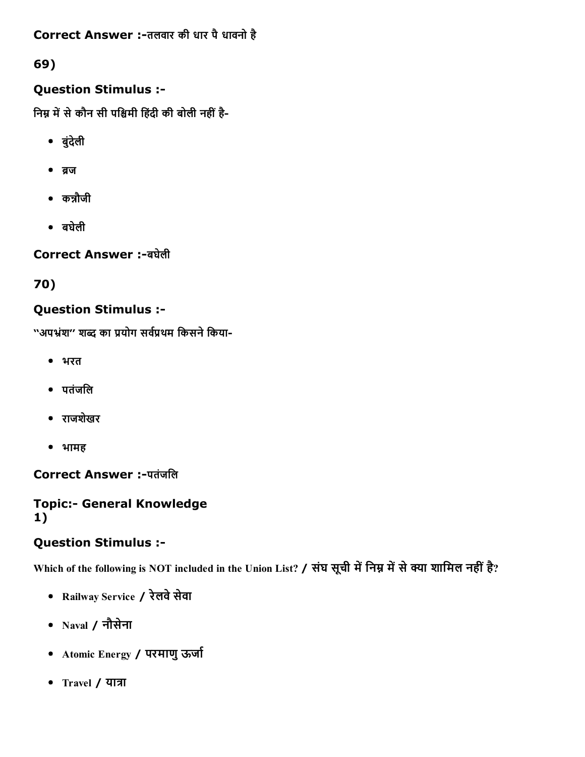**Correct Answer :-**तलवार की धार पै धावनो है

**69)**

### Question Stimulus :-

निम्न में से कौन सी पश्चिमी हिंदी की बोली नहीं है-

- बुंदेली
- ब्रज
- कन्नौजी
- बघेली

**Correct Answer :-**बघेली

**70)**

### Question Stimulus :-

"अपभ्रंश" शब्द का प्रयोग सर्वप्रथम किसने किया-

- भरत
- पतंजलि
- राजशेखर
- भामह

**Correct Answer :-**पतंजलि

### Topic:- General Knowledge

**1)**

### Question Stimulus :-

Which of the following is NOT included in the Union List? / संघ सूची में निम्न में से क्या शामिल नहीं है?

- Railway Service / रेलवे सेवा
- Naval / नौसेना
- Atomic Energy / परमाणु ऊर्जा
- Travel / यात्रा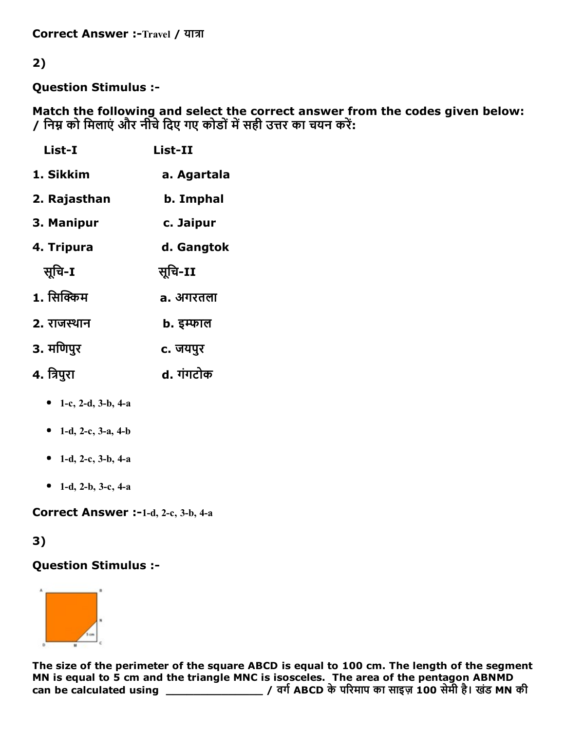**Correct Answer :-**Travel / यात्रा

**2)**

**Question Stimulus :-**

**Match the following and select the correct answer from the codes given below: / निम्न को मिलाएं और नीचे दिए गए कोडों में सही उत्तर का चयन करें:**

| List-I | List-II |
|---|---|
| 1. Sikkim | a. Agartala |
| 2. Rajasthan | b. Imphal |
| 3. Manipur | c. Jaipur |
| 4. Tripura | d. Gangtok |

| सूचि-I | सूचि-II |
|---|---|
| 1. सिक्किम | a. अगरतला |
| 2. राजस्थान | b. इम्फाल |
| 3. मणिपुर | c. जयपुर |
| 4. त्रिपुरा | d. गंगटोक |

- 1-c, 2-d, 3-b, 4-a
- 1-d, 2-c, 3-a, 4-b
- 1-d, 2-c, 3-b, 4-a
- 1-d, 2-b, 3-c, 4-a

**Correct Answer :-**1-d, 2-c, 3-b, 4-a

**3)**

**Question Stimulus :-**

**The size of the perimeter of the square ABCD is equal to 100 cm. The length of the segment MN is equal to 5 cm and the triangle MNC is isosceles. The area of the pentagon ABNMD can be calculated using \_\_\_\_\_\_\_\_\_\_\_\_\_\_ / वर्ग ABCD के परिमाप का साइज़ 100 सेमी है। खंड MN की**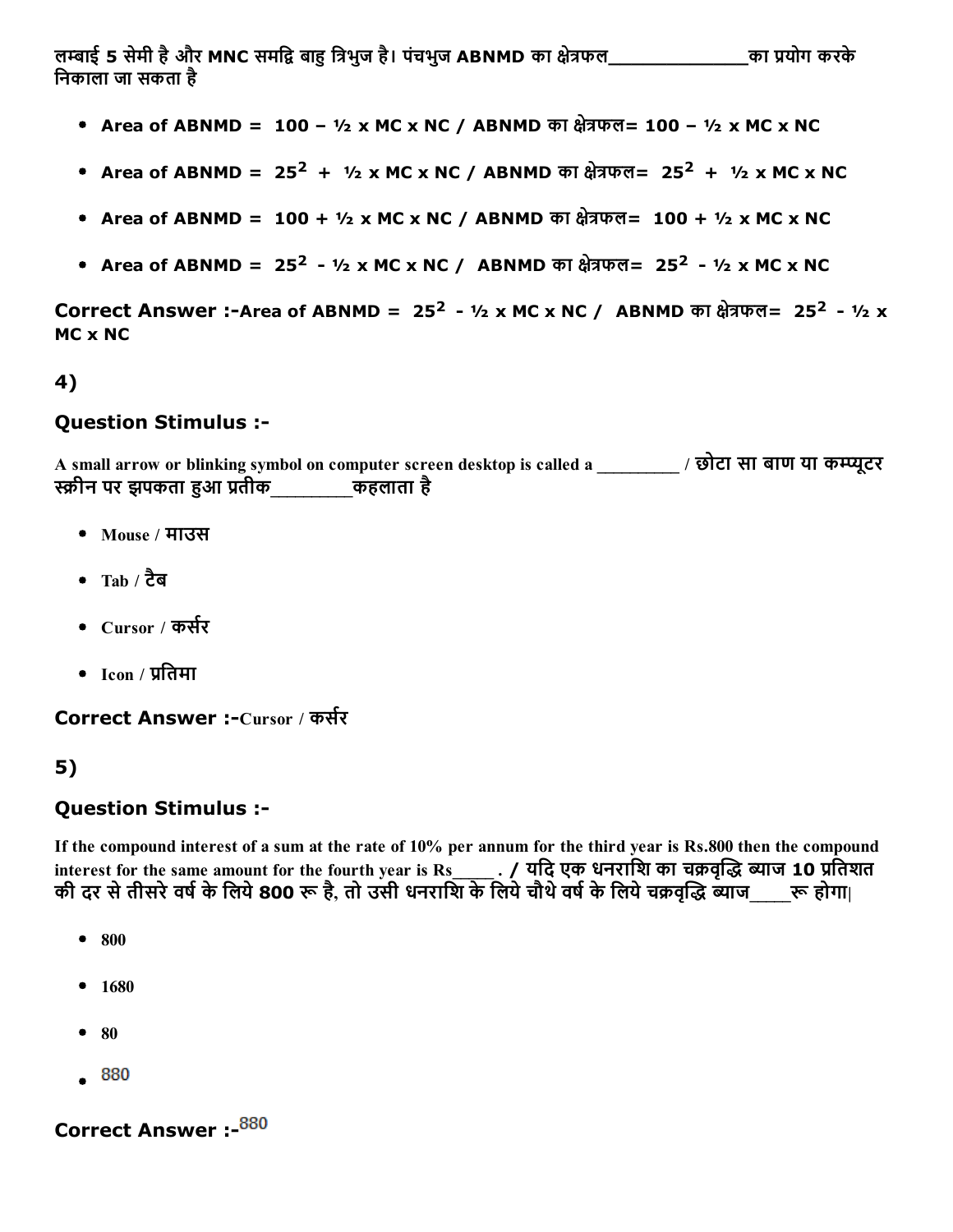लम्बाई 5 सेमी है और MNC समद्वि बाहु त्रिभुज है। पंचभुज ABNMD का क्षेत्रफल_____________का प्रयोग करके निकाला जा सकता है

- **Area of ABNMD = 100 – ½ x MC x NC / ABNMD का क्षेत्रफल= 100 – ½ x MC x NC**
- **Area of ABNMD = $25^2$ + ½ x MC x NC / ABNMD का क्षेत्रफल= $25^2$ + ½ x MC x NC**
- **Area of ABNMD = 100 + ½ x MC x NC / ABNMD का क्षेत्रफल= 100 + ½ x MC x NC**
- **Area of ABNMD = $25^2$ - ½ x MC x NC / ABNMD का क्षेत्रफल= $25^2$ - ½ x MC x NC**

**Correct Answer :-Area of ABNMD = $25^2$ - ½ x MC x NC / ABNMD का क्षेत्रफल= $25^2$ - ½ x MC x NC**

## 4)

### Question Stimulus :-

A small arrow or blinking symbol on computer screen desktop is called a _________ / छोटा सा बाण या कम्प्यूटर स्क्रीन पर झपकता हुआ प्रतीक________कहलाता है

- Mouse / माउस
- Tab / टैब
- Cursor / कर्सर
- Icon / प्रतिमा

**Correct Answer :-**Cursor / कर्सर

## 5)

### Question Stimulus :-

If the compound interest of a sum at the rate of 10% per annum for the third year is Rs.800 then the compound interest for the same amount for the fourth year is Rs_____. / यदि एक धनराशि का चक्रवृद्धि ब्याज 10 प्रतिशत की दर से तीसरे वर्ष के लिये 800 रू है, तो उसी धनराशि के लिये चौथे वर्ष के लिये चक्रवृद्धि ब्याज____रू होगा|

- 800
- 1680
- 80
- 880

**Correct Answer :-**880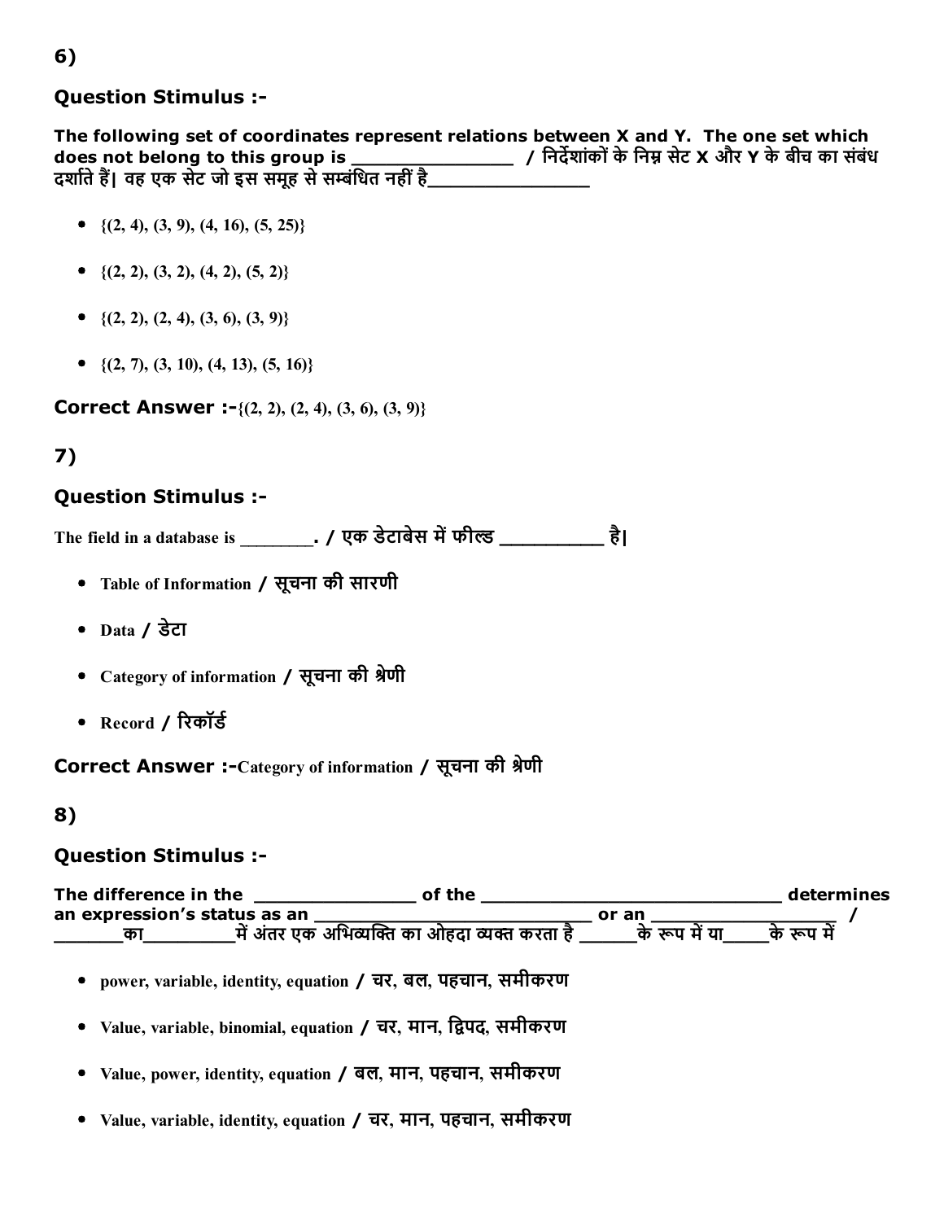## 6)

### Question Stimulus :-

**The following set of coordinates represent relations between X and Y. The one set which does not belong to this group is _______________ / निर्देशांकों के निम्न सेट X और Y के बीच का संबंध दर्शाते हैं| वह एक सेट जो इस समूह से सम्बंधित नहीं है_______________**

- {(2, 4), (3, 9), (4, 16), (5, 25)}
- {(2, 2), (3, 2), (4, 2), (5, 2)}
- {(2, 2), (2, 4), (3, 6), (3, 9)}
- {(2, 7), (3, 10), (4, 13), (5, 16)}

**Correct Answer :-**{(2, 2), (2, 4), (3, 6), (3, 9)}

## 7)

### Question Stimulus :-

**The field in a database is ________. / एक डेटाबेस में फील्ड __________ है|**

- Table of Information / सूचना की सारणी
- Data / डेटा
- Category of information / सूचना की श्रेणी
- Record / रिकॉर्ड

**Correct Answer :-**Category of information / सूचना की श्रेणी

## 8)

### Question Stimulus :-

**The difference in the _______________ of the _____________________________ determines an expression's status as an ___________________________ or an ___________________ / _______का_________में अंतर एक अभिव्यक्ति का ओहदा व्यक्त करता है ______के रूप में या_____के रूप में**

- power, variable, identity, equation / चर, बल, पहचान, समीकरण
- Value, variable, binomial, equation / चर, मान, द्विपद, समीकरण
- Value, power, identity, equation / बल, मान, पहचान, समीकरण
- Value, variable, identity, equation / चर, मान, पहचान, समीकरण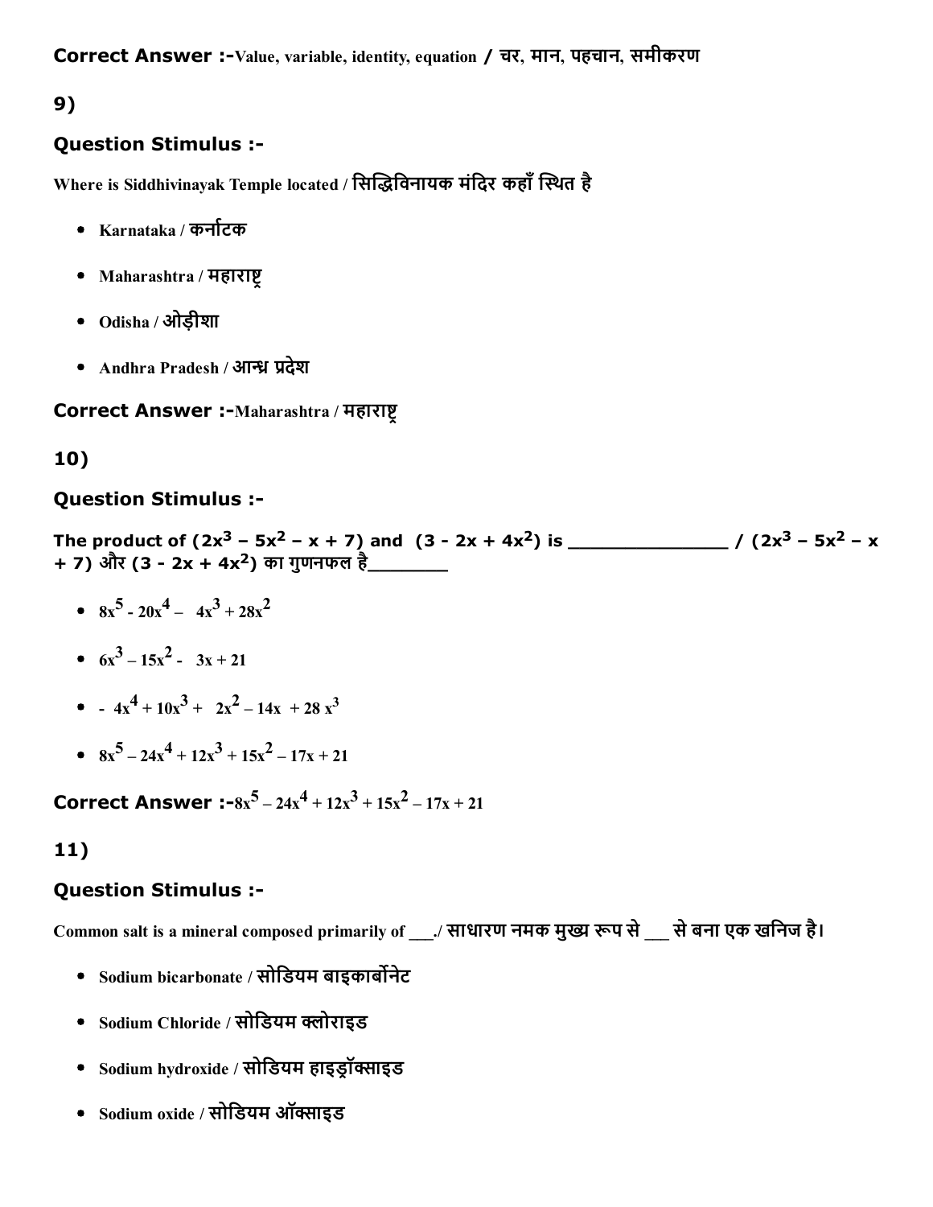**Correct Answer :-**Value, variable, identity, equation / चर, मान, पहचान, समीकरण

## 9)

### Question Stimulus :-

Where is Siddhivinayak Temple located / सिद्धिविनायक मंदिर कहाँ स्थित है

- Karnataka / कर्नाटक
- Maharashtra / महाराष्ट्र
- Odisha / ओड़ीशा
- Andhra Pradesh / आन्ध्र प्रदेश

**Correct Answer :-**Maharashtra / महाराष्ट्र

## 10)

### Question Stimulus :-

**The product of $(2x^3 – 5x^2 – x + 7)$ and $(3 - 2x + 4x^2)$ is _______________ / $(2x^3 – 5x^2 – x + 7)$ और $(3 - 2x + 4x^2)$ का गुणनफल है________**

- $8x^5 - 20x^4 – 4x^3 + 28x^2$
- $6x^3 – 15x^2 - 3x + 21$
- $- 4x^4 + 10x^3 + 2x^2 – 14x + 28 x^3$
- $8x^5 – 24x^4 + 12x^3 + 15x^2 – 17x + 21$

**Correct Answer :-**$8x^5 – 24x^4 + 12x^3 + 15x^2 – 17x + 21$

## 11)

### Question Stimulus :-

Common salt is a mineral composed primarily of ___./ साधारण नमक मुख्य रूप से ___ से बना एक खनिज है।

- Sodium bicarbonate / सोडियम बाइकार्बोनेट
- Sodium Chloride / सोडियम क्लोराइड
- Sodium hydroxide / सोडियम हाइड्रॉक्साइड
- Sodium oxide / सोडियम ऑक्साइड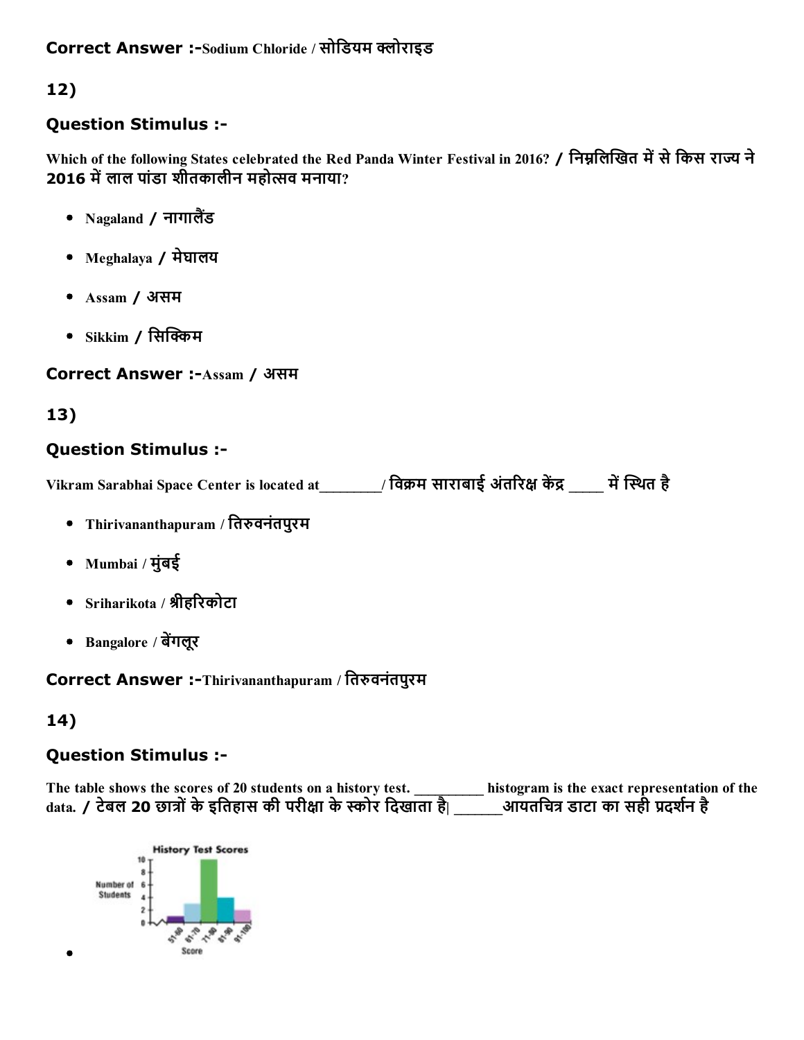Correct Answer :-Sodium Chloride / सोडियम क्लोराइड

12)

### Question Stimulus :-

Which of the following States celebrated the Red Panda Winter Festival in 2016? / निम्नलिखित में से किस राज्य ने 2016 में लाल पांडा शीतकालीन महोत्सव मनाया?

- Nagaland / नागालैंड
- Meghalaya / मेघालय
- Assam / असम
- Sikkim / सिक्किम

Correct Answer :-Assam / असम

13)

### Question Stimulus :-

Vikram Sarabhai Space Center is located at________/ विक्रम साराबाई अंतरिक्ष केंद्र ____ में स्थित है

- Thirivananthapuram / तिरुवनंतपुरम
- Mumbai / मुंबई
- Sriharikota / श्रीहरिकोटा
- Bangalore / बेंगलूर

Correct Answer :-Thirivananthapuram / तिरुवनंतपुरम

14)

### Question Stimulus :-

The table shows the scores of 20 students on a history test. _________ histogram is the exact representation of the data. / टेबल 20 छात्रों के इतिहास की परीक्षा के स्कोर दिखाता है| ______आयतचित्र डाटा का सही प्रदर्शन है

-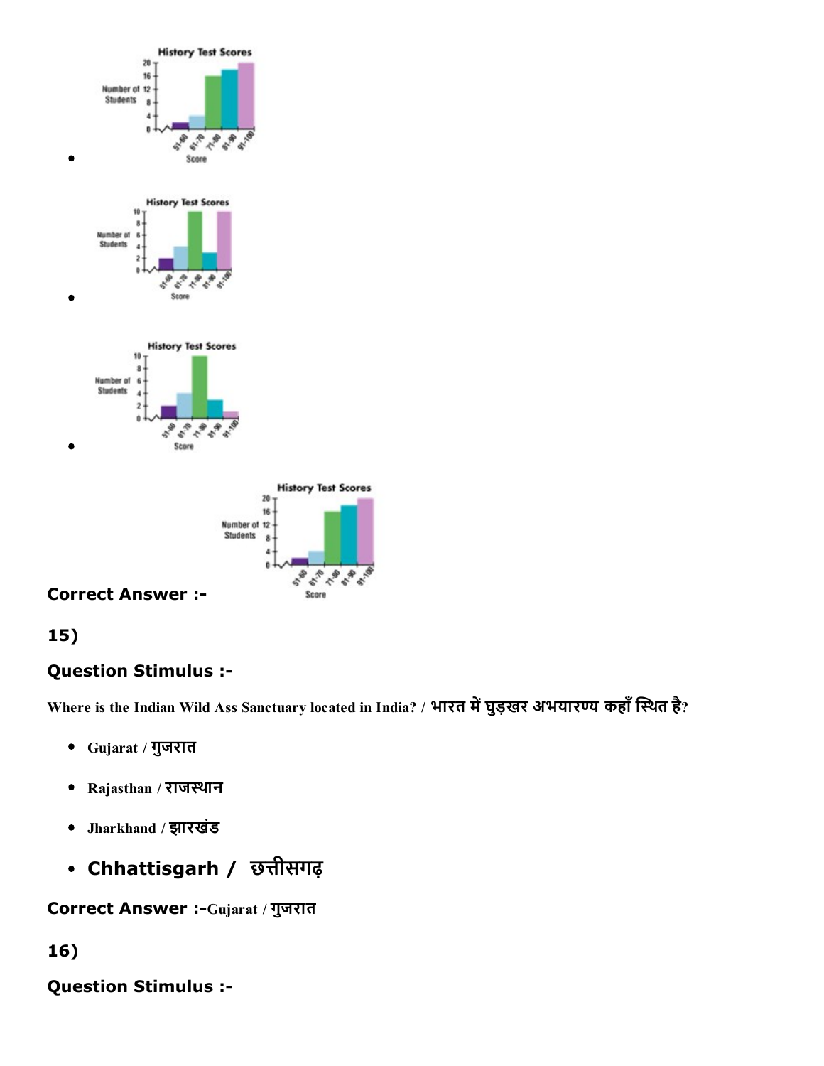- History Test Scores

- History Test Scores

- History Test Scores

**Correct Answer :-**

**15)**

**Question Stimulus :-**

Where is the Indian Wild Ass Sanctuary located in India? / भारत में घुड़खर अभयारण्य कहाँ स्थित है?

- Gujarat / गुजरात
- Rajasthan / राजस्थान
- Jharkhand / झारखंड
- Chhattisgarh / छत्तीसगढ़

**Correct Answer :-**Gujarat / गुजरात

**16)**

**Question Stimulus :-**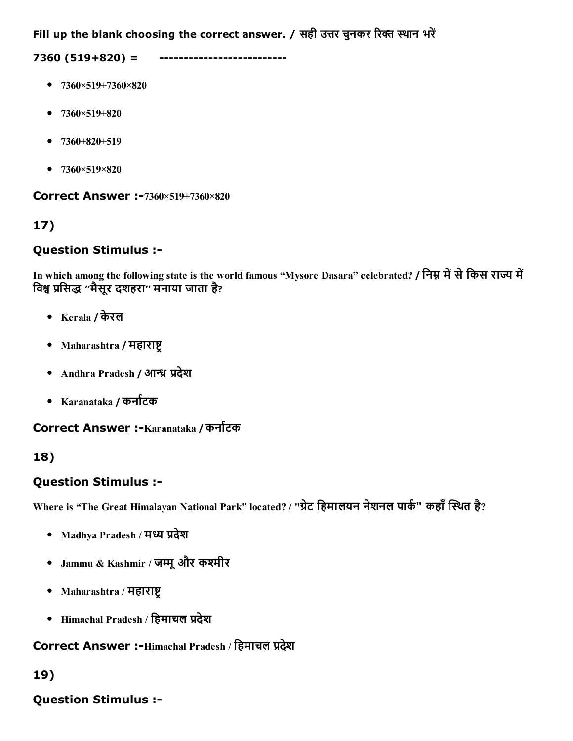**Fill up the blank choosing the correct answer. / सही उत्तर चुनकर रिक्त स्थान भरें**

**7360 (519+820) = --------------------------**

- 7360×519+7360×820
- 7360×519+820
- 7360+820+519
- 7360×519×820

**Correct Answer :-**7360×519+7360×820

## 17)

### Question Stimulus :-

In which among the following state is the world famous "Mysore Dasara" celebrated? / निम्न में से किस राज्य में विश्व प्रसिद्ध "मैसूर दशहरा" मनाया जाता है?

- Kerala / केरल
- Maharashtra / महाराष्ट्र
- Andhra Pradesh / आन्ध्र प्रदेश
- Karanataka / कर्नाटक

**Correct Answer :-**Karanataka / कर्नाटक

## 18)

### Question Stimulus :-

Where is "The Great Himalayan National Park" located? / "ग्रेट हिमालयन नेशनल पार्क" कहाँ स्थित है?

- Madhya Pradesh / मध्य प्रदेश
- Jammu & Kashmir / जम्मू और कश्मीर
- Maharashtra / महाराष्ट्र
- Himachal Pradesh / हिमाचल प्रदेश

**Correct Answer :-**Himachal Pradesh / हिमाचल प्रदेश

## 19)

### Question Stimulus :-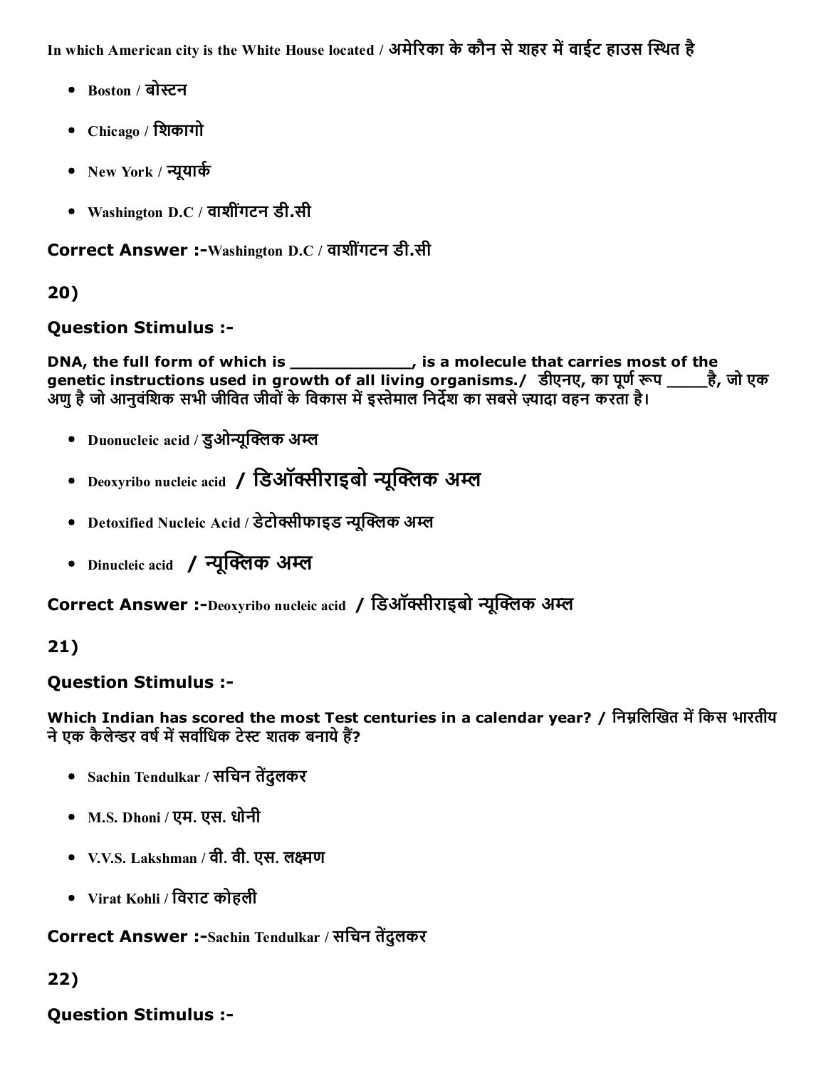In which American city is the White House located / अमेरिका के कौन से शहर में वाईट हाउस स्थित है

- Boston / बोस्टन
- Chicago / शिकागो
- New York / न्यूयार्क
- Washington D.C / वाशींगटन डी.सी

**Correct Answer :-**Washington D.C / वाशींगटन डी.सी

**20)**

**Question Stimulus :-**

**DNA, the full form of which is _____________, is a molecule that carries most of the genetic instructions used in growth of all living organisms./ डीएनए, का पूर्ण रूप _____है, जो एक अणु है जो आनुवंशिक सभी जीवित जीवों के विकास में इस्तेमाल निर्देश का सबसे ज़्यादा वहन करता है।**

- Duonucleic acid / डुओन्यूक्लिक अम्ल
- Deoxyribo nucleic acid / डिऑक्सीराइबो न्यूक्लिक अम्ल
- Detoxified Nucleic Acid / डेटोक्सीफाइड न्यूक्लिक अम्ल
- Dinucleic acid / न्यूक्लिक अम्ल

**Correct Answer :-**Deoxyribo nucleic acid / डिऑक्सीराइबो न्यूक्लिक अम्ल

**21)**

**Question Stimulus :-**

**Which Indian has scored the most Test centuries in a calendar year? / निम्नलिखित में किस भारतीय ने एक कैलेन्डर वर्ष में सर्वाधिक टेस्ट शतक बनाये हैं?**

- Sachin Tendulkar / सचिन तेंदुलकर
- M.S. Dhoni / एम. एस. धोनी
- V.V.S. Lakshman / वी. वी. एस. लक्ष्मण
- Virat Kohli / विराट कोहली

**Correct Answer :-**Sachin Tendulkar / सचिन तेंदुलकर

**22)**

**Question Stimulus :-**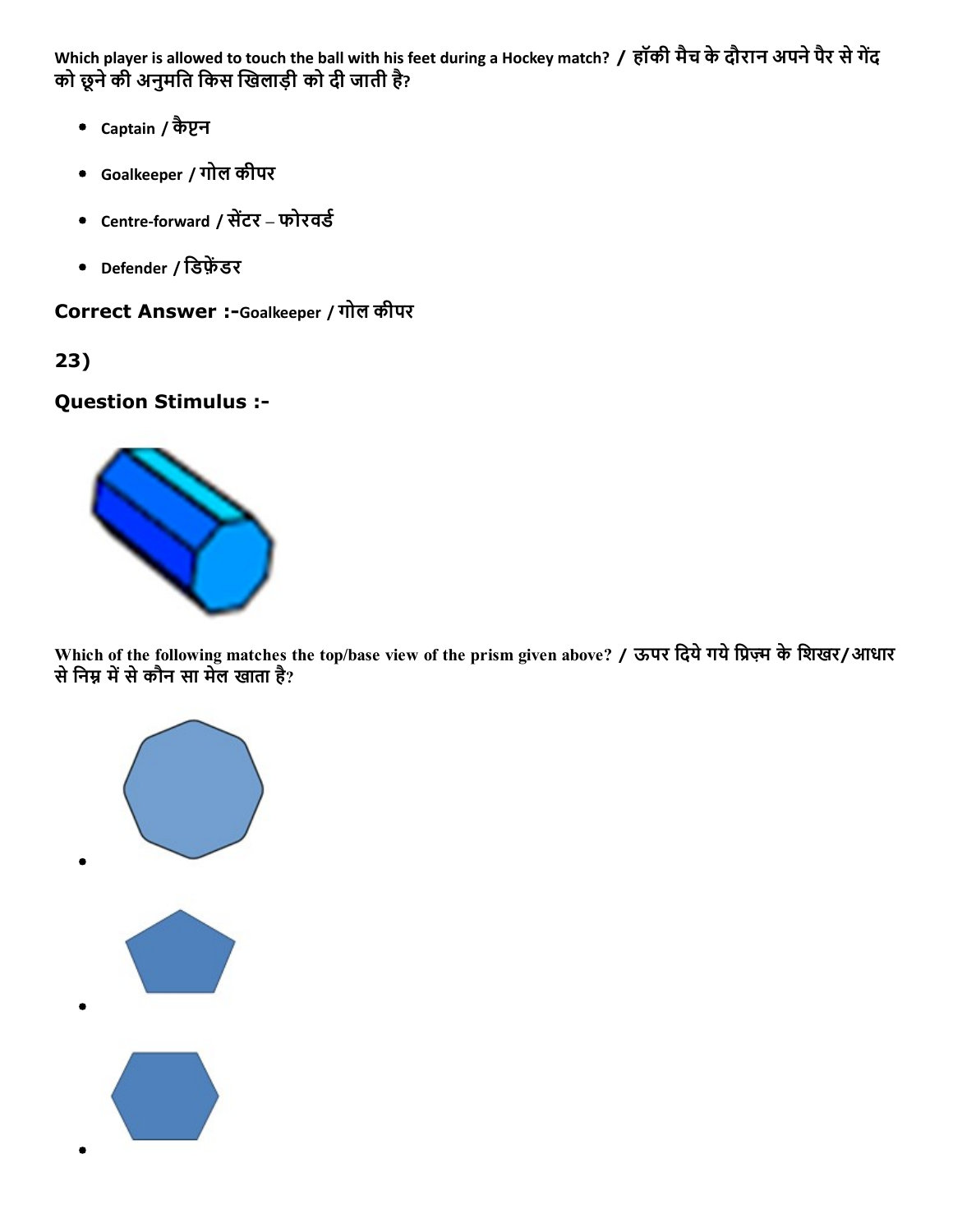Which player is allowed to touch the ball with his feet during a Hockey match? / हॉकी मैच के दौरान अपने पैर से गेंद को छूने की अनुमति किस खिलाड़ी को दी जाती है?

- Captain / कैप्टन
- Goalkeeper / गोल कीपर
- Centre-forward / सेंटर – फोरवर्ड
- Defender / डिफ़ेंडर

**Correct Answer :-**Goalkeeper / गोल कीपर

**23)**

**Question Stimulus :-**

Which of the following matches the top/base view of the prism given above? / ऊपर दिये गये प्रिज़्म के शिखर/आधार से निम्न में से कौन सा मेल खाता है?

- 
- 
-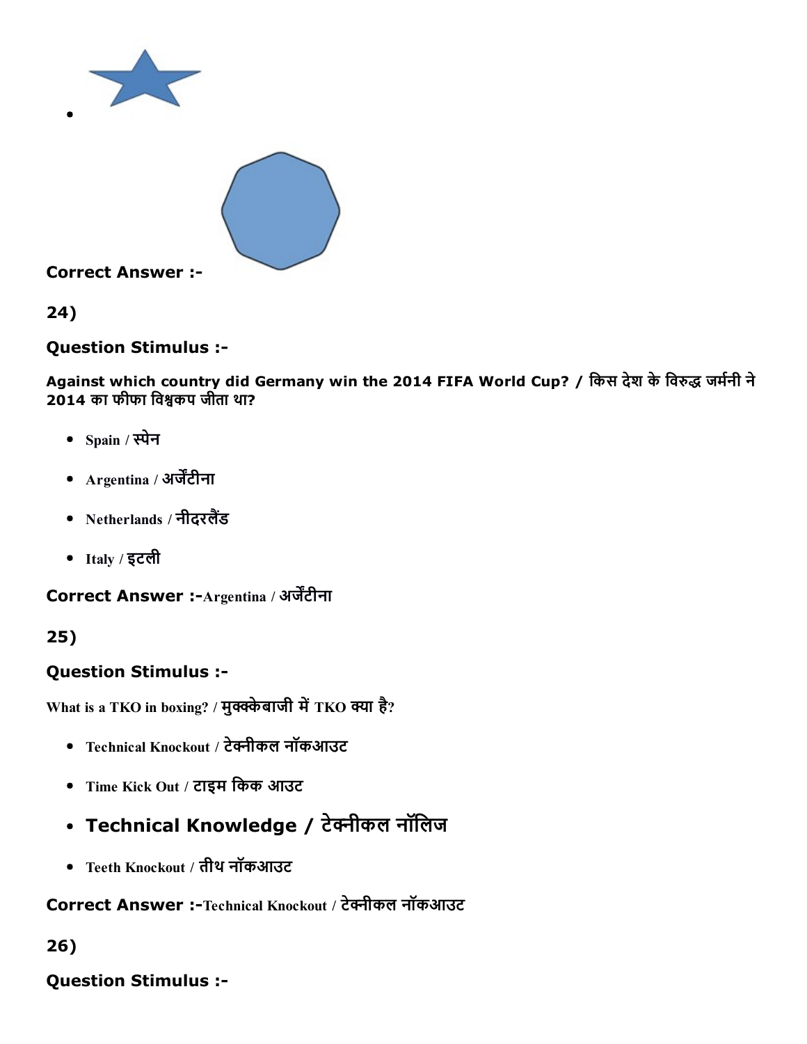- 

**Correct Answer :-**

**24)**

**Question Stimulus :-**

**Against which country did Germany win the 2014 FIFA World Cup? / किस देश के विरुद्ध जर्मनी ने 2014 का फीफा विश्वकप जीता था?**

- Spain / स्पेन
- Argentina / अर्जेंटीना
- Netherlands / नीदरलैंड
- Italy / इटली

**Correct Answer :-**Argentina / अर्जेंटीना

**25)**

**Question Stimulus :-**

What is a TKO in boxing? / मुक्केबाजी में TKO क्या है?

- Technical Knockout / टेक्नीकल नॉकआउट
- Time Kick Out / टाइम किक आउट
- Technical Knowledge / टेक्नीकल नॉलिज
- Teeth Knockout / तीथ नॉकआउट

**Correct Answer :-**Technical Knockout / टेक्नीकल नॉकआउट

**26)**

**Question Stimulus :-**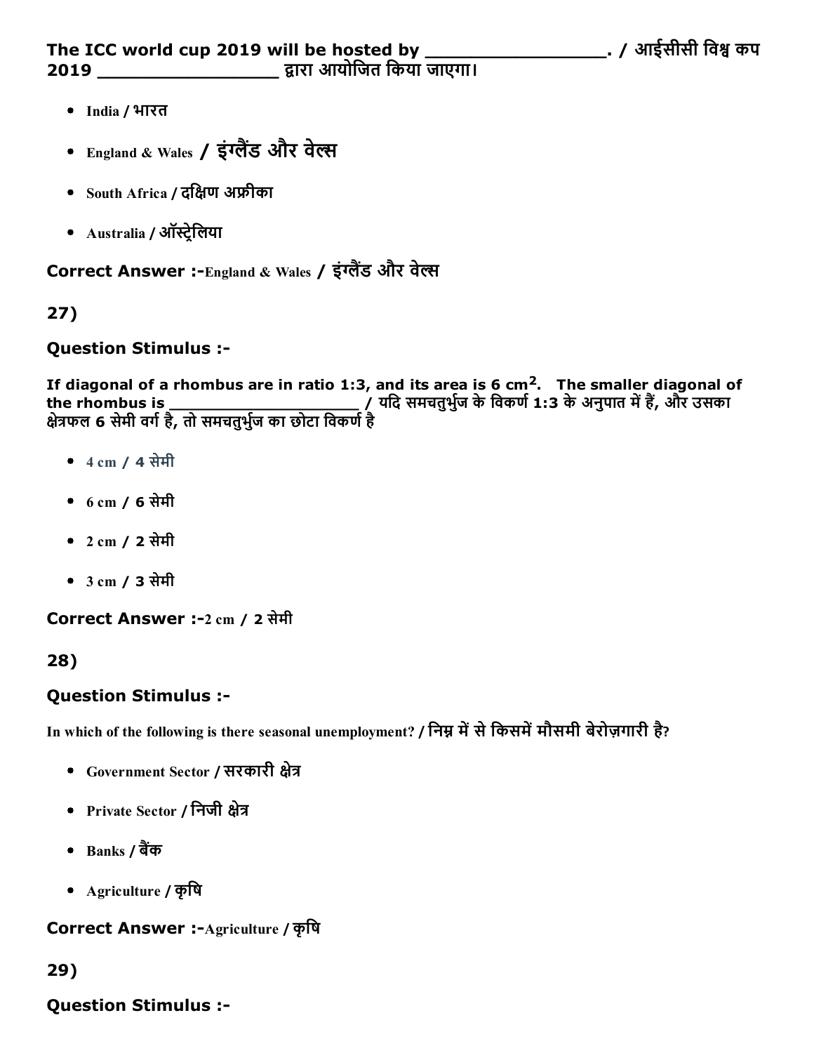**The ICC world cup 2019 will be hosted by _________________. / आईसीसी विश्व कप 2019 _________________ द्वारा आयोजित किया जाएगा।**

- India / भारत
- England & Wales / इंग्लैंड और वेल्स
- South Africa / दक्षिण अफ्रीका
- Australia / ऑस्ट्रेलिया

**Correct Answer :-**England & Wales / इंग्लैंड और वेल्स

**27)**

**Question Stimulus :-**

**If diagonal of a rhombus are in ratio 1:3, and its area is 6 cm$^2$. The smaller diagonal of the rhombus is ____________________ / यदि समचतुर्भुज के विकर्ण 1:3 के अनुपात में हैं, और उसका क्षेत्रफल 6 सेमी वर्ग है, तो समचतुर्भुज का छोटा विकर्ण है**

- 4 cm / 4 सेमी
- 6 cm / 6 सेमी
- 2 cm / 2 सेमी
- 3 cm / 3 सेमी

**Correct Answer :-**2 cm / 2 सेमी

**28)**

**Question Stimulus :-**

**In which of the following is there seasonal unemployment? / निम्न में से किसमें मौसमी बेरोज़गारी है?**

- Government Sector / सरकारी क्षेत्र
- Private Sector / निजी क्षेत्र
- Banks / बैंक
- Agriculture / कृषि

**Correct Answer :-**Agriculture / कृषि

**29)**

**Question Stimulus :-**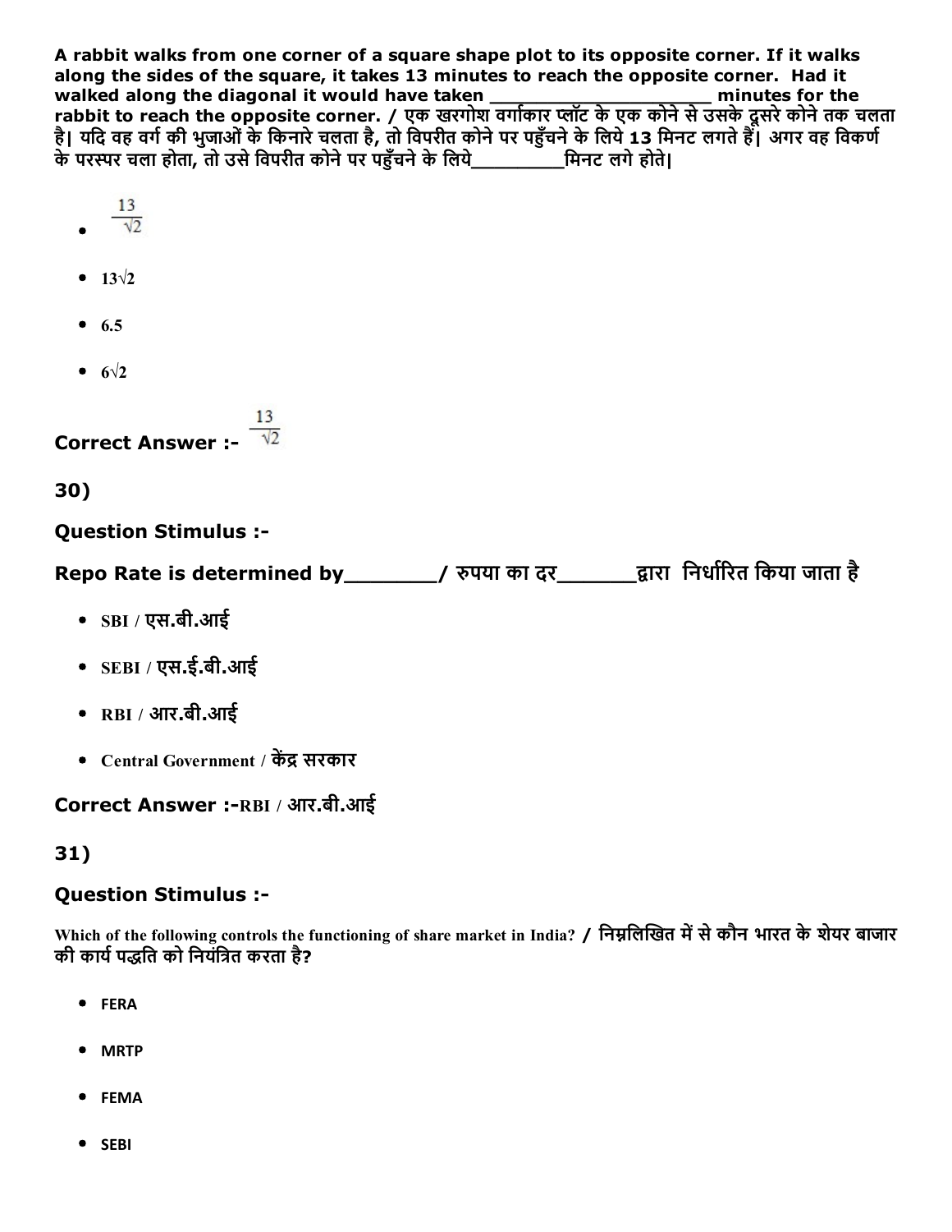**A rabbit walks from one corner of a square shape plot to its opposite corner. If it walks along the sides of the square, it takes 13 minutes to reach the opposite corner. Had it walked along the diagonal it would have taken \_\_\_\_\_\_\_\_\_\_\_\_\_\_\_\_\_\_\_\_\_\_ minutes for the rabbit to reach the opposite corner. / एक खरगोश वर्गाकार प्लॉट के एक कोने से उसके दूसरे कोने तक चलता है| यदि वह वर्ग की भुजाओं के किनारे चलता है, तो विपरीत कोने पर पहुँचने के लिये 13 मिनट लगते हैं| अगर वह विकर्ण के परस्पर चला होता, तो उसे विपरीत कोने पर पहुँचने के लिये\_\_\_\_\_\_\_\_\_मिनट लगे होते|**

- $\frac{13}{\sqrt{2}}$
- $13\sqrt{2}$
- 6.5
- $6\sqrt{2}$

**Correct Answer :-** $\frac{13}{\sqrt{2}}$

## 30)

### Question Stimulus :-

### Repo Rate is determined by\_\_\_\_\_\_\_\_/ रुपया का दर\_\_\_\_\_\_\_द्वारा निर्धारित किया जाता है

- SBI / एस.बी.आई
- SEBI / एस.ई.बी.आई
- RBI / आर.बी.आई
- Central Government / केंद्र सरकार

**Correct Answer :-**RBI / आर.बी.आई

## 31)

### Question Stimulus :-

**Which of the following controls the functioning of share market in India? / निम्नलिखित में से कौन भारत के शेयर बाजार की कार्य पद्धति को नियंत्रित करता है?**

- FERA
- MRTP
- FEMA
- SEBI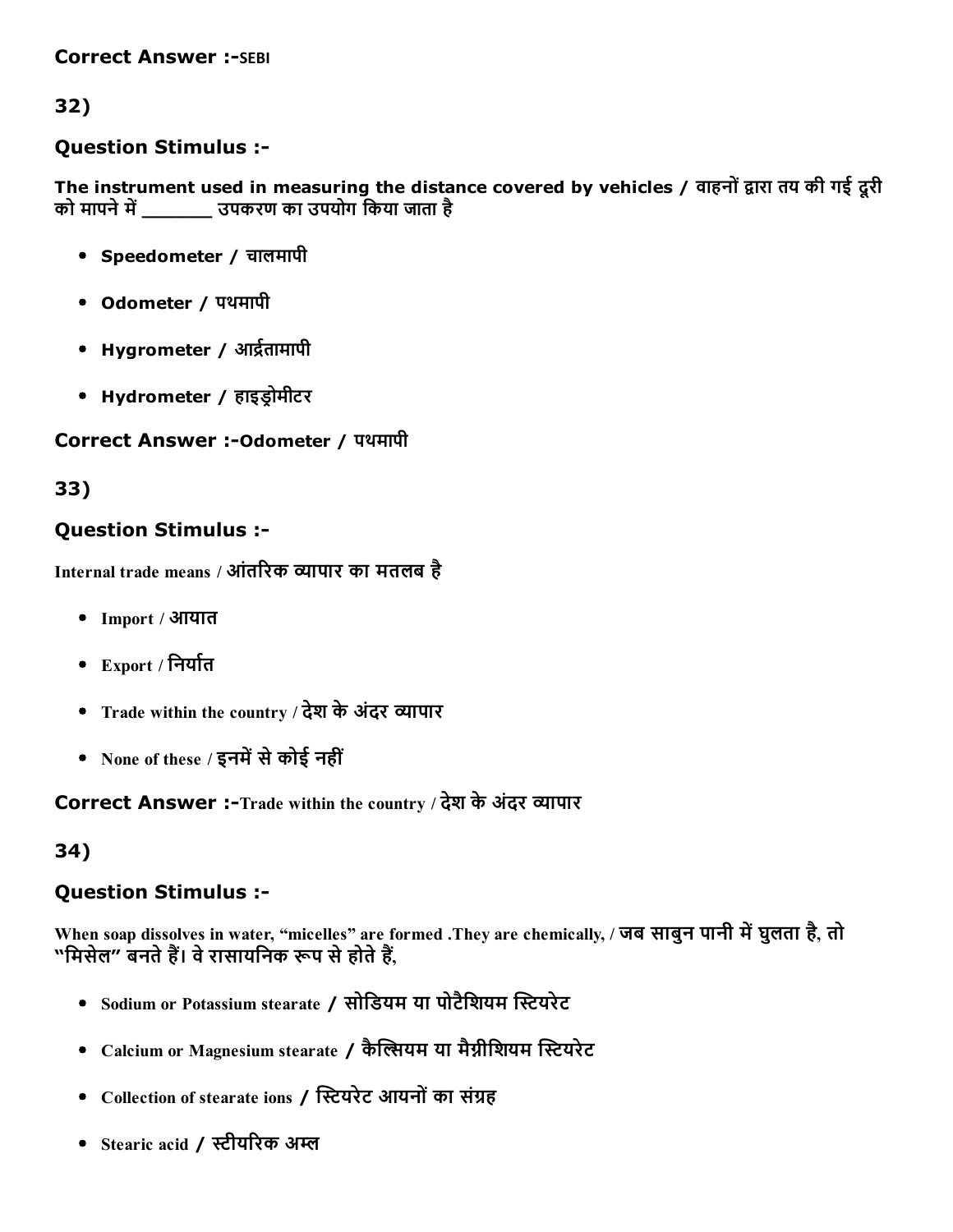**Correct Answer :-SEBI**

**32)**

### Question Stimulus :-

**The instrument used in measuring the distance covered by vehicles / वाहनों द्वारा तय की गई दूरी को मापने में _______ उपकरण का उपयोग किया जाता है**

- **Speedometer / चालमापी**
- **Odometer / पथमापी**
- **Hygrometer / आर्द्रतामापी**
- **Hydrometer / हाइड्रोमीटर**

**Correct Answer :-Odometer / पथमापी**

**33)**

### Question Stimulus :-

**Internal trade means / आंतरिक व्यापार का मतलब है**

- **Import / आयात**
- **Export / निर्यात**
- **Trade within the country / देश के अंदर व्यापार**
- **None of these / इनमें से कोई नहीं**

**Correct Answer :-Trade within the country / देश के अंदर व्यापार**

**34)**

### Question Stimulus :-

**When soap dissolves in water, "micelles" are formed .They are chemically, / जब साबुन पानी में घुलता है, तो "मिसेल" बनते हैं। वे रासायनिक रूप से होते हैं,**

- **Sodium or Potassium stearate / सोडियम या पोटैशियम स्टियरेट**
- **Calcium or Magnesium stearate / कैल्सियम या मैग्नीशियम स्टियरेट**
- **Collection of stearate ions / स्टियरेट आयनों का संग्रह**
- **Stearic acid / स्टीयरिक अम्ल**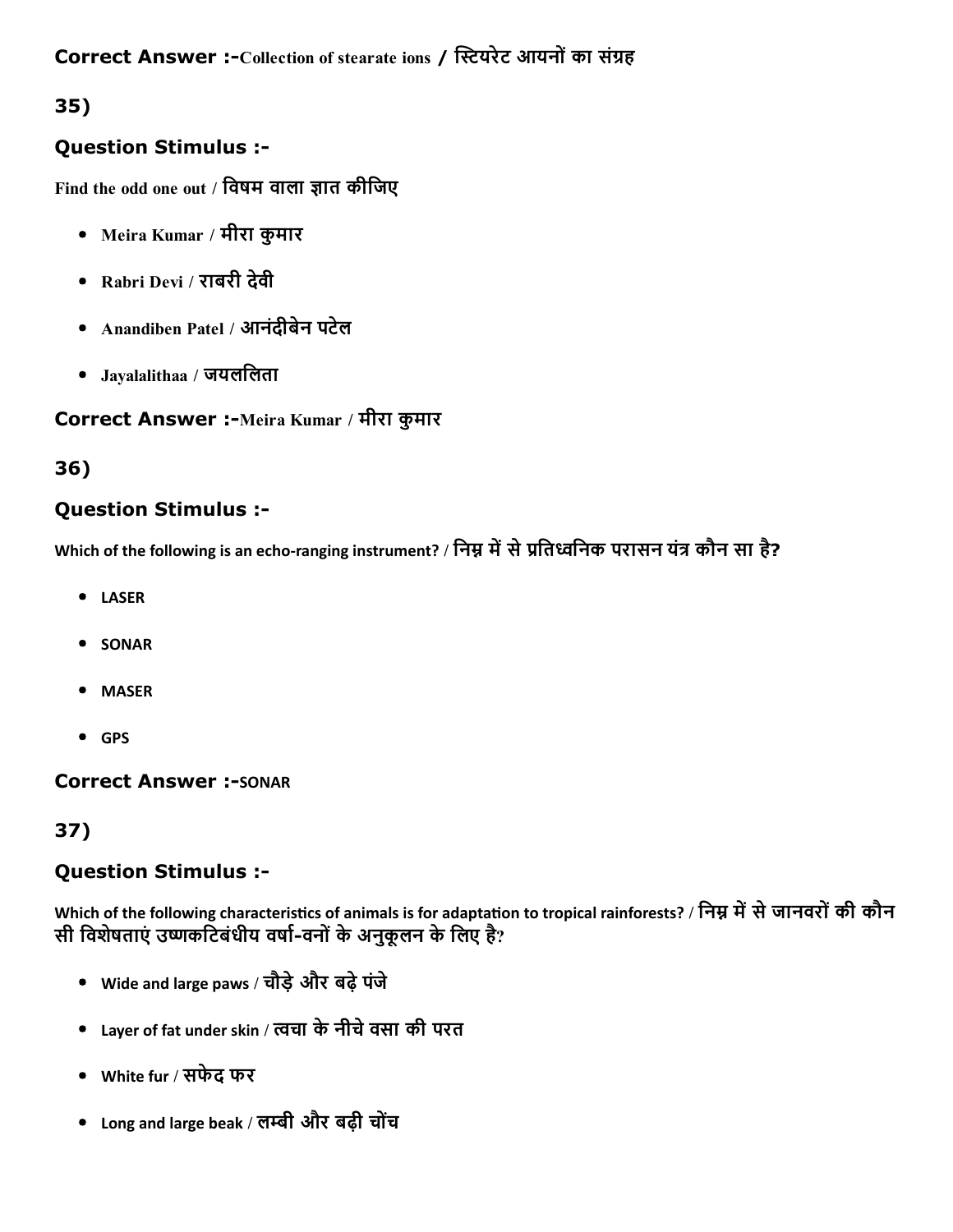**Correct Answer :-**Collection of stearate ions / स्टियरेट आयनों का संग्रह

## 35)

### Question Stimulus :-

Find the odd one out / विषम वाला ज्ञात कीजिए

- Meira Kumar / मीरा कुमार
- Rabri Devi / राबरी देवी
- Anandiben Patel / आनंदीबेन पटेल
- Jayalalithaa / जयललिता

**Correct Answer :-**Meira Kumar / मीरा कुमार

## 36)

### Question Stimulus :-

Which of the following is an echo-ranging instrument? / निम्न में से प्रतिध्वनिक परासन यंत्र कौन सा है?

- LASER
- SONAR
- MASER
- GPS

**Correct Answer :-**SONAR

## 37)

### Question Stimulus :-

Which of the following characteristics of animals is for adaptation to tropical rainforests? / निम्न में से जानवरों की कौन सी विशेषताएं उष्णकटिबंधीय वर्षा-वनों के अनुकूलन के लिए है?

- Wide and large paws / चौड़े और बढ़े पंजे
- Layer of fat under skin / त्वचा के नीचे वसा की परत
- White fur / सफेद फर
- Long and large beak / लम्बी और बढ़ी चोंच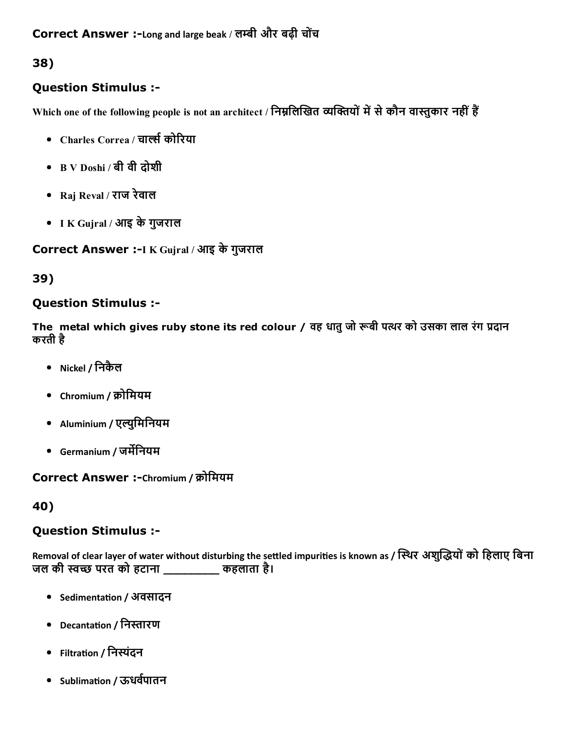**Correct Answer :-**Long and large beak / लम्बी और बढ़ी चोंच

## 38)

### Question Stimulus :-

Which one of the following people is not an architect / निम्नलिखित व्यक्तियों में से कौन वास्तुकार नहीं हैं

- Charles Correa / चार्ल्स कोरिया
- B V Doshi / बी वी दोशी
- Raj Reval / राज रेवाल
- I K Gujral / आइ के गुजराल

**Correct Answer :-**I K Gujral / आइ के गुजराल

## 39)

### Question Stimulus :-

The metal which gives ruby stone its red colour / वह धातु जो रूबी पत्थर को उसका लाल रंग प्रदान करती है

- Nickel / निकैल
- Chromium / क्रोमियम
- Aluminium / एल्युमिनियम
- Germanium / जर्मेनियम

**Correct Answer :-**Chromium / क्रोमियम

## 40)

### Question Stimulus :-

Removal of clear layer of water without disturbing the settled impurities is known as / स्थिर अशुद्धियों को हिलाए बिना जल की स्वच्छ परत को हटाना _________ कहलाता है।

- Sedimentation / अवसादन
- Decantation / निस्तारण
- Filtration / निस्यंदन
- Sublimation / ऊधर्वपातन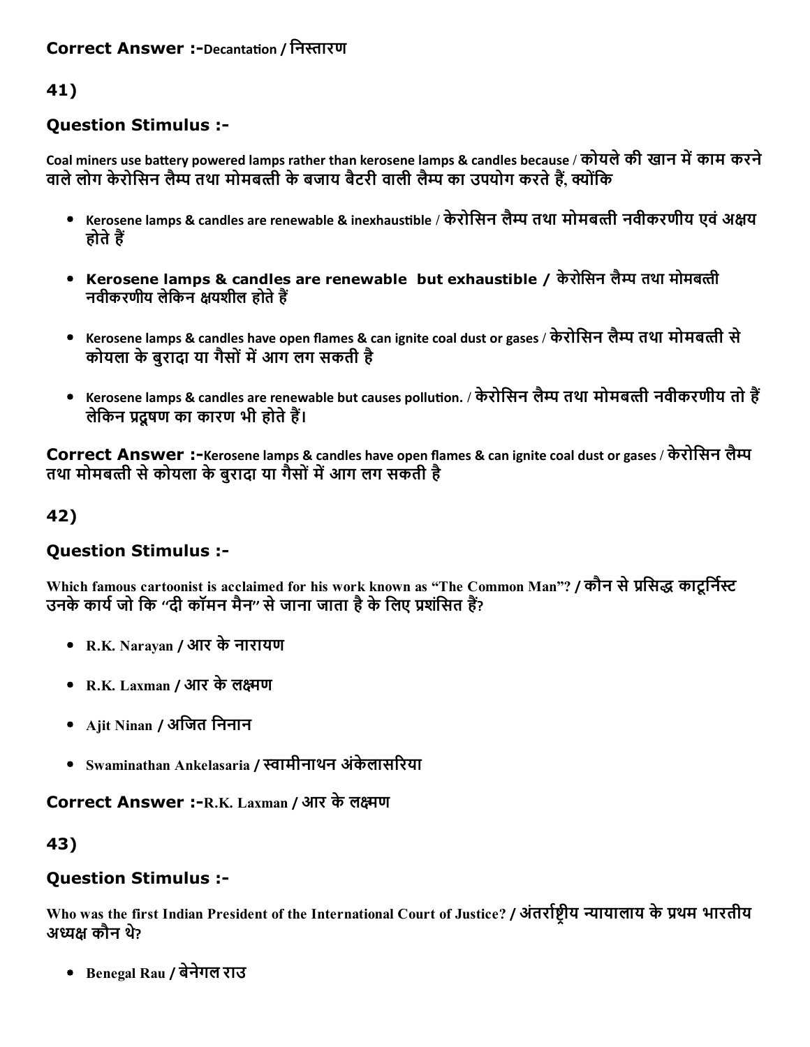**Correct Answer :-**Decantation / निस्तारण

## 41)

### Question Stimulus :-

Coal miners use battery powered lamps rather than kerosene lamps & candles because / कोयले की खान में काम करने वाले लोग केरोसिन लैम्प तथा मोमबत्ती के बजाय बैटरी वाली लैम्प का उपयोग करते हैं, क्योंकि

- Kerosene lamps & candles are renewable & inexhaustible / केरोसिन लैम्प तथा मोमबत्ती नवीकरणीय एवं अक्षय होते हैं
- **Kerosene lamps & candles are renewable but exhaustible / केरोसिन लैम्प तथा मोमबत्ती नवीकरणीय लेकिन क्षयशील होते हैं**
- Kerosene lamps & candles have open flames & can ignite coal dust or gases / केरोसिन लैम्प तथा मोमबत्ती से कोयला के बुरादा या गैसों में आग लग सकती है
- Kerosene lamps & candles are renewable but causes pollution. / केरोसिन लैम्प तथा मोमबत्ती नवीकरणीय तो हैं लेकिन प्रदूषण का कारण भी होते हैं।

**Correct Answer :-**Kerosene lamps & candles have open flames & can ignite coal dust or gases / केरोसिन लैम्प तथा मोमबत्ती से कोयला के बुरादा या गैसों में आग लग सकती है

## 42)

### Question Stimulus :-

Which famous cartoonist is acclaimed for his work known as "The Common Man"? / कौन से प्रसिद्ध काटूर्निस्ट उनके कार्य जो कि "दी कॉमन मैन" से जाना जाता है के लिए प्रशंसित हैं?

- R.K. Narayan / आर के नारायण
- R.K. Laxman / आर के लक्ष्मण
- Ajit Ninan / अजित निनान
- Swaminathan Ankelasaria / स्वामीनाथन अंकेलासरिया

**Correct Answer :-**R.K. Laxman / आर के लक्ष्मण

## 43)

### Question Stimulus :-

Who was the first Indian President of the International Court of Justice? / अंतर्राष्ट्रीय न्यायालाय के प्रथम भारतीय अध्यक्ष कौन थे?

- Benegal Rau / बेनेगल राउ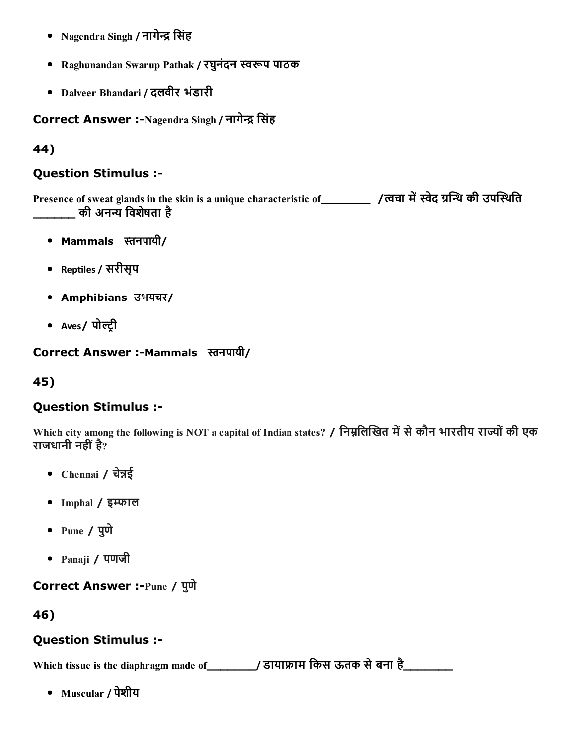- Nagendra Singh / नागेन्द्र सिंह
- Raghunandan Swarup Pathak / रघुनंदन स्वरूप पाठक
- Dalveer Bhandari / दलवीर भंडारी

**Correct Answer :-**Nagendra Singh / नागेन्द्र सिंह

**44)**

**Question Stimulus :-**

Presence of sweat glands in the skin is a unique characteristic of________ /त्वचा में स्वेद ग्रन्थि की उपस्थिति _______ की अनन्य विशेषता है

- Mammals स्तनपायी/
- Reptiles / सरीसृप
- Amphibians उभयचर/
- Aves/ पोल्ट्री

**Correct Answer :-**Mammals स्तनपायी/

**45)**

**Question Stimulus :-**

Which city among the following is NOT a capital of Indian states? / निम्नलिखित में से कौन भारतीय राज्यों की एक राजधानी नहीं है?

- Chennai / चेन्नई
- Imphal / इम्फाल
- Pune / पुणे
- Panaji / पणजी

**Correct Answer :-**Pune / पुणे

**46)**

**Question Stimulus :-**

Which tissue is the diaphragm made of________/ डायाफ्राम किस ऊतक से बना है________

- Muscular / पेशीय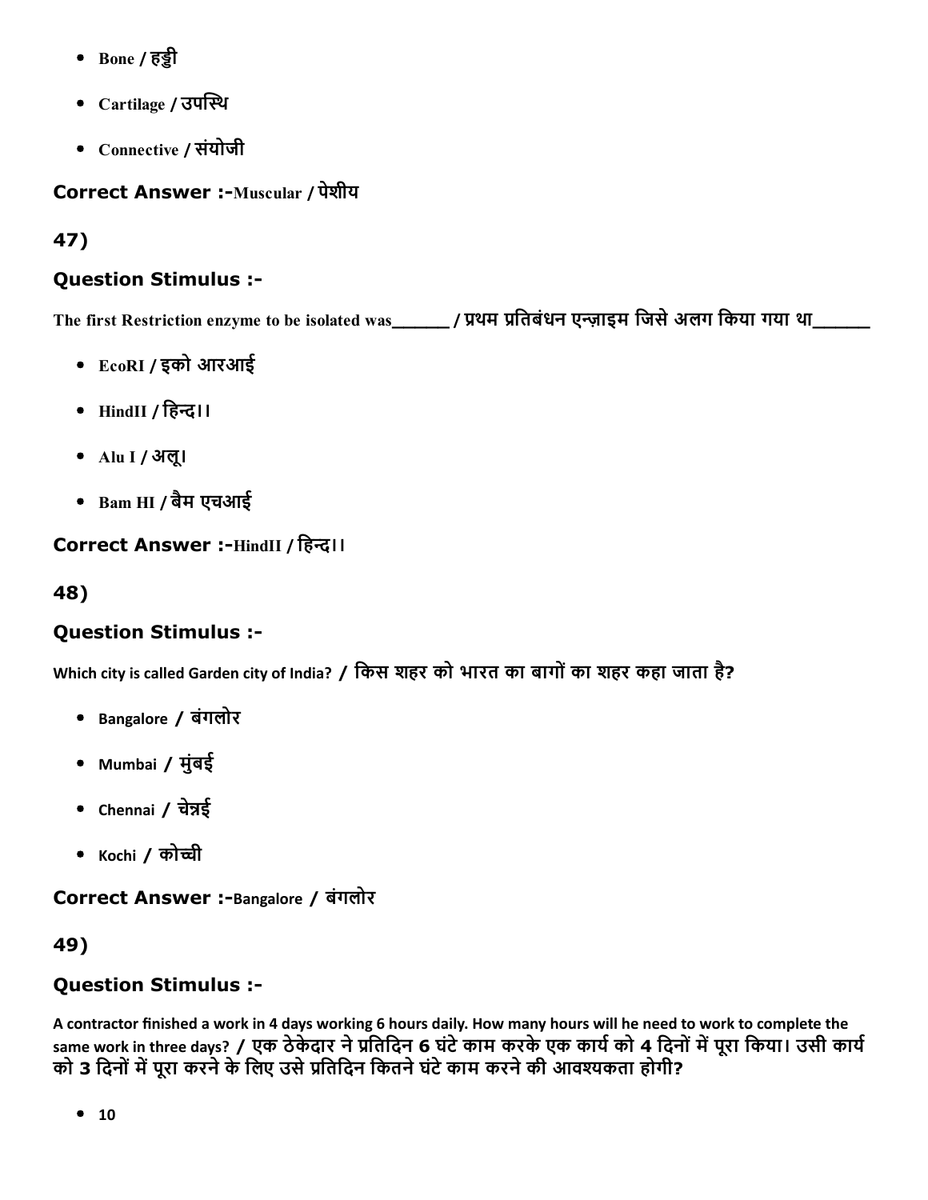- Bone / हड्डी
- Cartilage / उपस्थि
- Connective / संयोजी

**Correct Answer :-**Muscular / पेशीय

## 47)

### Question Stimulus :-

The first Restriction enzyme to be isolated was______ / प्रथम प्रतिबंधन एन्ज़ाइम जिसे अलग किया गया था______

- EcoRI / इको आरआई
- HindII / हिन्द।।
- Alu I / अलू।
- Bam HI / बैम एचआई

**Correct Answer :-**HindII / हिन्द।।

## 48)

### Question Stimulus :-

Which city is called Garden city of India? / किस शहर को भारत का बागों का शहर कहा जाता है?

- Bangalore / बंगलोर
- Mumbai / मुंबई
- Chennai / चेन्नई
- Kochi / कोच्ची

**Correct Answer :-**Bangalore / बंगलोर

## 49)

### Question Stimulus :-

A contractor finished a work in 4 days working 6 hours daily. How many hours will he need to work to complete the same work in three days? / एक ठेकेदार ने प्रतिदिन 6 घंटे काम करके एक कार्य को 4 दिनों में पूरा किया। उसी कार्य को 3 दिनों में पूरा करने के लिए उसे प्रतिदिन कितने घंटे काम करने की आवश्यकता होगी?

- 10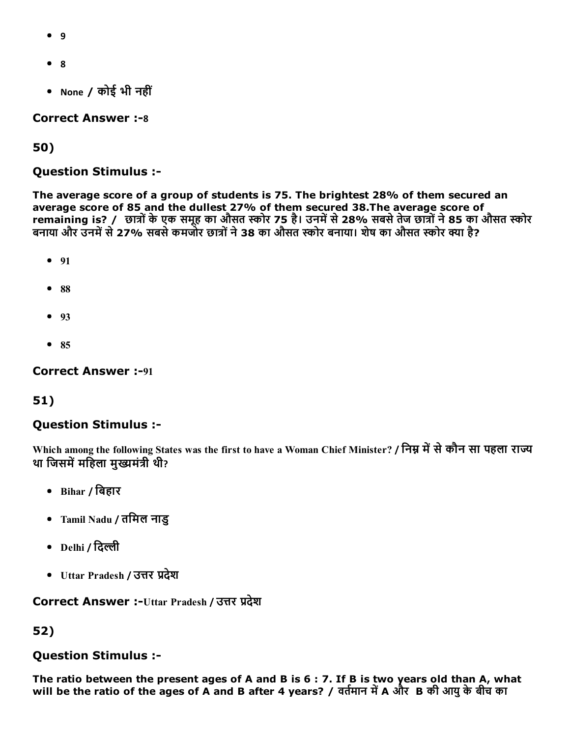- 9
- 8
- None / कोई भी नहीं

**Correct Answer :-**8

**50)**

**Question Stimulus :-**

**The average score of a group of students is 75. The brightest 28% of them secured an average score of 85 and the dullest 27% of them secured 38.The average score of remaining is? / छात्रों के एक समूह का औसत स्कोर 75 है। उनमें से 28% सबसे तेज छात्रों ने 85 का औसत स्कोर बनाया और उनमें से 27% सबसे कमजोर छात्रों ने 38 का औसत स्कोर बनाया। शेष का औसत स्कोर क्या है?**

- 91
- 88
- 93
- 85

**Correct Answer :-**91

**51)**

**Question Stimulus :-**

Which among the following States was the first to have a Woman Chief Minister? / निम्न में से कौन सा पहला राज्य था जिसमें महिला मुख्यमंत्री थी?

- Bihar / बिहार
- Tamil Nadu / तमिल नाडु
- Delhi / दिल्ली
- Uttar Pradesh / उत्तर प्रदेश

**Correct Answer :-**Uttar Pradesh / उत्तर प्रदेश

**52)**

**Question Stimulus :-**

**The ratio between the present ages of A and B is 6 : 7. If B is two years old than A, what will be the ratio of the ages of A and B after 4 years? / वर्तमान में A और B की आयु के बीच का**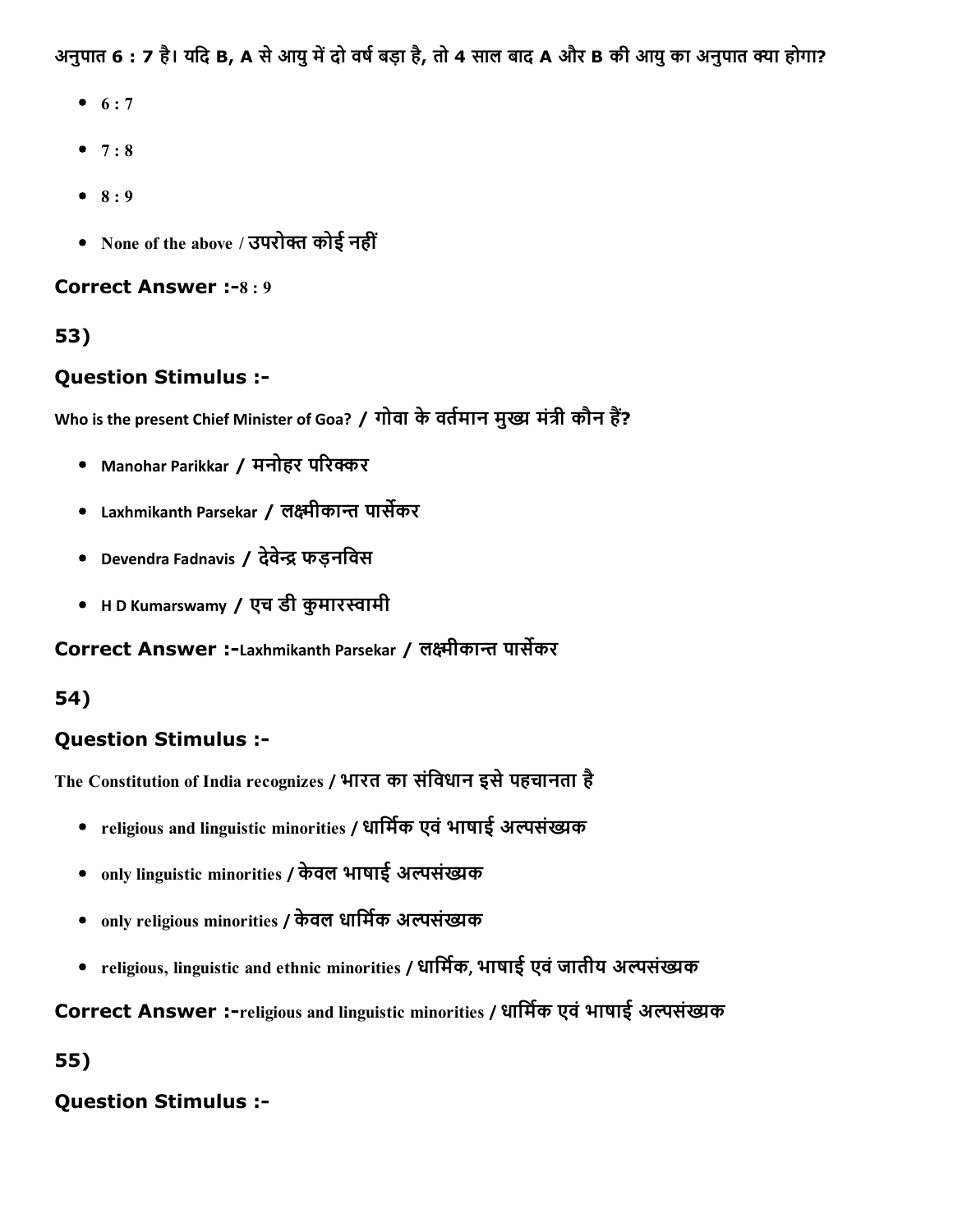अनुपात 6 : 7 है। यदि B, A से आयु में दो वर्ष बड़ा है, तो 4 साल बाद A और B की आयु का अनुपात क्या होगा?

- 6 : 7
- 7 : 8
- 8 : 9
- None of the above / उपरोक्त कोई नहीं

**Correct Answer :-**8 : 9

**53)**

**Question Stimulus :-**

Who is the present Chief Minister of Goa? / गोवा के वर्तमान मुख्य मंत्री कौन हैं?

- Manohar Parikkar / मनोहर परिक्कर
- Laxhmikanth Parsekar / लक्ष्मीकान्त पार्सेकर
- Devendra Fadnavis / देवेन्द्र फड़नविस
- H D Kumarswamy / एच डी कुमारस्वामी

**Correct Answer :-**Laxhmikanth Parsekar / लक्ष्मीकान्त पार्सेकर

**54)**

**Question Stimulus :-**

The Constitution of India recognizes / भारत का संविधान इसे पहचानता है

- religious and linguistic minorities / धार्मिक एवं भाषाई अल्पसंख्यक
- only linguistic minorities / केवल भाषाई अल्पसंख्यक
- only religious minorities / केवल धार्मिक अल्पसंख्यक
- religious, linguistic and ethnic minorities / धार्मिक, भाषाई एवं जातीय अल्पसंख्यक

**Correct Answer :-**religious and linguistic minorities / धार्मिक एवं भाषाई अल्पसंख्यक

**55)**

**Question Stimulus :-**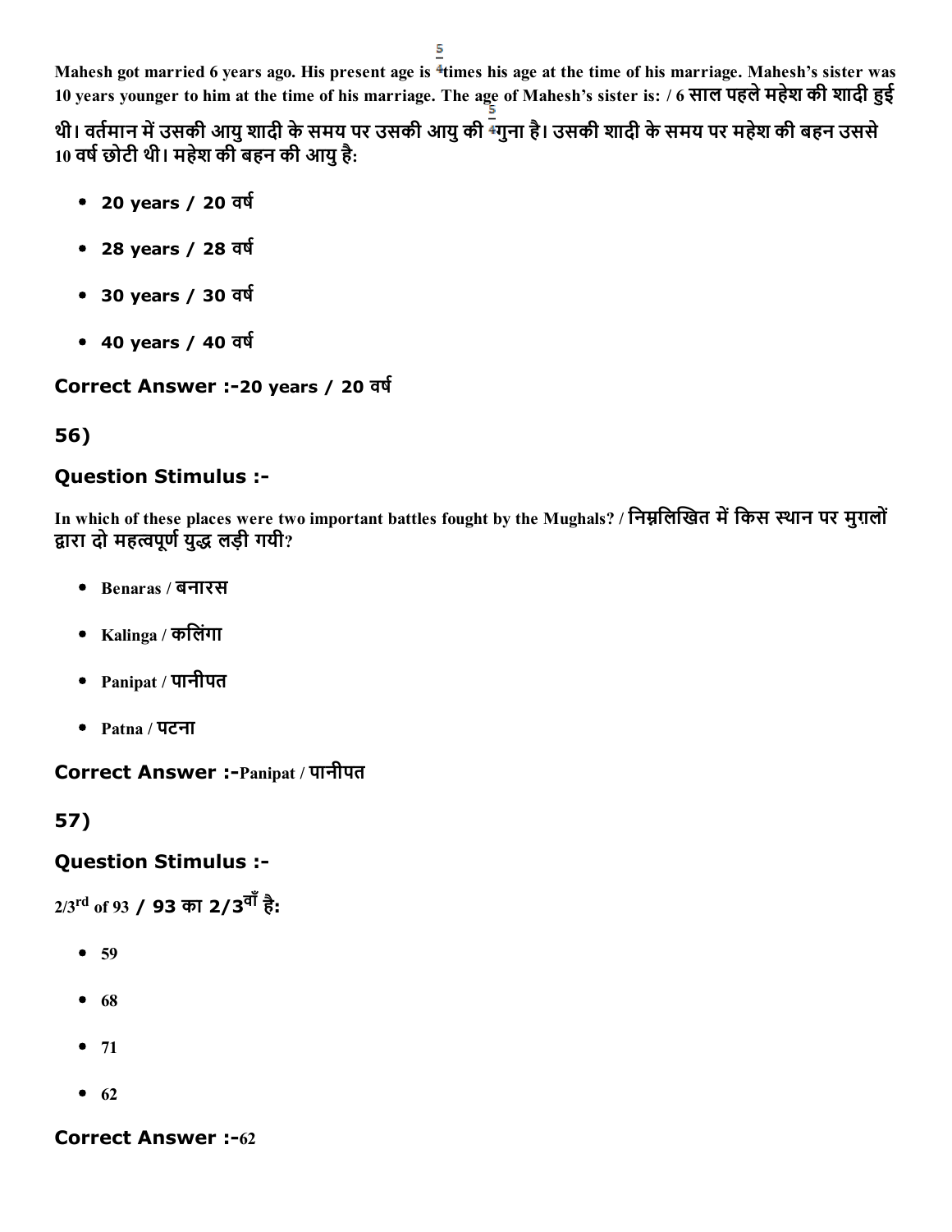Mahesh got married 6 years ago. His present age is $\frac{5}{4}$ times his age at the time of his marriage. Mahesh's sister was 10 years younger to him at the time of his marriage. The age of Mahesh's sister is: / 6 साल पहले महेश की शादी हुई थी। वर्तमान में उसकी आयु शादी के समय पर उसकी आयु की $\frac{5}{4}$ गुना है। उसकी शादी के समय पर महेश की बहन उससे 10 वर्ष छोटी थी। महेश की बहन की आयु है:

- 20 years / 20 वर्ष
- 28 years / 28 वर्ष
- 30 years / 30 वर्ष
- 40 years / 40 वर्ष

**Correct Answer :-**20 years / 20 वर्ष

## 56)

### Question Stimulus :-

In which of these places were two important battles fought by the Mughals? / निम्नलिखित में किस स्थान पर मुग़लों द्वारा दो महत्वपूर्ण युद्ध लड़ी गयी?

- Benaras / बनारस
- Kalinga / कलिंगा
- Panipat / पानीपत
- Patna / पटना

**Correct Answer :-**Panipat / पानीपत

## 57)

### Question Stimulus :-

2/3rd of 93 / 93 का 2/3वाँ है:

- 59
- 68
- 71
- 62

**Correct Answer :-**62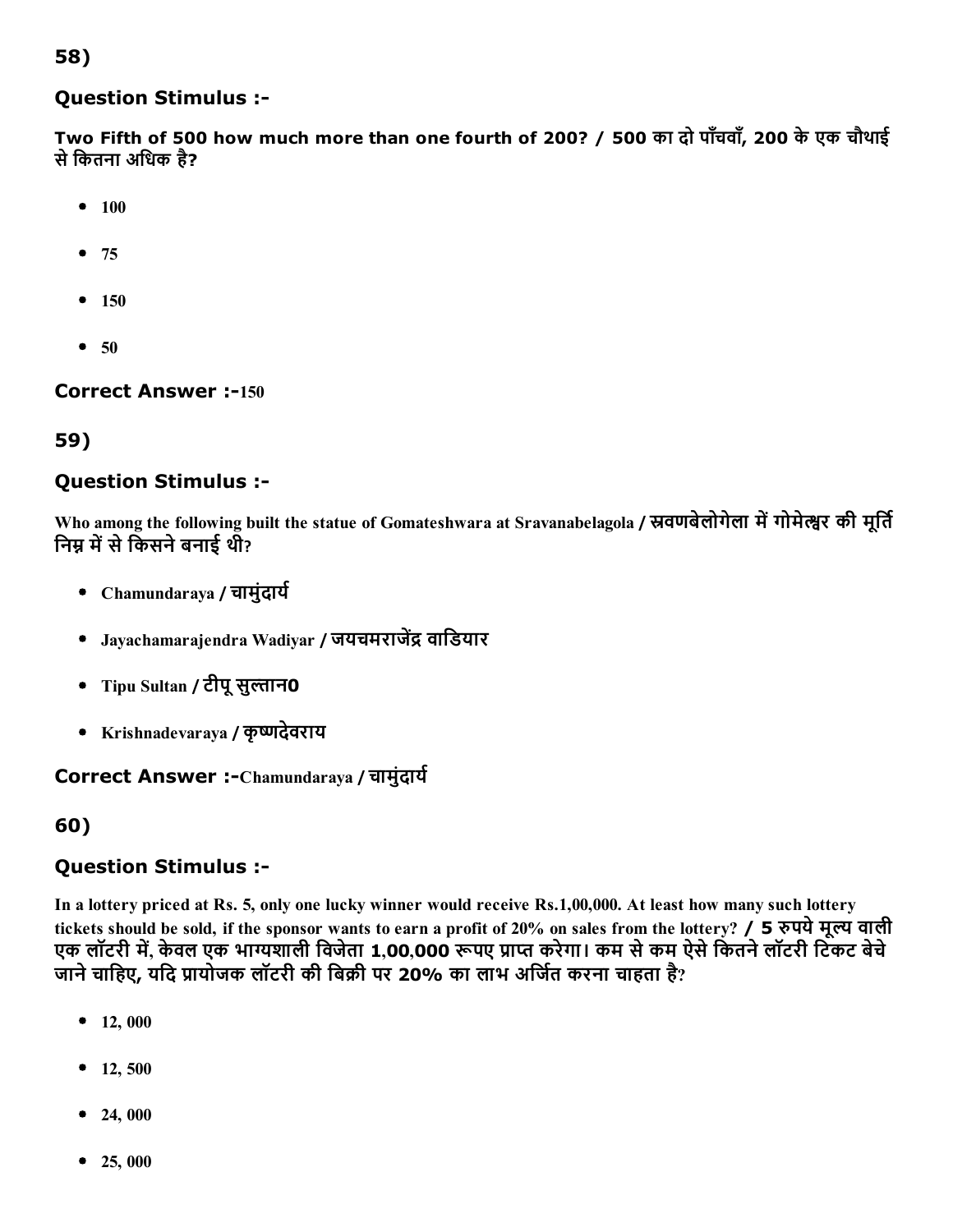58)

### Question Stimulus :-

**Two Fifth of 500 how much more than one fourth of 200? / 500 का दो पाँचवाँ, 200 के एक चौथाई से कितना अधिक है?**

- 100
- 75
- 150
- 50

**Correct Answer :-**150

59)

### Question Stimulus :-

**Who among the following built the statue of Gomateshwara at Sravanabelagola / स्रवणबेलोगेला में गोमेत्श्वर की मूर्ति निम्न में से किसने बनाई थी?**

- **Chamundaraya / चामुंदार्य**
- **Jayachamarajendra Wadiyar / जयचमराजेंद्र वाडियार**
- **Tipu Sultan / टीपू सुल्तान0**
- **Krishnadevaraya / कृष्णदेवराय**

**Correct Answer :-Chamundaraya / चामुंदार्य**

60)

### Question Stimulus :-

**In a lottery priced at Rs. 5, only one lucky winner would receive Rs.1,00,000. At least how many such lottery tickets should be sold, if the sponsor wants to earn a profit of 20% on sales from the lottery? / 5 रुपये मूल्य वाली एक लॉटरी में, केवल एक भाग्यशाली विजेता 1,00,000 रूपए प्राप्त करेगा। कम से कम ऐसे कितने लॉटरी टिकट बेचे जाने चाहिए, यदि प्रायोजक लॉटरी की बिक्री पर 20% का लाभ अर्जित करना चाहता है?**

- 12, 000
- 12, 500
- 24, 000
- 25, 000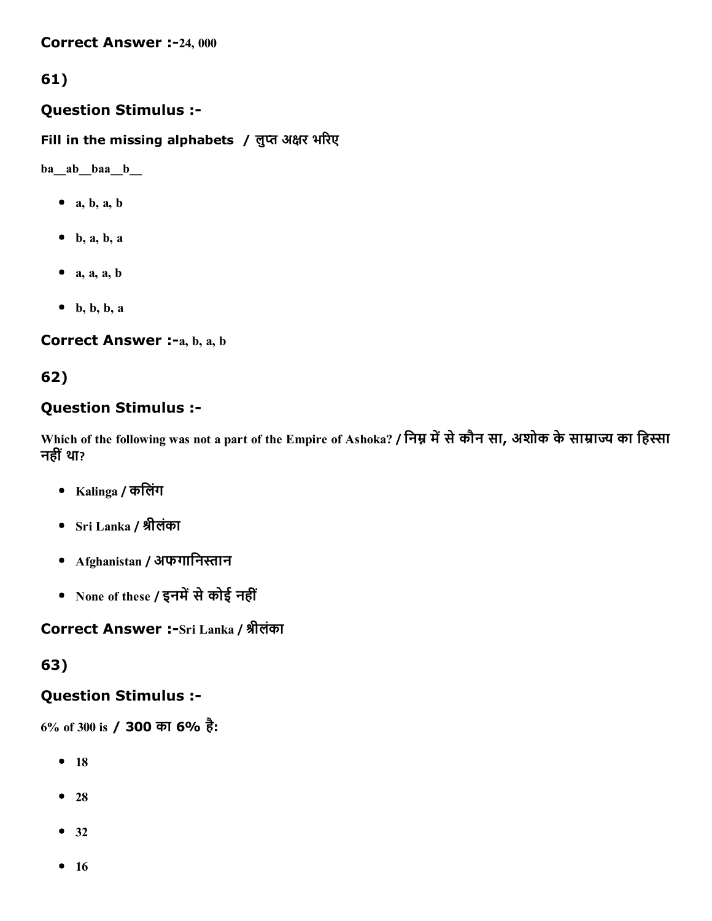**Correct Answer :-**24, 000

## 61)

### Question Stimulus :-

**Fill in the missing alphabets / लुप्त अक्षर भरिए**

ba__ab__baa__b__

- a, b, a, b
- b, a, b, a
- a, a, a, b
- b, b, b, a

**Correct Answer :-**a, b, a, b

## 62)

### Question Stimulus :-

Which of the following was not a part of the Empire of Ashoka? / निम्न में से कौन सा, अशोक के साम्राज्य का हिस्सा नहीं था?

- Kalinga / कलिंग
- Sri Lanka / श्रीलंका
- Afghanistan / अफगानिस्तान
- None of these / इनमें से कोई नहीं

**Correct Answer :-**Sri Lanka / श्रीलंका

## 63)

### Question Stimulus :-

6% of 300 is / 300 का 6% है:

- 18
- 28
- 32
- 16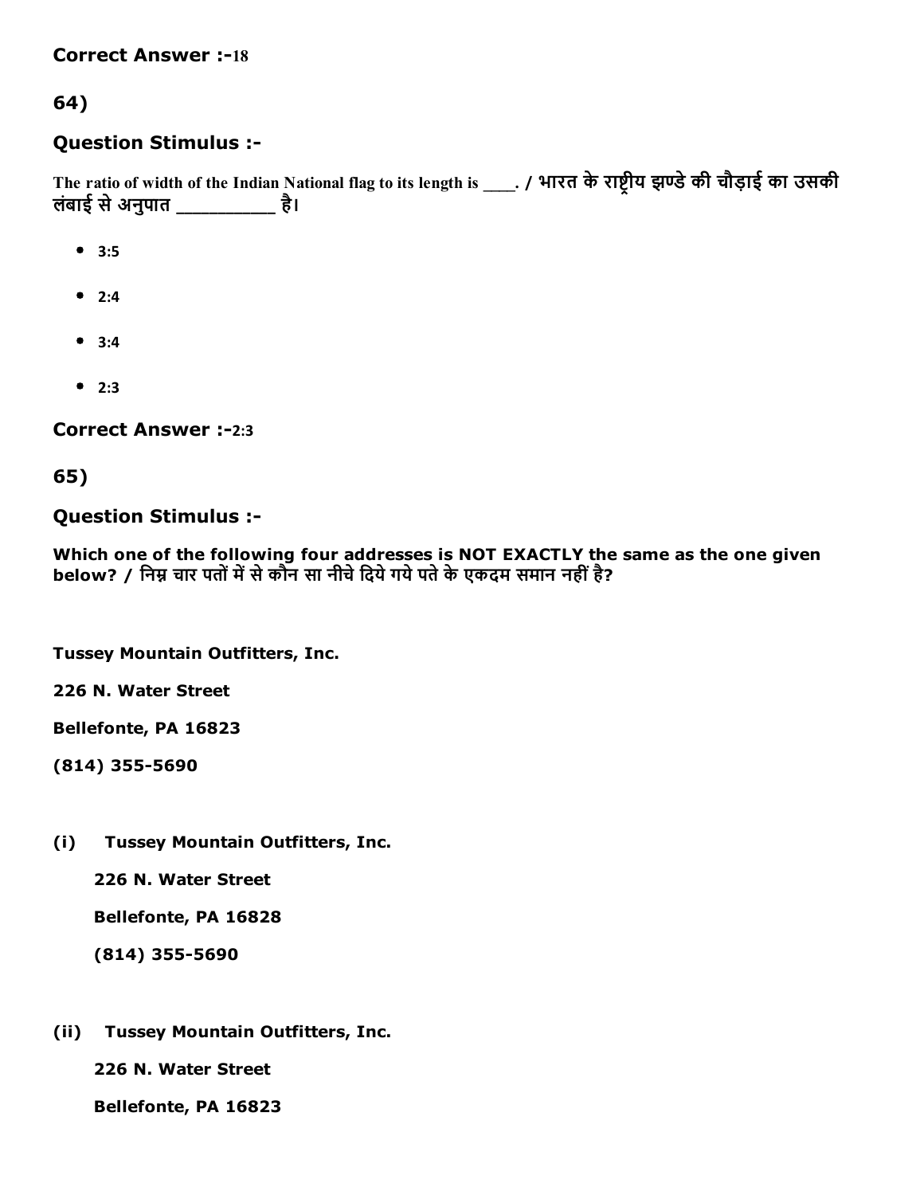**Correct Answer :-**18

## 64)

### Question Stimulus :-

The ratio of width of the Indian National flag to its length is ____. / भारत के राष्ट्रीय झण्डे की चौड़ाई का उसकी लंबाई से अनुपात __________ है।

- 3:5
- 2:4
- 3:4
- 2:3

**Correct Answer :-**2:3

## 65)

### Question Stimulus :-

**Which one of the following four addresses is NOT EXACTLY the same as the one given below? / निम्न चार पतों में से कौन सा नीचे दिये गये पते के एकदम समान नहीं है?**

**Tussey Mountain Outfitters, Inc.**

**226 N. Water Street**

**Bellefonte, PA 16823**

**(814) 355-5690**

**(i) Tussey Mountain Outfitters, Inc.**

**226 N. Water Street**

**Bellefonte, PA 16828**

**(814) 355-5690**

**(ii) Tussey Mountain Outfitters, Inc.**

**226 N. Water Street**

**Bellefonte, PA 16823**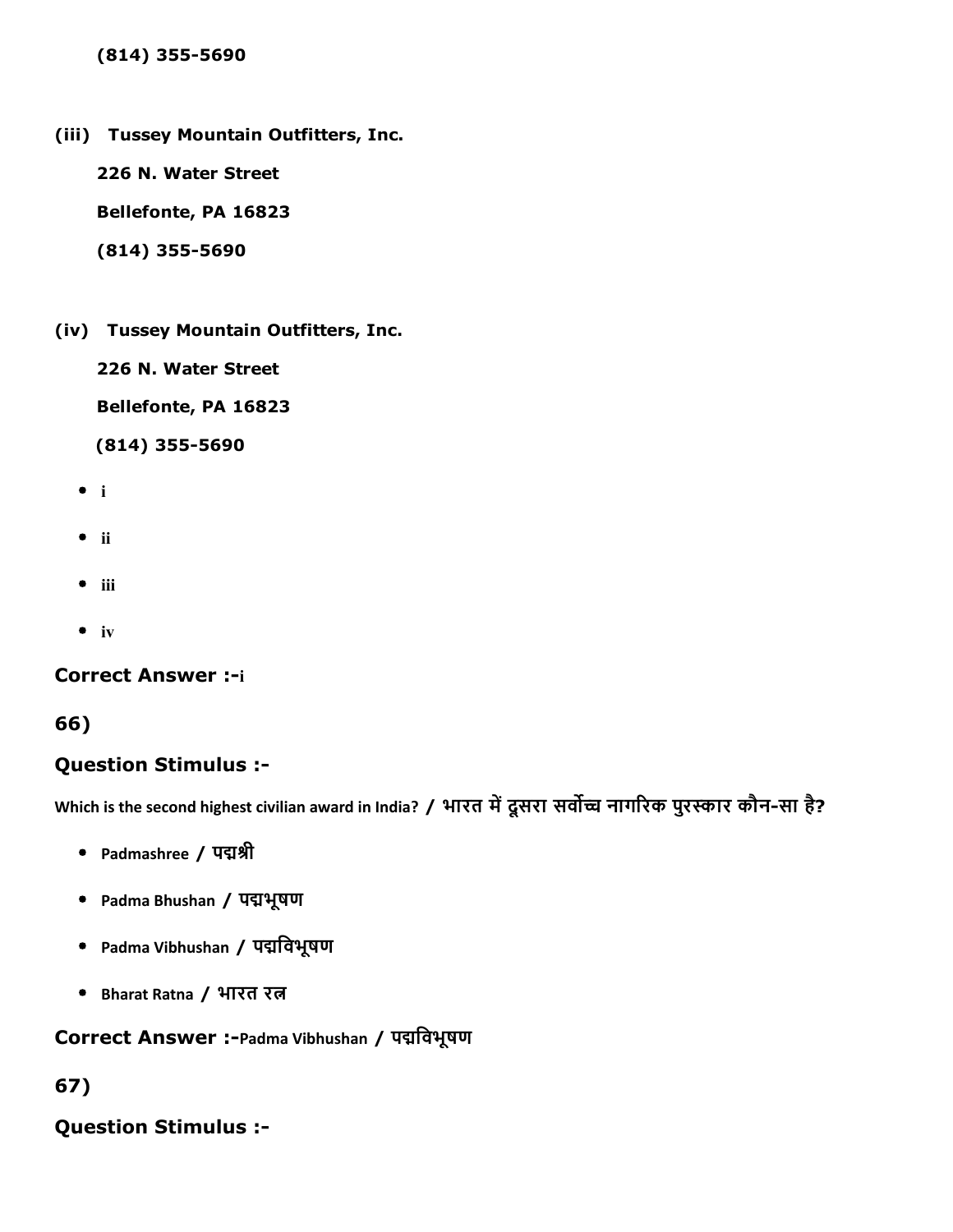(814) 355-5690

(iii) Tussey Mountain Outfitters, Inc.

226 N. Water Street

Bellefonte, PA 16823

(814) 355-5690

(iv) Tussey Mountain Outfitters, Inc.

226 N. Water Street

Bellefonte, PA 16823

(814) 355-5690

- i
- ii
- iii
- iv

**Correct Answer :-**i

**66)**

**Question Stimulus :-**

Which is the second highest civilian award in India? / भारत में दूसरा सर्वोच्च नागरिक पुरस्कार कौन-सा है?

- Padmashree / पद्मश्री
- Padma Bhushan / पद्मभूषण
- Padma Vibhushan / पद्मविभूषण
- Bharat Ratna / भारत रत्न

**Correct Answer :-**Padma Vibhushan / पद्मविभूषण

**67)**

**Question Stimulus :-**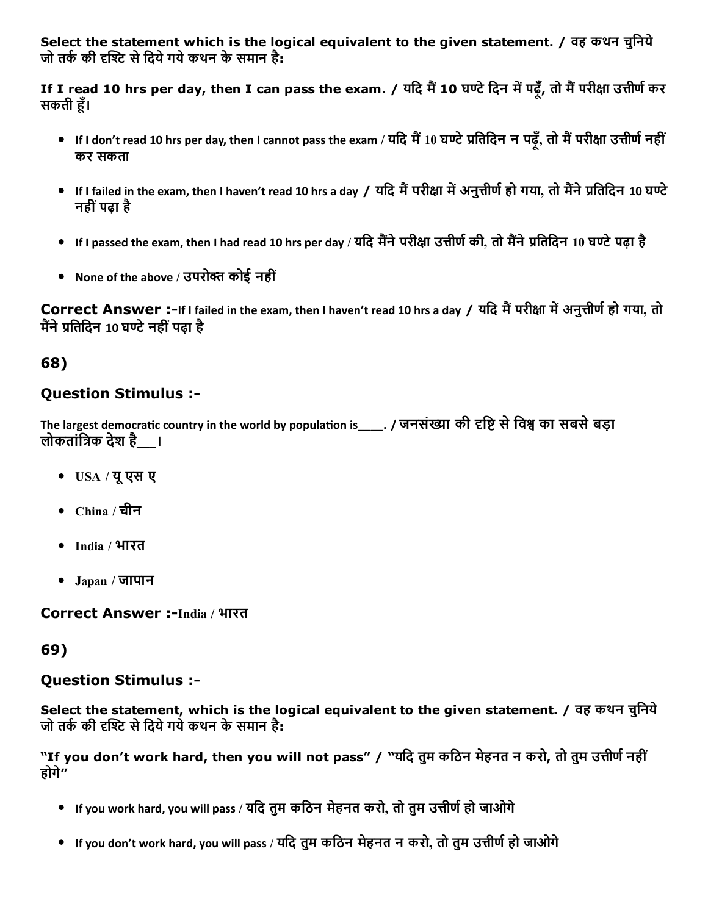**Select the statement which is the logical equivalent to the given statement. / वह कथन चुनिये जो तर्क की दृश्टि से दिये गये कथन के समान है:**

**If I read 10 hrs per day, then I can pass the exam. / यदि मैं 10 घण्टे दिन में पढ़ूँ, तो मैं परीक्षा उत्तीर्ण कर सकती हूँ।**

- If I don't read 10 hrs per day, then I cannot pass the exam / यदि मैं 10 घण्टे प्रतिदिन न पढ़ूँ, तो मैं परीक्षा उत्तीर्ण नहीं कर सकता
- If I failed in the exam, then I haven't read 10 hrs a day / यदि मैं परीक्षा में अनुत्तीर्ण हो गया, तो मैंने प्रतिदिन 10 घण्टे नहीं पढ़ा है
- If I passed the exam, then I had read 10 hrs per day / यदि मैंने परीक्षा उत्तीर्ण की, तो मैंने प्रतिदिन 10 घण्टे पढ़ा है
- None of the above / उपरोक्त कोई नहीं

**Correct Answer :-**If I failed in the exam, then I haven't read 10 hrs a day / यदि मैं परीक्षा में अनुत्तीर्ण हो गया, तो मैंने प्रतिदिन 10 घण्टे नहीं पढ़ा है

## 68)

### Question Stimulus :-

The largest democratic country in the world by population is____. / जनसंख्या की दृष्टि से विश्व का सबसे बड़ा लोकतांत्रिक देश है___।

- USA / यू एस ए
- China / चीन
- India / भारत
- Japan / जापान

**Correct Answer :-**India / भारत

## 69)

### Question Stimulus :-

**Select the statement, which is the logical equivalent to the given statement. / वह कथन चुनिये जो तर्क की दृश्टि से दिये गये कथन के समान है:**

**"If you don't work hard, then you will not pass" / "यदि तुम कठिन मेहनत न करो, तो तुम उत्तीर्ण नहीं होगे"**

- If you work hard, you will pass / यदि तुम कठिन मेहनत करो, तो तुम उत्तीर्ण हो जाओगे
- If you don't work hard, you will pass / यदि तुम कठिन मेहनत न करो, तो तुम उत्तीर्ण हो जाओगे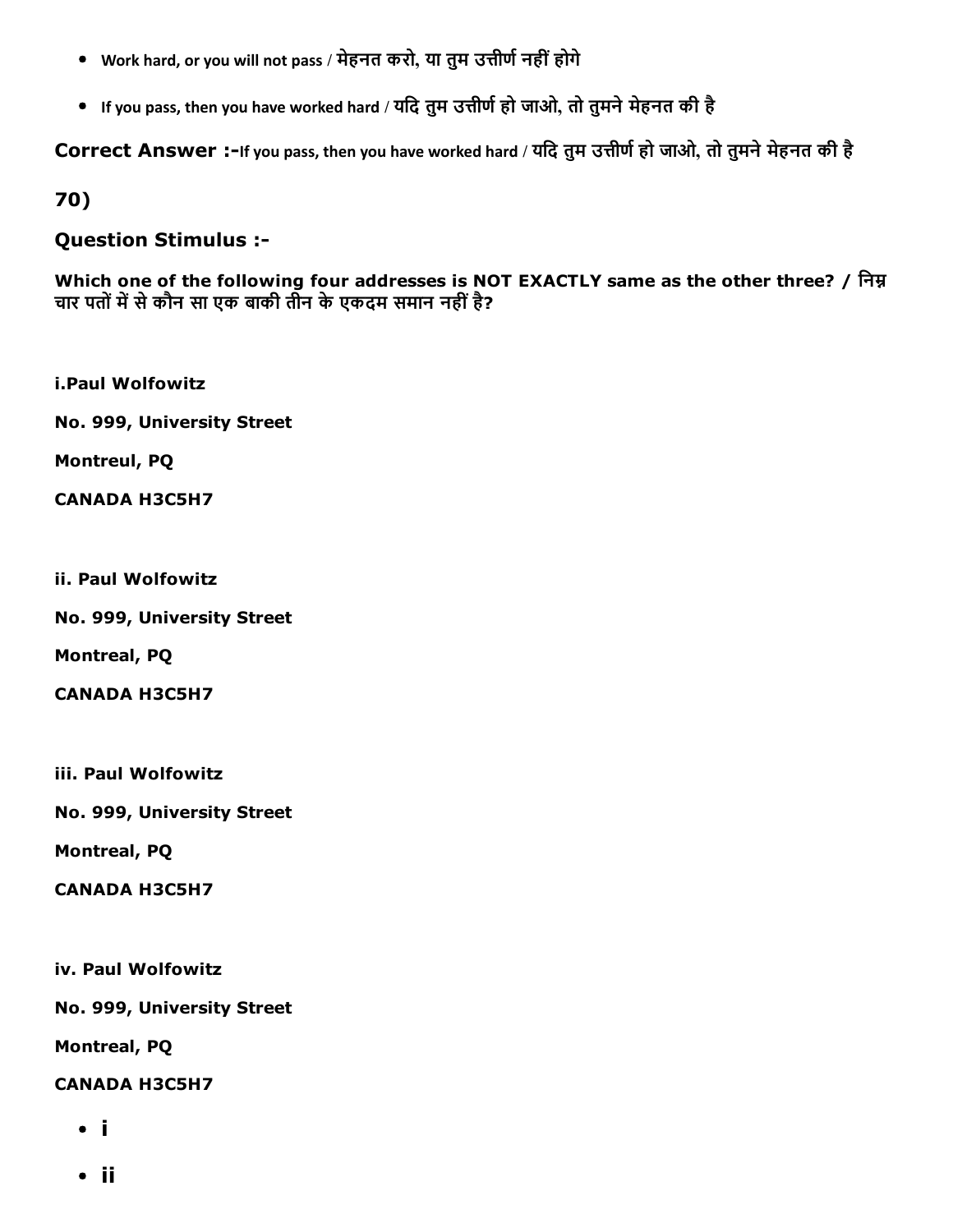- Work hard, or you will not pass / मेहनत करो, या तुम उत्तीर्ण नहीं होगे
- If you pass, then you have worked hard / यदि तुम उत्तीर्ण हो जाओ, तो तुमने मेहनत की है

**Correct Answer :-**If you pass, then you have worked hard / यदि तुम उत्तीर्ण हो जाओ, तो तुमने मेहनत की है

**70)**

### Question Stimulus :-

**Which one of the following four addresses is NOT EXACTLY same as the other three? / निम्न चार पतों में से कौन सा एक बाकी तीन के एकदम समान नहीं है?**

**i.Paul Wolfowitz**

**No. 999, University Street**

**Montreul, PQ**

**CANADA H3C5H7**

**ii. Paul Wolfowitz**

**No. 999, University Street**

**Montreal, PQ**

**CANADA H3C5H7**

**iii. Paul Wolfowitz**

**No. 999, University Street**

**Montreal, PQ**

**CANADA H3C5H7**

**iv. Paul Wolfowitz**

**No. 999, University Street**

**Montreal, PQ**

**CANADA H3C5H7**

- **i**
- **ii**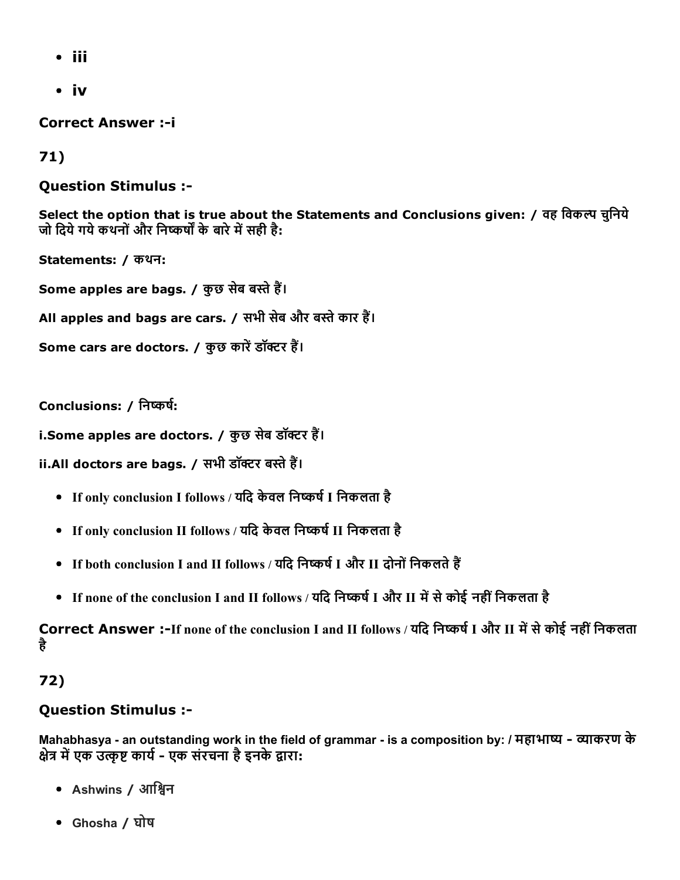- iii
- iv

**Correct Answer :-i**

**71)**

### Question Stimulus :-

**Select the option that is true about the Statements and Conclusions given: / वह विकल्प चुनिये जो दिये गये कथनों और निष्कर्षों के बारे में सही है:**

**Statements: / कथन:**

**Some apples are bags. / कुछ सेब बस्ते हैं।**

**All apples and bags are cars. / सभी सेब और बस्ते कार हैं।**

**Some cars are doctors. / कुछ कारें डॉक्टर हैं।**

**Conclusions: / निष्कर्ष:**

**i.Some apples are doctors. / कुछ सेब डॉक्टर हैं।**

**ii.All doctors are bags. / सभी डॉक्टर बस्ते हैं।**

- **If only conclusion I follows / यदि केवल निष्कर्ष I निकलता है**
- **If only conclusion II follows / यदि केवल निष्कर्ष II निकलता है**
- **If both conclusion I and II follows / यदि निष्कर्ष I और II दोनों निकलते हैं**
- **If none of the conclusion I and II follows / यदि निष्कर्ष I और II में से कोई नहीं निकलता है**

**Correct Answer :-If none of the conclusion I and II follows / यदि निष्कर्ष I और II में से कोई नहीं निकलता है**

**72)**

### Question Stimulus :-

**Mahabhasya - an outstanding work in the field of grammar - is a composition by: / महाभाष्य - व्याकरण के क्षेत्र में एक उत्कृष्ट कार्य - एक संरचना है इनके द्वारा:**

- Ashwins / आश्विन
- Ghosha / घोष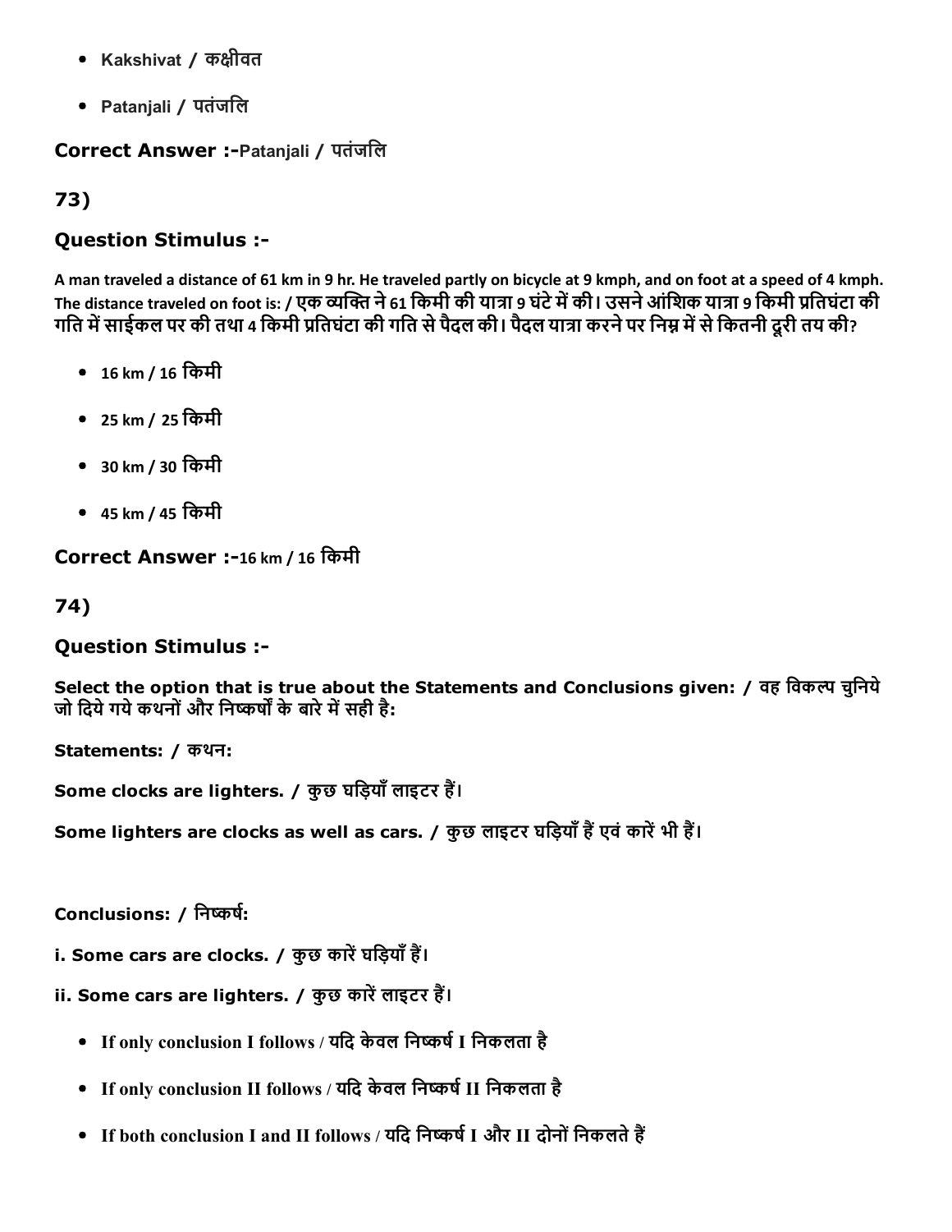- Kakshivat / कक्षीवत
- Patanjali / पतंजलि

**Correct Answer :-**Patanjali / पतंजलि

## 73)

### Question Stimulus :-

A man traveled a distance of 61 km in 9 hr. He traveled partly on bicycle at 9 kmph, and on foot at a speed of 4 kmph. The distance traveled on foot is: / **एक व्यक्ति ने 61 किमी की यात्रा 9 घंटे में की। उसने आंशिक यात्रा 9 किमी प्रतिघंटा की गति में साईकल पर की तथा 4 किमी प्रतिघंटा की गति से पैदल की। पैदल यात्रा करने पर निम्न में से कितनी दूरी तय की?**

- 16 km / 16 किमी
- 25 km / 25 किमी
- 30 km / 30 किमी
- 45 km / 45 किमी

**Correct Answer :-**16 km / 16 किमी

## 74)

### Question Stimulus :-

**Select the option that is true about the Statements and Conclusions given: / वह विकल्प चुनिये जो दिये गये कथनों और निष्कर्षों के बारे में सही है:**

**Statements: / कथन:**

**Some clocks are lighters. / कुछ घड़ियाँ लाइटर हैं।**

**Some lighters are clocks as well as cars. / कुछ लाइटर घड़ियाँ हैं एवं कारें भी हैं।**

**Conclusions: / निष्कर्ष:**

**i. Some cars are clocks. / कुछ कारें घड़ियाँ हैं।**

**ii. Some cars are lighters. / कुछ कारें लाइटर हैं।**

- If only conclusion I follows / यदि केवल निष्कर्ष I निकलता है
- If only conclusion II follows / यदि केवल निष्कर्ष II निकलता है
- If both conclusion I and II follows / यदि निष्कर्ष I और II दोनों निकलते हैं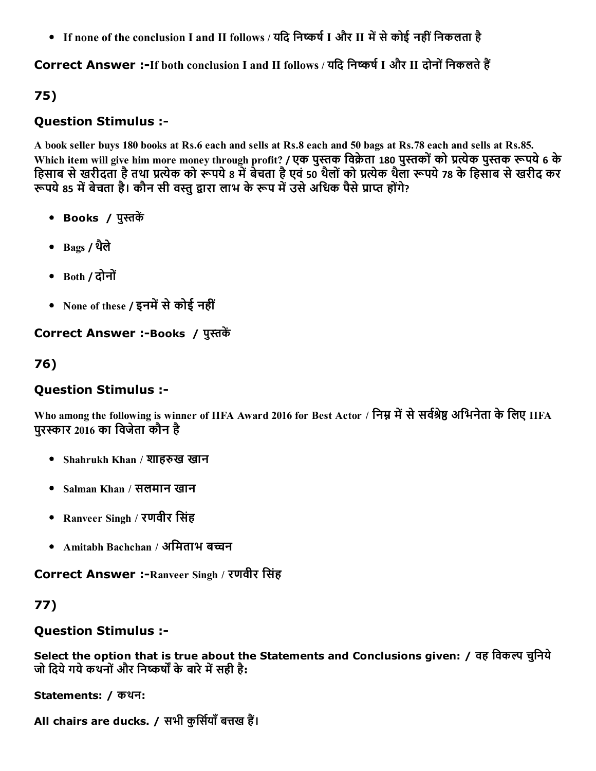- If none of the conclusion I and II follows / यदि निष्कर्ष I और II में से कोई नहीं निकलता है

**Correct Answer :-**If both conclusion I and II follows / यदि निष्कर्ष I और II दोनों निकलते हैं

## 75)

### Question Stimulus :-

A book seller buys 180 books at Rs.6 each and sells at Rs.8 each and 50 bags at Rs.78 each and sells at Rs.85. Which item will give him more money through profit? / एक पुस्तक विक्रेता 180 पुस्तकों को प्रत्येक पुस्तक रूपये 6 के हिसाब से खरीदता है तथा प्रत्येक को रूपये 8 में बेचता है एवं 50 थैलों को प्रत्येक थैला रूपये 78 के हिसाब से खरीद कर रूपये 85 में बेचता है। कौन सी वस्तु द्वारा लाभ के रूप में उसे अधिक पैसे प्राप्त होंगे?

- Books / पुस्तकें
- Bags / थैले
- Both / दोनों
- None of these / इनमें से कोई नहीं

**Correct Answer :-**Books / पुस्तकें

## 76)

### Question Stimulus :-

Who among the following is winner of IIFA Award 2016 for Best Actor / निम्न में से सर्वश्रेष्ठ अभिनेता के लिए IIFA पुरस्कार 2016 का विजेता कौन है

- Shahrukh Khan / शाहरुख खान
- Salman Khan / सलमान खान
- Ranveer Singh / रणवीर सिंह
- Amitabh Bachchan / अमिताभ बच्चन

**Correct Answer :-**Ranveer Singh / रणवीर सिंह

## 77)

### Question Stimulus :-

Select the option that is true about the Statements and Conclusions given: / वह विकल्प चुनिये जो दिये गये कथनों और निष्कर्षों के बारे में सही है:

Statements: / कथन:

All chairs are ducks. / सभी कुर्सियाँ बत्तख हैं।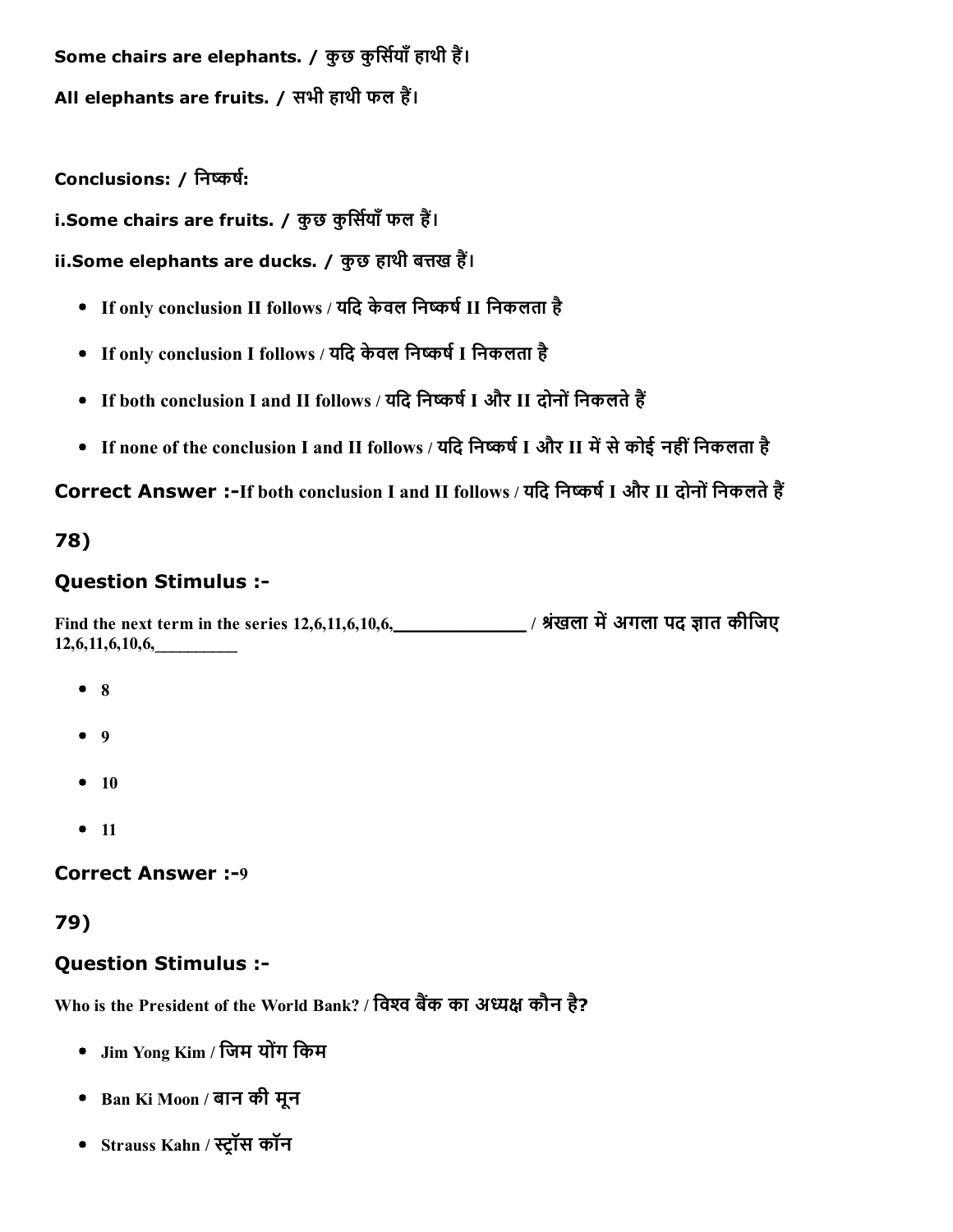Some chairs are elephants. / कुछ कुर्सियाँ हाथी हैं।

All elephants are fruits. / सभी हाथी फल हैं।

Conclusions: / निष्कर्ष:

i.Some chairs are fruits. / कुछ कुर्सियाँ फल हैं।

ii.Some elephants are ducks. / कुछ हाथी बत्तख हैं।

- If only conclusion II follows / यदि केवल निष्कर्ष II निकलता है
- If only conclusion I follows / यदि केवल निष्कर्ष I निकलता है
- If both conclusion I and II follows / यदि निष्कर्ष I और II दोनों निकलते हैं
- If none of the conclusion I and II follows / यदि निष्कर्ष I और II में से कोई नहीं निकलता है

**Correct Answer :-**If both conclusion I and II follows / यदि निष्कर्ष I और II दोनों निकलते हैं

## 78)

### Question Stimulus :-

Find the next term in the series 12,6,11,6,10,6,_____________ / श्रंखला में अगला पद ज्ञात कीजिए 12,6,11,6,10,6,__________

- 8
- 9
- 10
- 11

**Correct Answer :-**9

## 79)

### Question Stimulus :-

Who is the President of the World Bank? / विश्व बैंक का अध्यक्ष कौन है?

- Jim Yong Kim / जिम योंग किम
- Ban Ki Moon / बान की मून
- Strauss Kahn / स्ट्रॉस कॉन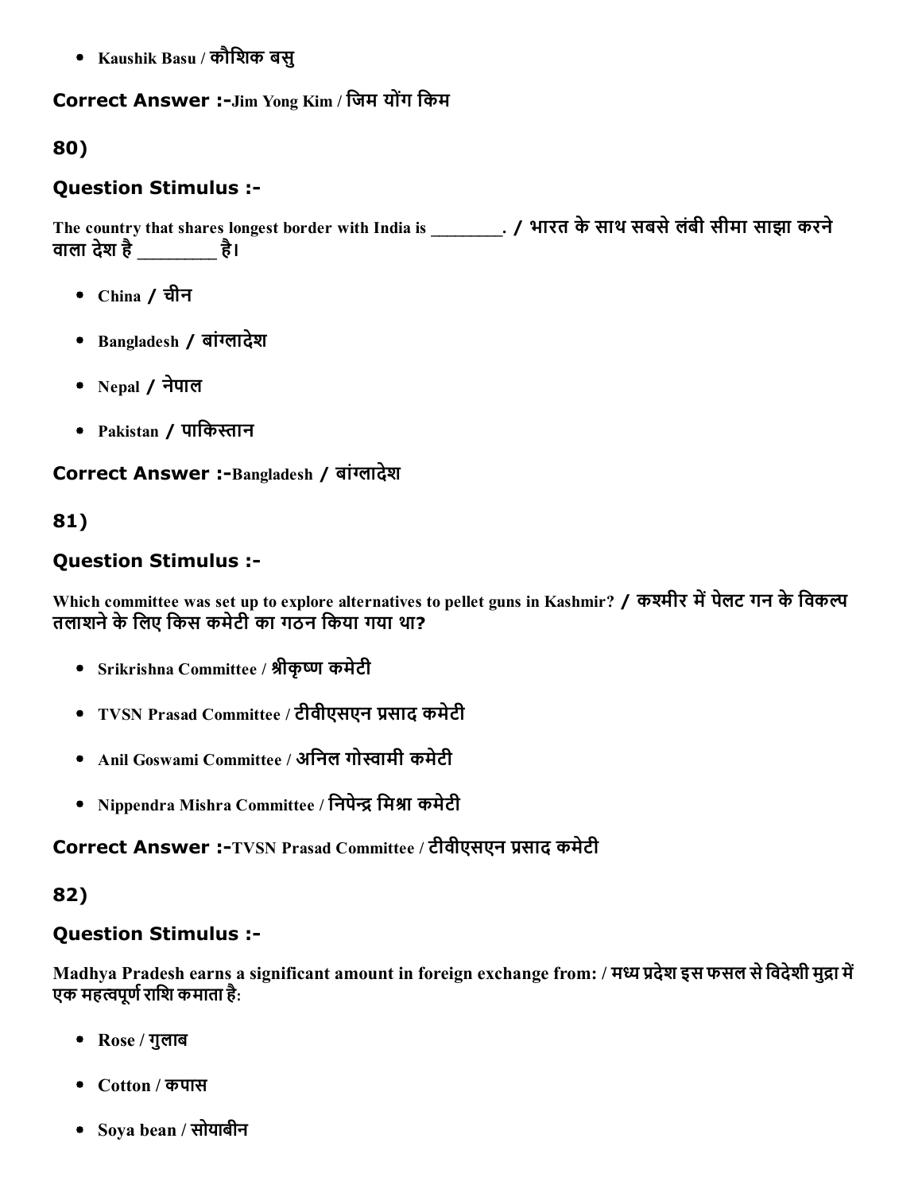- Kaushik Basu / कौशिक बसु

**Correct Answer :-**Jim Yong Kim / जिम योंग किम

## 80)

### Question Stimulus :-

The country that shares longest border with India is ________. / भारत के साथ सबसे लंबी सीमा साझा करने वाला देश है ________ है।

- China / चीन
- Bangladesh / बांग्लादेश
- Nepal / नेपाल
- Pakistan / पाकिस्तान

**Correct Answer :-**Bangladesh / बांग्लादेश

## 81)

### Question Stimulus :-

Which committee was set up to explore alternatives to pellet guns in Kashmir? / कश्मीर में पेलट गन के विकल्प तलाशने के लिए किस कमेटी का गठन किया गया था?

- Srikrishna Committee / श्रीकृष्ण कमेटी
- TVSN Prasad Committee / टीवीएसएन प्रसाद कमेटी
- Anil Goswami Committee / अनिल गोस्वामी कमेटी
- Nippendra Mishra Committee / निपेन्द्र मिश्रा कमेटी

**Correct Answer :-**TVSN Prasad Committee / टीवीएसएन प्रसाद कमेटी

## 82)

### Question Stimulus :-

Madhya Pradesh earns a significant amount in foreign exchange from: / मध्य प्रदेश इस फसल से विदेशी मुद्रा में एक महत्वपूर्ण राशि कमाता है:

- Rose / गुलाब
- Cotton / कपास
- Soya bean / सोयाबीन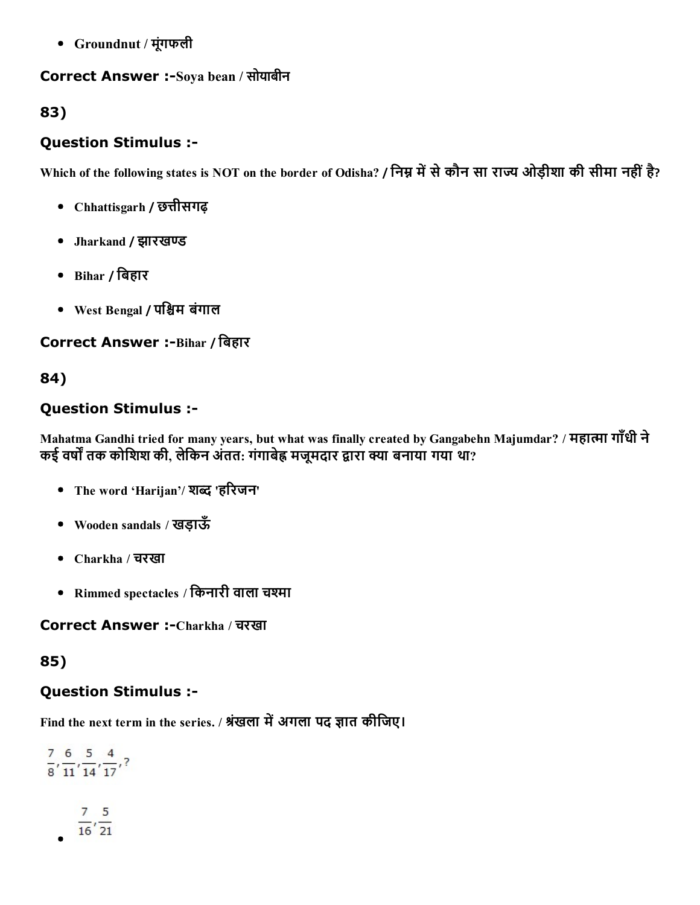- Groundnut / मूंगफली

**Correct Answer :-**Soya bean / सोयाबीन

## 83)

### Question Stimulus :-

Which of the following states is NOT on the border of Odisha? / निम्न में से कौन सा राज्य ओड़ीशा की सीमा नहीं है?

- Chhattisgarh / छत्तीसगढ़
- Jharkand / झारखण्ड
- Bihar / बिहार
- West Bengal / पश्चिम बंगाल

**Correct Answer :-**Bihar / बिहार

## 84)

### Question Stimulus :-

Mahatma Gandhi tried for many years, but what was finally created by Gangabehn Majumdar? / महात्मा गाँधी ने कई वर्षों तक कोशिश की, लेकिन अंततः गंगाबेह्न मजूमदार द्वारा क्या बनाया गया था?

- The word 'Harijan'/ शब्द 'हरिजन'
- Wooden sandals / खड़ाऊँ
- Charkha / चरखा
- Rimmed spectacles / किनारी वाला चश्मा

**Correct Answer :-**Charkha / चरखा

## 85)

### Question Stimulus :-

Find the next term in the series. / श्रृंखला में अगला पद ज्ञात कीजिए।

$\frac{7}{8}, \frac{6}{11}, \frac{5}{14}, \frac{4}{17}, ?$

- $\frac{7}{16}, \frac{5}{21}$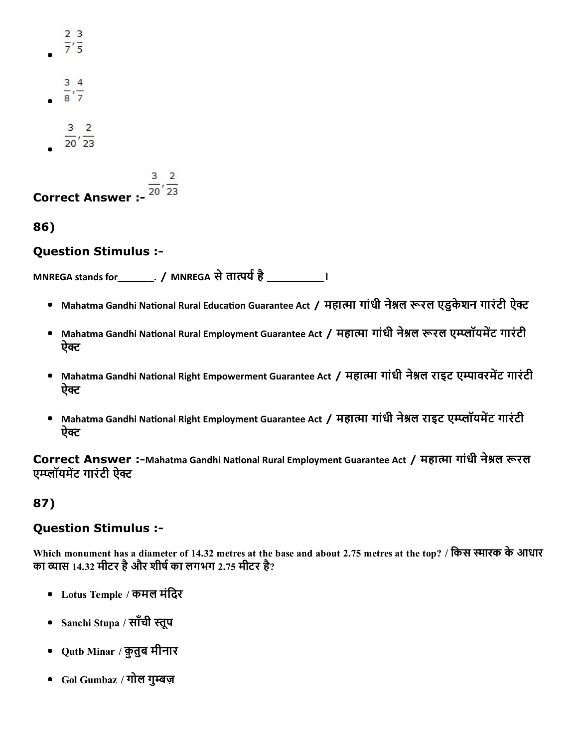- $\frac{2}{7}, \frac{3}{5}$

- $\frac{3}{8}, \frac{4}{7}$

- $\frac{3}{20}, \frac{2}{23}$

**Correct Answer :-** $\frac{3}{20}, \frac{2}{23}$

## 86)

### Question Stimulus :-

MNREGA stands for_______. / MNREGA से तात्पर्य है __________।

- Mahatma Gandhi National Rural Education Guarantee Act / महात्मा गांधी नेश्नल रूरल एडुकेशन गारंटी ऐक्ट
- Mahatma Gandhi National Rural Employment Guarantee Act / महात्मा गांधी नेश्नल रूरल एम्प्लॉयमेंट गारंटी ऐक्ट
- Mahatma Gandhi National Right Empowerment Guarantee Act / महात्मा गांधी नेश्नल राइट एम्पावरमेंट गारंटी ऐक्ट
- Mahatma Gandhi National Right Employment Guarantee Act / महात्मा गांधी नेश्नल राइट एम्प्लॉयमेंट गारंटी ऐक्ट

**Correct Answer :-**Mahatma Gandhi National Rural Employment Guarantee Act / महात्मा गांधी नेश्नल रूरल एम्प्लॉयमेंट गारंटी ऐक्ट

## 87)

### Question Stimulus :-

Which monument has a diameter of 14.32 metres at the base and about 2.75 metres at the top? / किस स्मारक के आधार का व्यास 14.32 मीटर है और शीर्ष का लगभग 2.75 मीटर है?

- Lotus Temple / कमल मंदिर
- Sanchi Stupa / साँची स्तूप
- Qutb Minar / क़ुतुब मीनार
- Gol Gumbaz / गोल गुम्बज़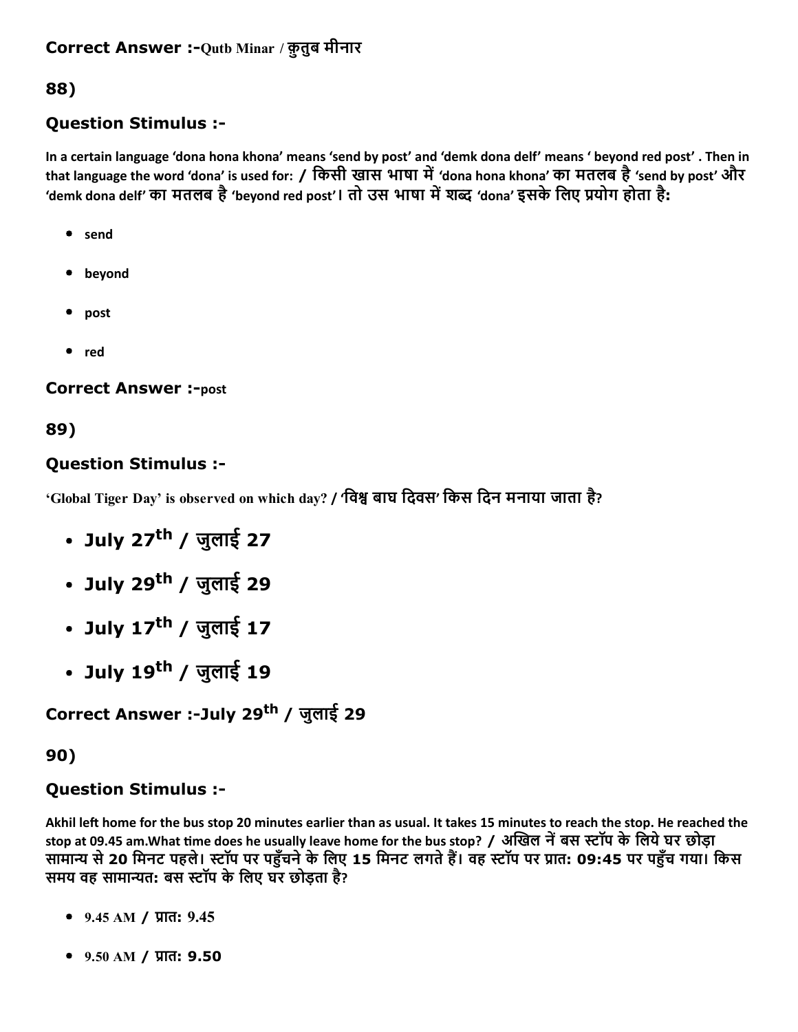**Correct Answer :-**Qutb Minar / क़ुतुब मीनार

### 88)

### Question Stimulus :-

In a certain language 'dona hona khona' means 'send by post' and 'demk dona delf' means ' beyond red post' . Then in that language the word 'dona' is used for: / किसी खास भाषा में 'dona hona khona' का मतलब है 'send by post' और 'demk dona delf' का मतलब है 'beyond red post'। तो उस भाषा में शब्द 'dona' इसके लिए प्रयोग होता है:

- send
- beyond
- post
- red

**Correct Answer :-**post

### 89)

### Question Stimulus :-

'Global Tiger Day' is observed on which day? / 'विश्व बाघ दिवस' किस दिन मनाया जाता है?

- July 27th / जुलाई 27
- July 29th / जुलाई 29
- July 17th / जुलाई 17
- July 19th / जुलाई 19

**Correct Answer :-July 29th / जुलाई 29**

### 90)

### Question Stimulus :-

Akhil left home for the bus stop 20 minutes earlier than as usual. It takes 15 minutes to reach the stop. He reached the stop at 09.45 am.What time does he usually leave home for the bus stop? / अखिल नें बस स्टॉप के लिये घर छोड़ा सामान्य से 20 मिनट पहले। स्टॉप पर पहुँचने के लिए 15 मिनट लगते हैं। वह स्टॉप पर प्रात: 09:45 पर पहुँच गया। किस समय वह सामान्यत: बस स्टॉप के लिए घर छोड़ता है?

- 9.45 AM / प्रात: 9.45
- 9.50 AM / प्रात: 9.50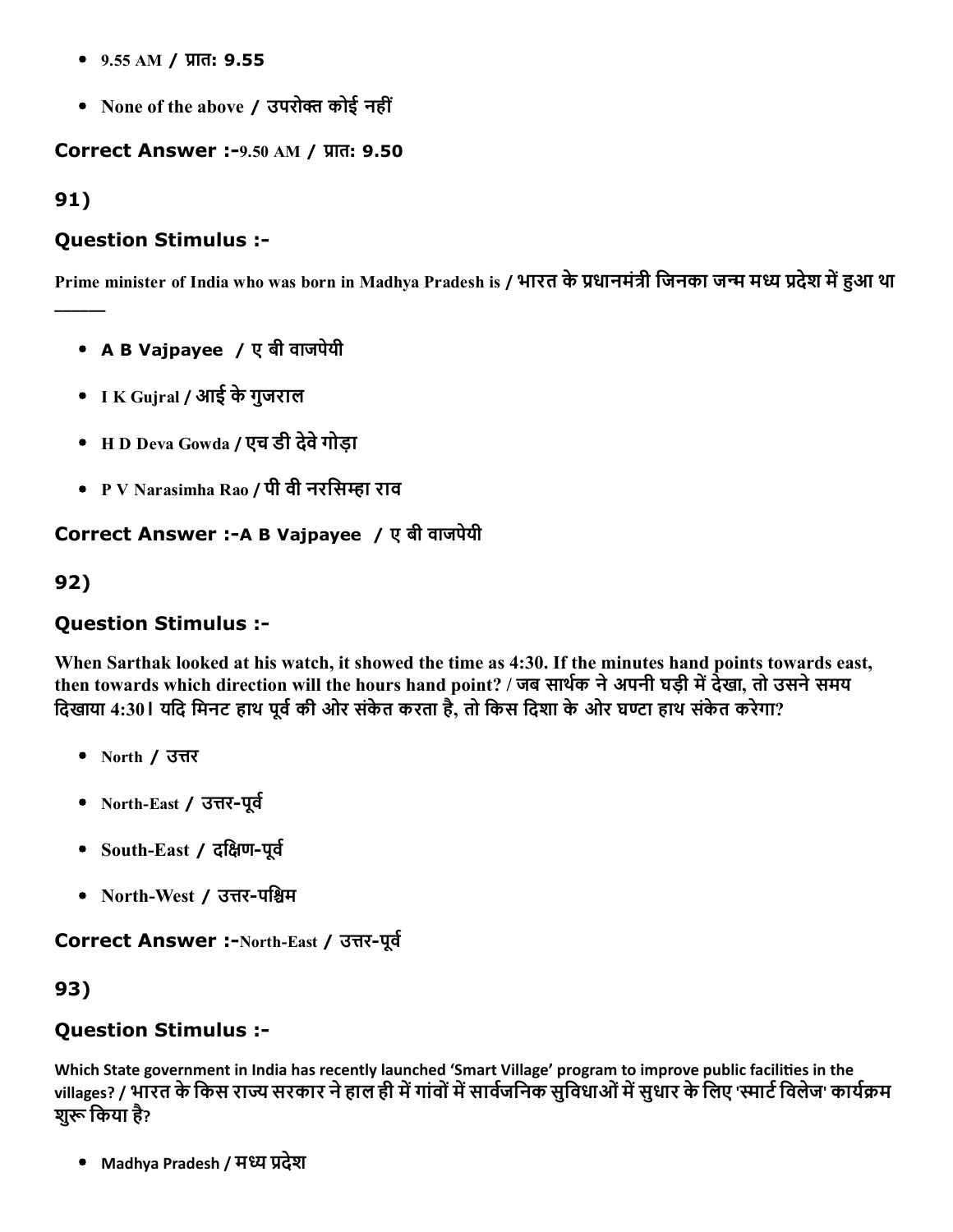- 9.55 AM / प्रात: 9.55
- None of the above / उपरोक्त कोई नहीं

**Correct Answer :-**9.50 AM / प्रात: 9.50

**91)**

### Question Stimulus :-

**Prime minister of India who was born in Madhya Pradesh is / भारत के प्रधानमंत्री जिनका जन्म मध्य प्रदेश में हुआ था \_\_\_\_\_\_**

- **A B Vajpayee / ए बी वाजपेयी**
- **I K Gujral / आई के गुजराल**
- **H D Deva Gowda / एच डी देवे गोड़ा**
- **P V Narasimha Rao / पी वी नरसिम्हा राव**

**Correct Answer :-A B Vajpayee / ए बी वाजपेयी**

**92)**

### Question Stimulus :-

**When Sarthak looked at his watch, it showed the time as 4:30. If the minutes hand points towards east, then towards which direction will the hours hand point? / जब सार्थक ने अपनी घड़ी में देखा, तो उसने समय दिखाया 4:30। यदि मिनट हाथ पूर्व की ओर संकेत करता है, तो किस दिशा के ओर घण्टा हाथ संकेत करेगा?**

- North / उत्तर
- North-East / उत्तर-पूर्व
- South-East / दक्षिण-पूर्व
- North-West / उत्तर-पश्चिम

**Correct Answer :-**North-East / उत्तर-पूर्व

**93)**

### Question Stimulus :-

**Which State government in India has recently launched 'Smart Village' program to improve public facilities in the villages? / भारत के किस राज्य सरकार ने हाल ही में गांवों में सार्वजनिक सुविधाओं में सुधार के लिए 'स्मार्ट विलेज' कार्यक्रम शुरू किया है?**

- Madhya Pradesh / मध्य प्रदेश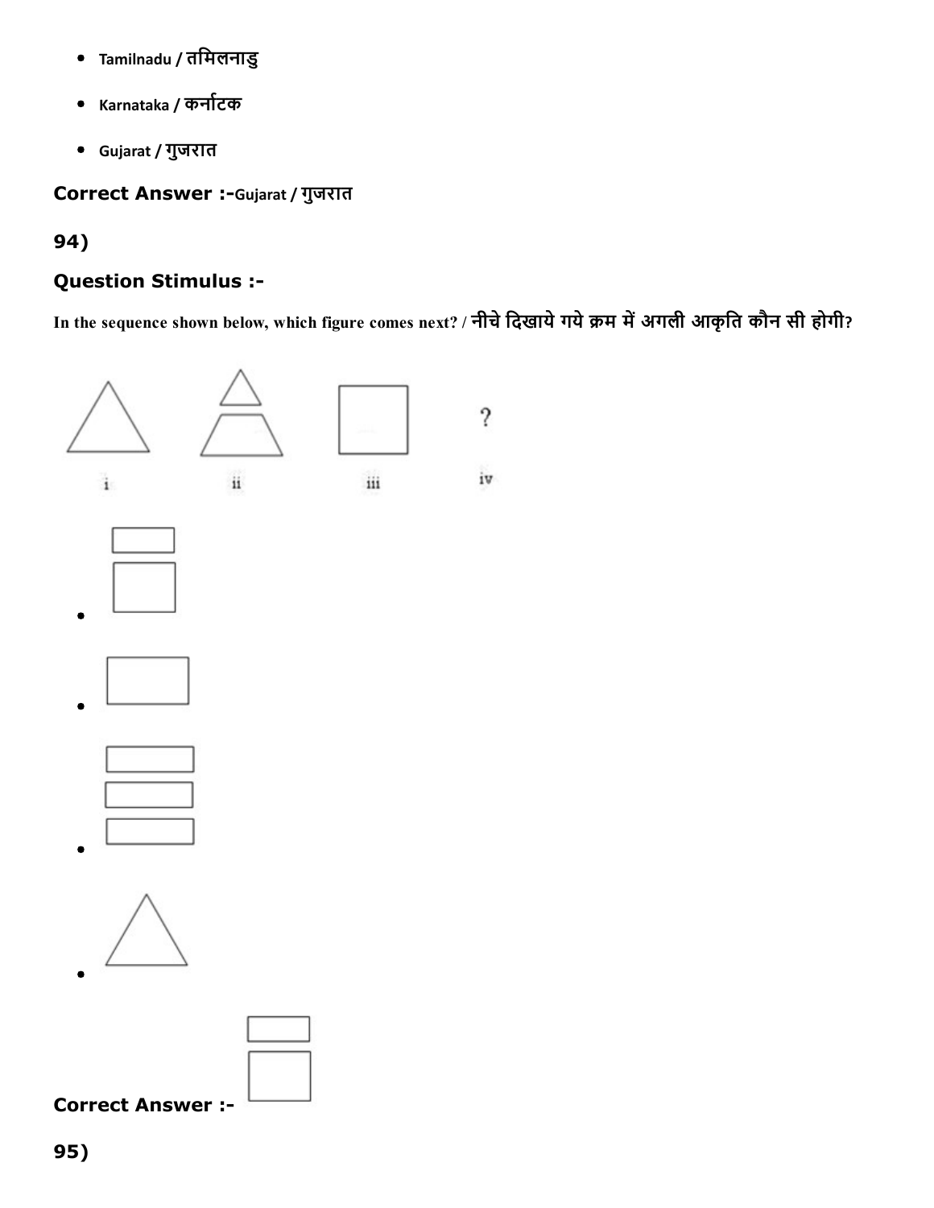- Tamilnadu / तमिलनाडु
- Karnataka / कर्नाटक
- Gujarat / गुजरात

**Correct Answer :-**Gujarat / गुजरात

**94)**

**Question Stimulus :-**

In the sequence shown below, which figure comes next? / नीचे दिखाये गये क्रम में अगली आकृति कौन सी होगी?

i ii iii iv

?

**Correct Answer :-**

**95)**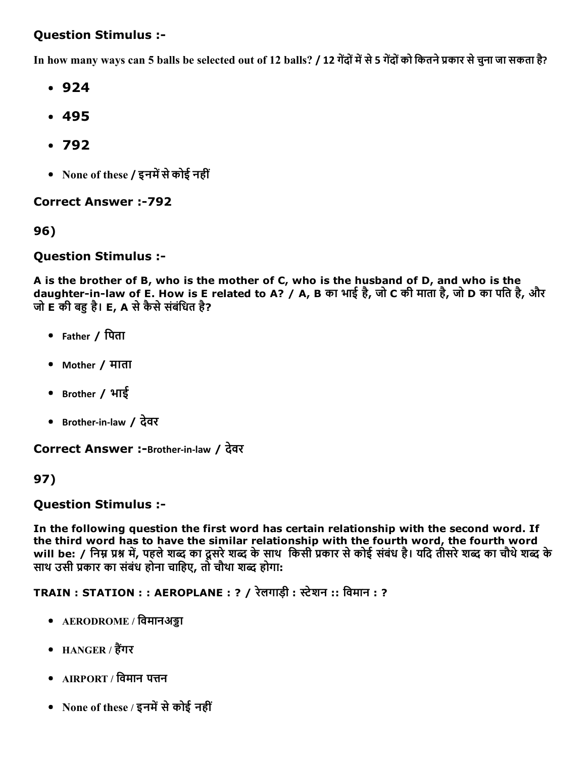## Question Stimulus :-

**In how many ways can 5 balls be selected out of 12 balls? / 12 गेंदों में से 5 गेंदों को कितने प्रकार से चुना जा सकता है?**

- **924**
- **495**
- **792**
- None of these / इनमें से कोई नहीं

**Correct Answer :-792**

**96)**

## Question Stimulus :-

**A is the brother of B, who is the mother of C, who is the husband of D, and who is the daughter-in-law of E. How is E related to A? / A, B का भाई है, जो C की माता है, जो D का पति है, और जो E की बहु है। E, A से कैसे संबंधित है?**

- Father / पिता
- Mother / माता
- Brother / भाई
- Brother-in-law / देवर

**Correct Answer :-**Brother-in-law / देवर

**97)**

## Question Stimulus :-

**In the following question the first word has certain relationship with the second word. If the third word has to have the similar relationship with the fourth word, the fourth word will be: / निम्न प्रश्न में, पहले शब्द का दूसरे शब्द के साथ किसी प्रकार से कोई संबंध है। यदि तीसरे शब्द का चौथे शब्द के साथ उसी प्रकार का संबंध होना चाहिए, तो चौथा शब्द होगा:**

**TRAIN : STATION : : AEROPLANE : ? / रेलगाड़ी : स्टेशन :: विमान : ?**

- AERODROME / विमानअड्डा
- HANGER / हैंगर
- AIRPORT / विमान पत्तन
- None of these / इनमें से कोई नहीं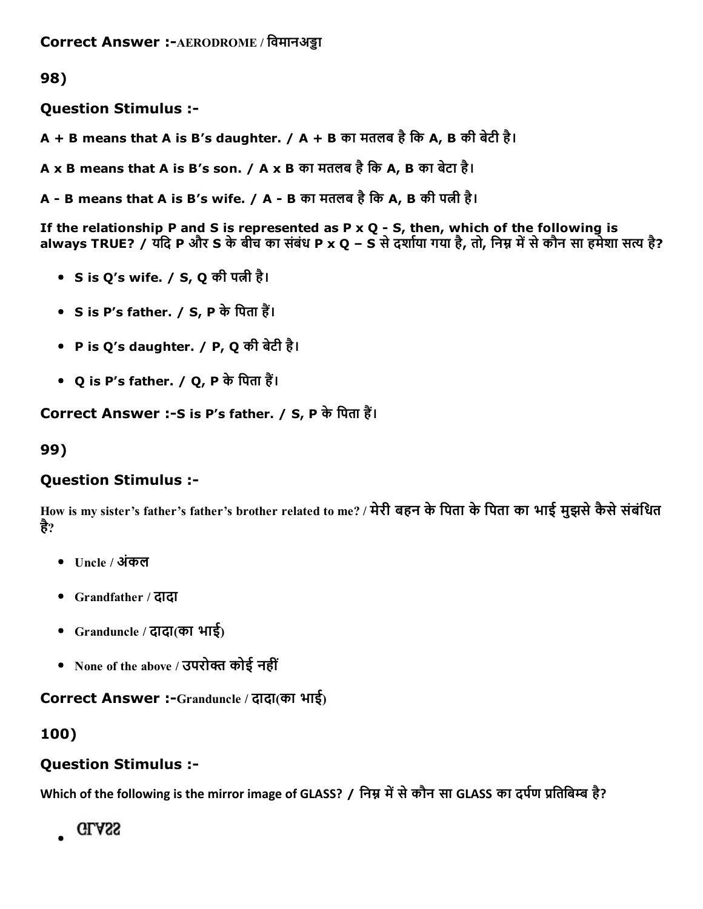Correct Answer :-AERODROME / विमानअड्डा

98)

**Question Stimulus :-**

**A + B means that A is B's daughter. / A + B का मतलब है कि A, B की बेटी है।**

**A x B means that A is B's son. / A x B का मतलब है कि A, B का बेटा है।**

**A - B means that A is B's wife. / A - B का मतलब है कि A, B की पत्नी है।**

**If the relationship P and S is represented as P x Q - S, then, which of the following is always TRUE? / यदि P और S के बीच का संबंध P x Q – S से दर्शाया गया है, तो, निम्न में से कौन सा हमेशा सत्य है?**

- **S is Q's wife. / S, Q की पत्नी है।**
- **S is P's father. / S, P के पिता हैं।**
- **P is Q's daughter. / P, Q की बेटी है।**
- **Q is P's father. / Q, P के पिता हैं।**

**Correct Answer :-S is P's father. / S, P के पिता हैं।**

99)

**Question Stimulus :-**

How is my sister's father's father's brother related to me? / मेरी बहन के पिता के पिता का भाई मुझसे कैसे संबंधित है?

- Uncle / अंकल
- Grandfather / दादा
- Granduncle / दादा(का भाई)
- None of the above / उपरोक्त कोई नहीं

**Correct Answer :-**Granduncle / दादा(का भाई)

100)

**Question Stimulus :-**

**Which of the following is the mirror image of GLASS? / निम्न में से कौन सा GLASS का दर्पण प्रतिबिम्ब है?**

- GLASS (mirrored)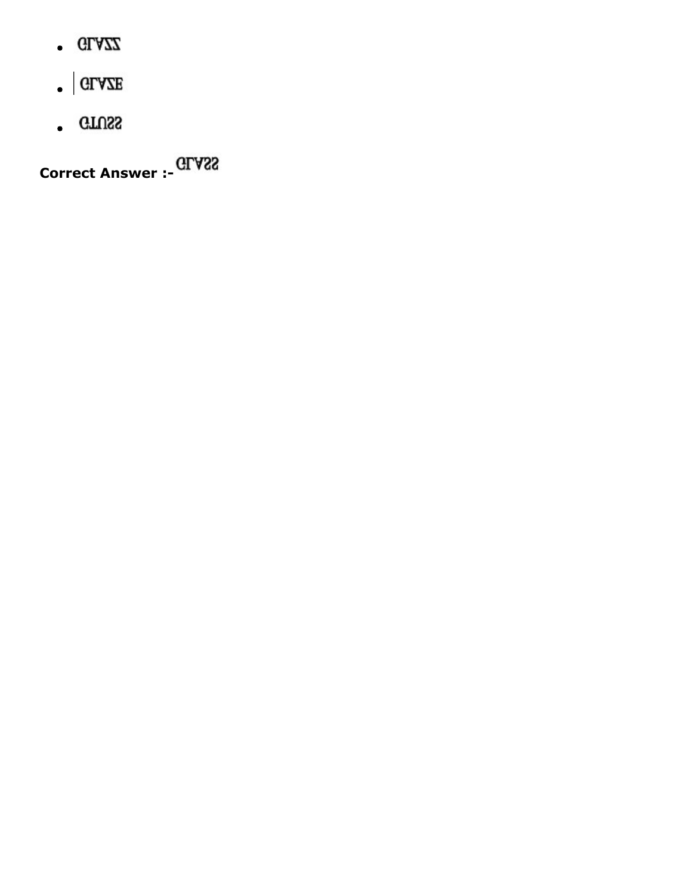- GLASS
- GLAZE
- GLUSS

**Correct Answer :-** GLASS